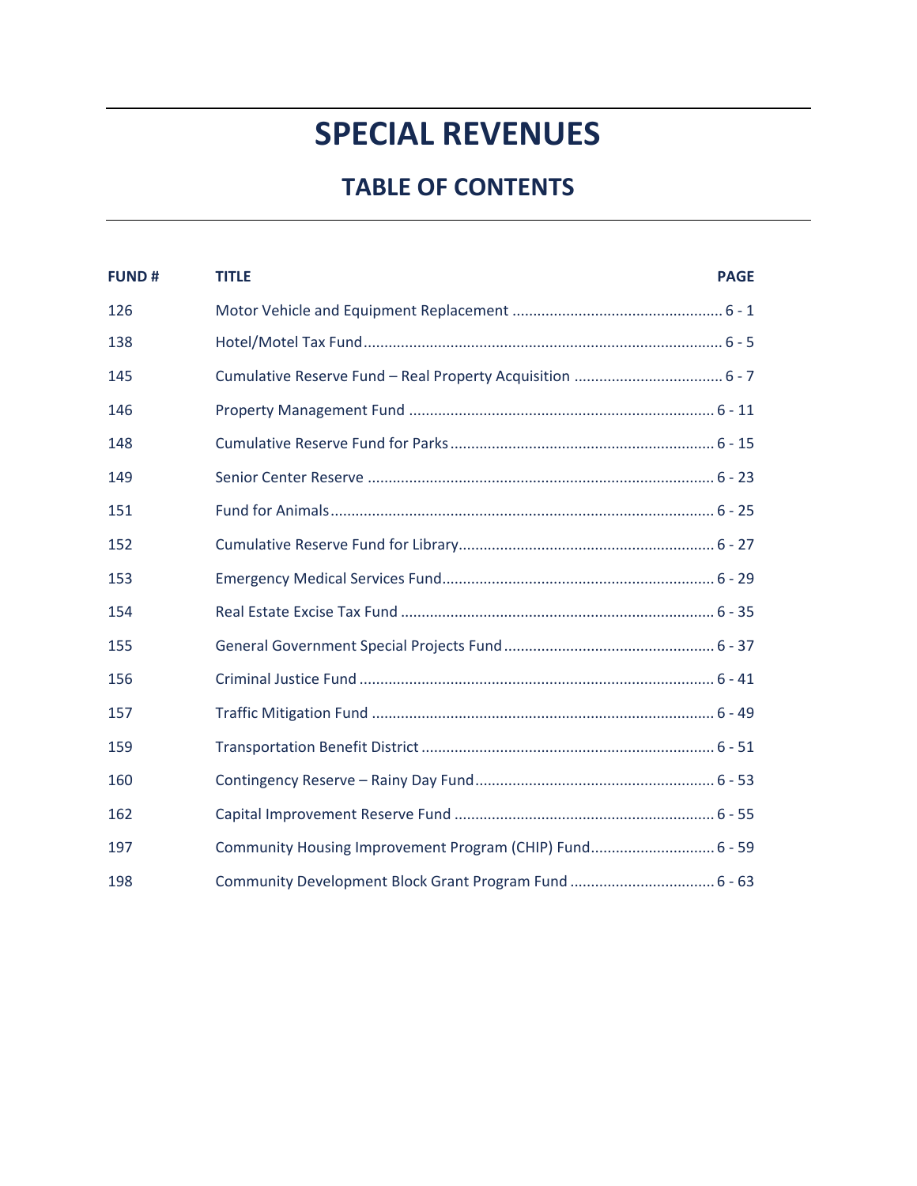# SPECIAL REVENUES

## TABLE OF CONTENTS

| FUND # | TITLE | PAGE |
|---|---|---|
| 126 | Motor Vehicle and Equipment Replacement | 6 - 1 |
| 138 | Hotel/Motel Tax Fund | 6 - 5 |
| 145 | Cumulative Reserve Fund – Real Property Acquisition | 6 - 7 |
| 146 | Property Management Fund | 6 - 11 |
| 148 | Cumulative Reserve Fund for Parks | 6 - 15 |
| 149 | Senior Center Reserve | 6 - 23 |
| 151 | Fund for Animals | 6 - 25 |
| 152 | Cumulative Reserve Fund for Library | 6 - 27 |
| 153 | Emergency Medical Services Fund | 6 - 29 |
| 154 | Real Estate Excise Tax Fund | 6 - 35 |
| 155 | General Government Special Projects Fund | 6 - 37 |
| 156 | Criminal Justice Fund | 6 - 41 |
| 157 | Traffic Mitigation Fund | 6 - 49 |
| 159 | Transportation Benefit District | 6 - 51 |
| 160 | Contingency Reserve – Rainy Day Fund | 6 - 53 |
| 162 | Capital Improvement Reserve Fund | 6 - 55 |
| 197 | Community Housing Improvement Program (CHIP) Fund | 6 - 59 |
| 198 | Community Development Block Grant Program Fund | 6 - 63 |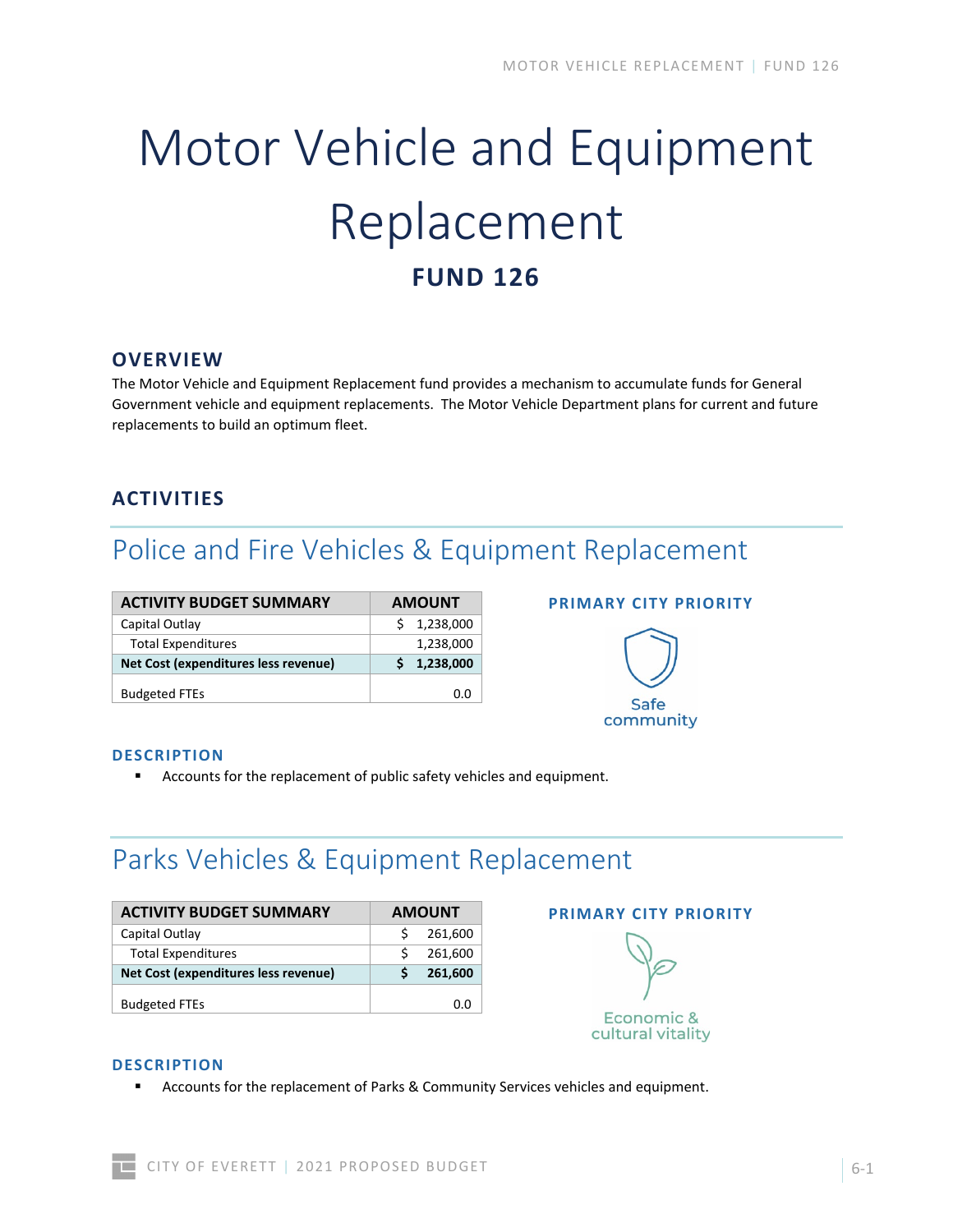# Motor Vehicle and Equipment Replacement

## FUND 126

## OVERVIEW

The Motor Vehicle and Equipment Replacement fund provides a mechanism to accumulate funds for General Government vehicle and equipment replacements. The Motor Vehicle Department plans for current and future replacements to build an optimum fleet.

## ACTIVITIES

### Police and Fire Vehicles & Equipment Replacement

| ACTIVITY BUDGET SUMMARY | AMOUNT |
|---|---|
| Capital Outlay | $ 1,238,000 |
| Total Expenditures | 1,238,000 |
| **Net Cost (expenditures less revenue)** | **$ 1,238,000** |
| Budgeted FTEs | 0.0 |

**PRIMARY CITY PRIORITY**

Safe community

**DESCRIPTION**

- Accounts for the replacement of public safety vehicles and equipment.

### Parks Vehicles & Equipment Replacement

| ACTIVITY BUDGET SUMMARY | AMOUNT |
|---|---|
| Capital Outlay | $ 261,600 |
| Total Expenditures | $ 261,600 |
| **Net Cost (expenditures less revenue)** | **$ 261,600** |
| Budgeted FTEs | 0.0 |

**PRIMARY CITY PRIORITY**

Economic & cultural vitality

**DESCRIPTION**

- Accounts for the replacement of Parks & Community Services vehicles and equipment.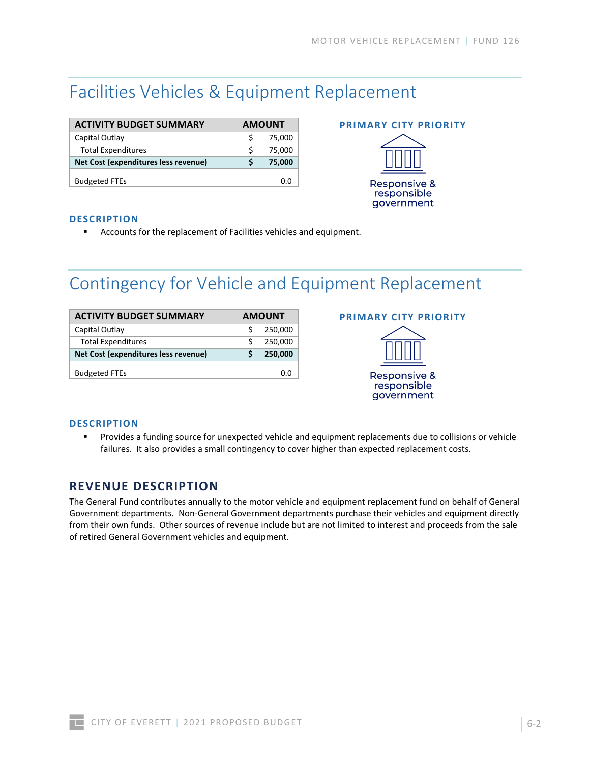## Facilities Vehicles & Equipment Replacement

| ACTIVITY BUDGET SUMMARY | AMOUNT |
|---|---|
| Capital Outlay | $ 75,000 |
| Total Expenditures | $ 75,000 |
| **Net Cost (expenditures less revenue)** | **$ 75,000** |
| Budgeted FTEs | 0.0 |

**PRIMARY CITY PRIORITY**

Responsive & responsible government

**DESCRIPTION**

- Accounts for the replacement of Facilities vehicles and equipment.

## Contingency for Vehicle and Equipment Replacement

| ACTIVITY BUDGET SUMMARY | AMOUNT |
|---|---|
| Capital Outlay | $ 250,000 |
| Total Expenditures | $ 250,000 |
| **Net Cost (expenditures less revenue)** | **$ 250,000** |
| Budgeted FTEs | 0.0 |

**PRIMARY CITY PRIORITY**

Responsive & responsible government

**DESCRIPTION**

- Provides a funding source for unexpected vehicle and equipment replacements due to collisions or vehicle failures. It also provides a small contingency to cover higher than expected replacement costs.

### REVENUE DESCRIPTION

The General Fund contributes annually to the motor vehicle and equipment replacement fund on behalf of General Government departments. Non-General Government departments purchase their vehicles and equipment directly from their own funds. Other sources of revenue include but are not limited to interest and proceeds from the sale of retired General Government vehicles and equipment.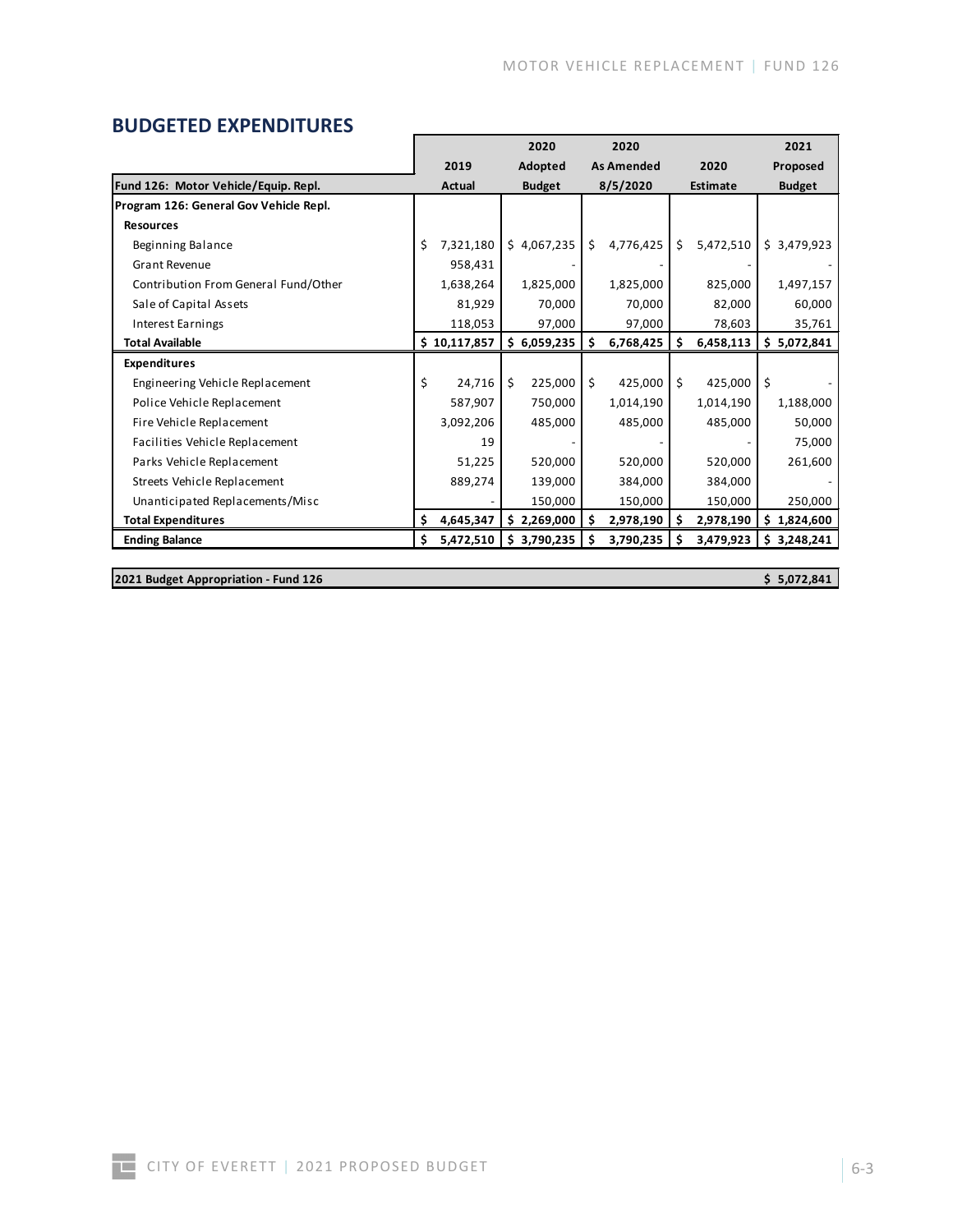## BUDGETED EXPENDITURES

| Fund 126: Motor Vehicle/Equip. Repl. | 2019 Actual | 2020 Adopted Budget | 2020 As Amended 8/5/2020 | 2020 Estimate | 2021 Proposed Budget |
|---|---|---|---|---|---|
| **Program 126: General Gov Vehicle Repl.** | | | | | |
| **Resources** | | | | | |
| Beginning Balance | $ 7,321,180 | $ 4,067,235 | $ 4,776,425 | $ 5,472,510 | $ 3,479,923 |
| Grant Revenue | 958,431 | - | - | - | - |
| Contribution From General Fund/Other | 1,638,264 | 1,825,000 | 1,825,000 | 825,000 | 1,497,157 |
| Sale of Capital Assets | 81,929 | 70,000 | 70,000 | 82,000 | 60,000 |
| Interest Earnings | 118,053 | 97,000 | 97,000 | 78,603 | 35,761 |
| **Total Available** | **$ 10,117,857** | **$ 6,059,235** | **$ 6,768,425** | **$ 6,458,113** | **$ 5,072,841** |
| **Expenditures** | | | | | |
| Engineering Vehicle Replacement | $ 24,716 | $ 225,000 | $ 425,000 | $ 425,000 | $ - |
| Police Vehicle Replacement | 587,907 | 750,000 | 1,014,190 | 1,014,190 | 1,188,000 |
| Fire Vehicle Replacement | 3,092,206 | 485,000 | 485,000 | 485,000 | 50,000 |
| Facilities Vehicle Replacement | 19 | - | - | - | 75,000 |
| Parks Vehicle Replacement | 51,225 | 520,000 | 520,000 | 520,000 | 261,600 |
| Streets Vehicle Replacement | 889,274 | 139,000 | 384,000 | 384,000 | - |
| Unanticipated Replacements/Misc | - | 150,000 | 150,000 | 150,000 | 250,000 |
| **Total Expenditures** | **$ 4,645,347** | **$ 2,269,000** | **$ 2,978,190** | **$ 2,978,190** | **$ 1,824,600** |
| **Ending Balance** | **$ 5,472,510** | **$ 3,790,235** | **$ 3,790,235** | **$ 3,479,923** | **$ 3,248,241** |

| **2021 Budget Appropriation - Fund 126** | **$ 5,072,841** |
|---|---|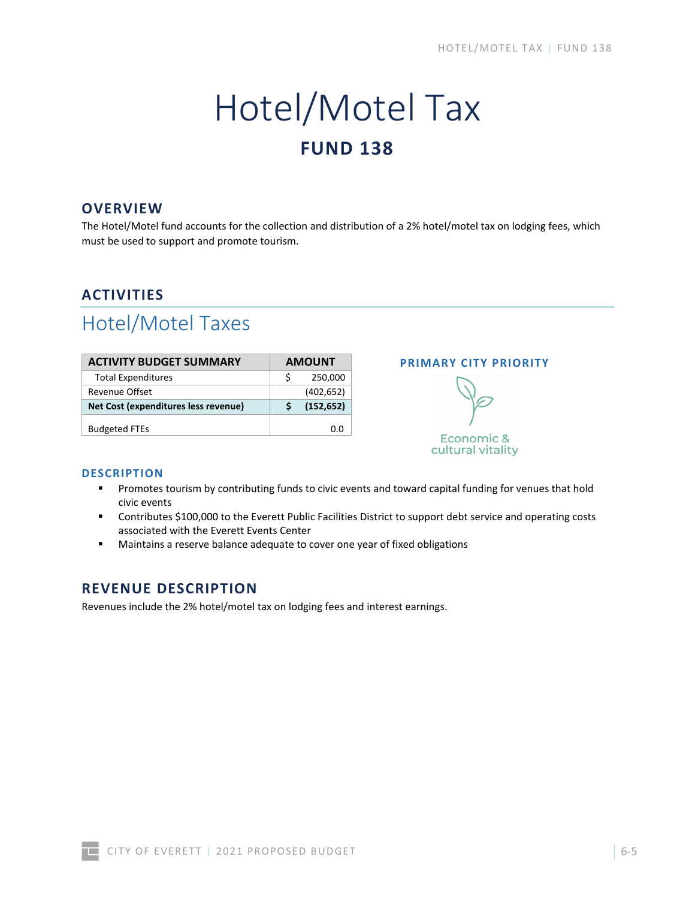# Hotel/Motel Tax

## FUND 138

## OVERVIEW

The Hotel/Motel fund accounts for the collection and distribution of a 2% hotel/motel tax on lodging fees, which must be used to support and promote tourism.

## ACTIVITIES

### Hotel/Motel Taxes

| ACTIVITY BUDGET SUMMARY | AMOUNT |
|---|---|
| Total Expenditures | $ 250,000 |
| Revenue Offset | (402,652) |
| **Net Cost (expenditures less revenue)** | **$ (152,652)** |
| Budgeted FTEs | 0.0 |

**PRIMARY CITY PRIORITY**

Economic & cultural vitality

#### DESCRIPTION

- Promotes tourism by contributing funds to civic events and toward capital funding for venues that hold civic events
- Contributes $100,000 to the Everett Public Facilities District to support debt service and operating costs associated with the Everett Events Center
- Maintains a reserve balance adequate to cover one year of fixed obligations

## REVENUE DESCRIPTION

Revenues include the 2% hotel/motel tax on lodging fees and interest earnings.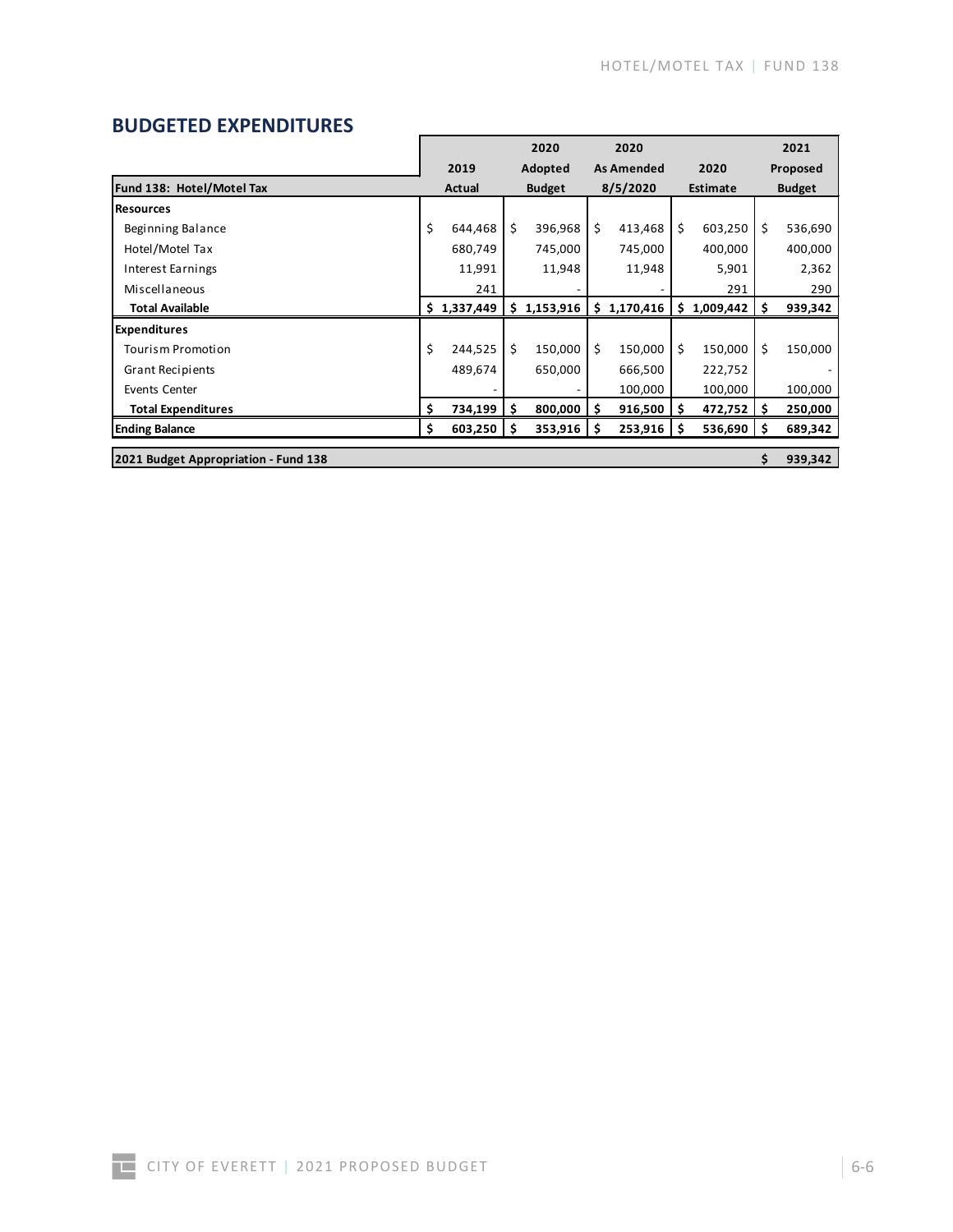## BUDGETED EXPENDITURES

| Fund 138: Hotel/Motel Tax | 2019 Actual | 2020 Adopted Budget | 2020 As Amended 8/5/2020 | 2020 Estimate | 2021 Proposed Budget |
|---|---|---|---|---|---|
| **Resources** | | | | | |
| Beginning Balance | $ 644,468 | $ 396,968 | $ 413,468 | $ 603,250 | $ 536,690 |
| Hotel/Motel Tax | 680,749 | 745,000 | 745,000 | 400,000 | 400,000 |
| Interest Earnings | 11,991 | 11,948 | 11,948 | 5,901 | 2,362 |
| Miscellaneous | 241 | - | - | 291 | 290 |
| **Total Available** | **$ 1,337,449** | **$ 1,153,916** | **$ 1,170,416** | **$ 1,009,442** | **$ 939,342** |
| **Expenditures** | | | | | |
| Tourism Promotion | $ 244,525 | $ 150,000 | $ 150,000 | $ 150,000 | $ 150,000 |
| Grant Recipients | 489,674 | 650,000 | 666,500 | 222,752 | - |
| Events Center | - | - | 100,000 | 100,000 | 100,000 |
| **Total Expenditures** | **$ 734,199** | **$ 800,000** | **$ 916,500** | **$ 472,752** | **$ 250,000** |
| **Ending Balance** | **$ 603,250** | **$ 353,916** | **$ 253,916** | **$ 536,690** | **$ 689,342** |

| **2021 Budget Appropriation - Fund 138** | **$ 939,342** |
|---|---|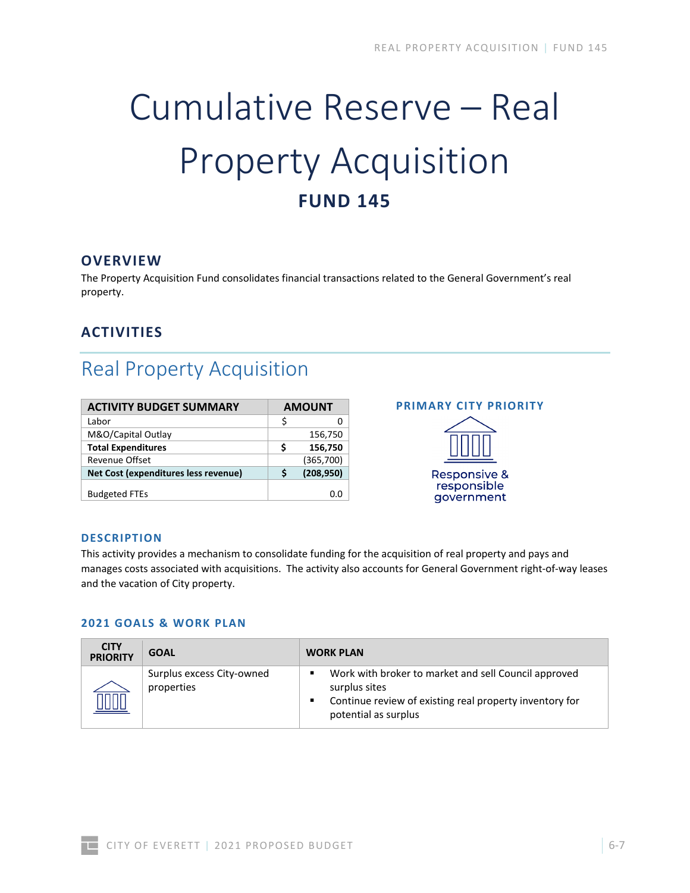# Cumulative Reserve – Real Property Acquisition

## FUND 145

## OVERVIEW

The Property Acquisition Fund consolidates financial transactions related to the General Government's real property.

## ACTIVITIES

### Real Property Acquisition

| ACTIVITY BUDGET SUMMARY | AMOUNT |
|---|---|
| Labor | $ 0 |
| M&O/Capital Outlay | 156,750 |
| **Total Expenditures** | **$ 156,750** |
| Revenue Offset | (365,700) |
| **Net Cost (expenditures less revenue)** | **$ (208,950)** |
| Budgeted FTEs | 0.0 |

**PRIMARY CITY PRIORITY**

Responsive & responsible government

#### DESCRIPTION

This activity provides a mechanism to consolidate funding for the acquisition of real property and pays and manages costs associated with acquisitions. The activity also accounts for General Government right-of-way leases and the vacation of City property.

#### 2021 GOALS & WORK PLAN

| CITY PRIORITY | GOAL | WORK PLAN |
|---|---|---|
| Responsive & responsible government | Surplus excess City-owned properties | ▪ Work with broker to market and sell Council approved surplus sites<br>▪ Continue review of existing real property inventory for potential as surplus |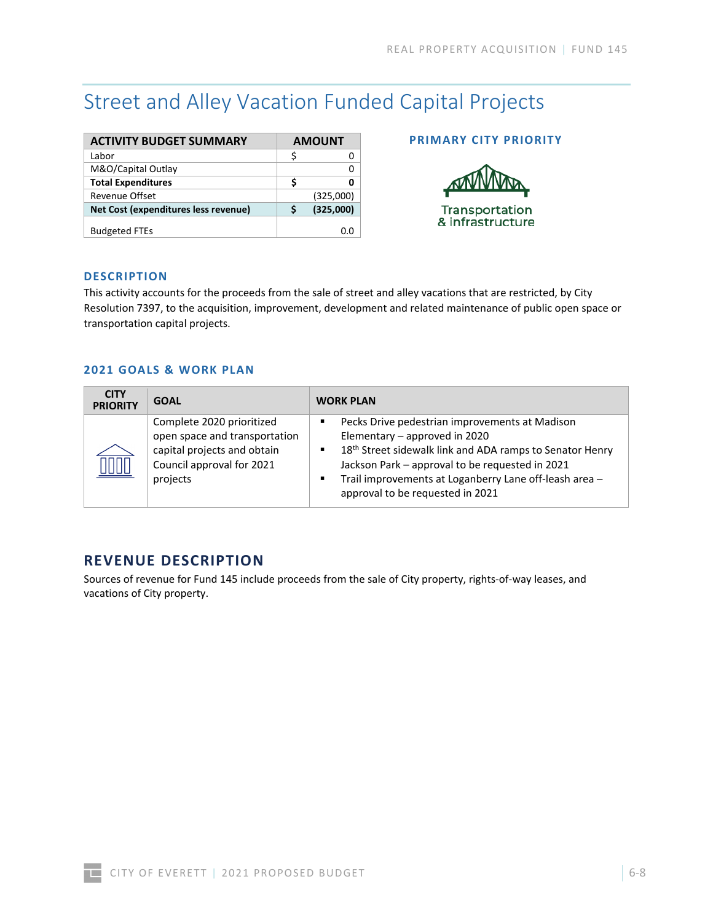# Street and Alley Vacation Funded Capital Projects

| ACTIVITY BUDGET SUMMARY | AMOUNT |
|---|---|
| Labor | $ 0 |
| M&O/Capital Outlay | 0 |
| **Total Expenditures** | **$ 0** |
| Revenue Offset | (325,000) |
| **Net Cost (expenditures less revenue)** | **$ (325,000)** |
| Budgeted FTEs | 0.0 |

**PRIMARY CITY PRIORITY**

Transportation & infrastructure

## DESCRIPTION

This activity accounts for the proceeds from the sale of street and alley vacations that are restricted, by City Resolution 7397, to the acquisition, improvement, development and related maintenance of public open space or transportation capital projects.

## 2021 GOALS & WORK PLAN

| CITY PRIORITY | GOAL | WORK PLAN |
|---|---|---|
| | Complete 2020 prioritized open space and transportation capital projects and obtain Council approval for 2021 projects | ▪ Pecks Drive pedestrian improvements at Madison Elementary – approved in 2020<br>▪ 18th Street sidewalk link and ADA ramps to Senator Henry Jackson Park – approval to be requested in 2021<br>▪ Trail improvements at Loganberry Lane off-leash area – approval to be requested in 2021 |

## REVENUE DESCRIPTION

Sources of revenue for Fund 145 include proceeds from the sale of City property, rights-of-way leases, and vacations of City property.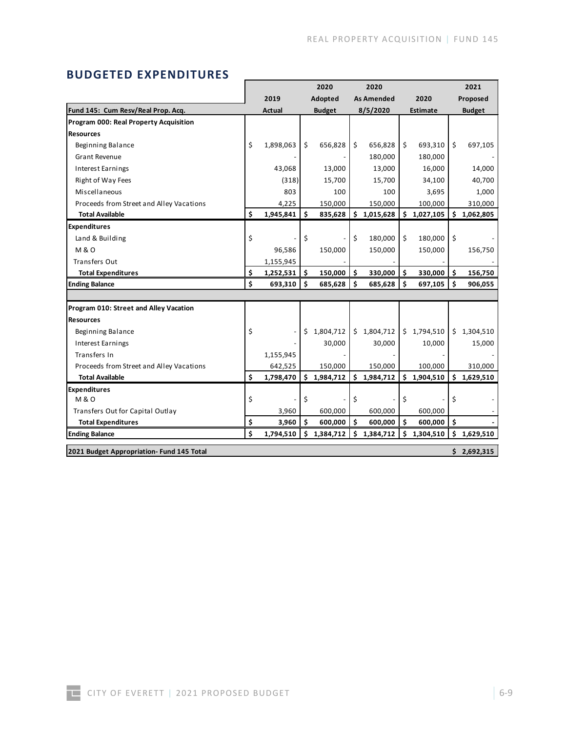## BUDGETED EXPENDITURES

| Fund 145: Cum Resv/Real Prop. Acq. | 2019 Actual | 2020 Adopted Budget | 2020 As Amended 8/5/2020 | 2020 Estimate | 2021 Proposed Budget |
|---|---|---|---|---|---|
| **Program 000: Real Property Acquisition** | | | | | |
| **Resources** | | | | | |
| Beginning Balance | $ 1,898,063 | $ 656,828 | $ 656,828 | $ 693,310 | $ 697,105 |
| Grant Revenue | - | - | 180,000 | 180,000 | - |
| Interest Earnings | 43,068 | 13,000 | 13,000 | 16,000 | 14,000 |
| Right of Way Fees | (318) | 15,700 | 15,700 | 34,100 | 40,700 |
| Miscellaneous | 803 | 100 | 100 | 3,695 | 1,000 |
| Proceeds from Street and Alley Vacations | 4,225 | 150,000 | 150,000 | 100,000 | 310,000 |
| **Total Available** | **$ 1,945,841** | **$ 835,628** | **$ 1,015,628** | **$ 1,027,105** | **$ 1,062,805** |
| **Expenditures** | | | | | |
| Land & Building | $ - | $ - | $ 180,000 | $ 180,000 | $ - |
| M & O | 96,586 | 150,000 | 150,000 | 150,000 | 156,750 |
| Transfers Out | 1,155,945 | - | - | - | - |
| **Total Expenditures** | **$ 1,252,531** | **$ 150,000** | **$ 330,000** | **$ 330,000** | **$ 156,750** |
| **Ending Balance** | **$ 693,310** | **$ 685,628** | **$ 685,628** | **$ 697,105** | **$ 906,055** |
| | | | | | |
| **Program 010: Street and Alley Vacation** | | | | | |
| **Resources** | | | | | |
| Beginning Balance | $ - | $ 1,804,712 | $ 1,804,712 | $ 1,794,510 | $ 1,304,510 |
| Interest Earnings | - | 30,000 | 30,000 | 10,000 | 15,000 |
| Transfers In | 1,155,945 | - | - | - | - |
| Proceeds from Street and Alley Vacations | 642,525 | 150,000 | 150,000 | 100,000 | 310,000 |
| **Total Available** | **$ 1,798,470** | **$ 1,984,712** | **$ 1,984,712** | **$ 1,904,510** | **$ 1,629,510** |
| **Expenditures** | | | | | |
| M & O | $ - | $ - | $ - | $ - | $ - |
| Transfers Out for Capital Outlay | 3,960 | 600,000 | 600,000 | 600,000 | - |
| **Total Expenditures** | **$ 3,960** | **$ 600,000** | **$ 600,000** | **$ 600,000** | **$ -** |
| **Ending Balance** | **$ 1,794,510** | **$ 1,384,712** | **$ 1,384,712** | **$ 1,304,510** | **$ 1,629,510** |
| | | | | | |
| **2021 Budget Appropriation- Fund 145 Total** | | | | | **$ 2,692,315** |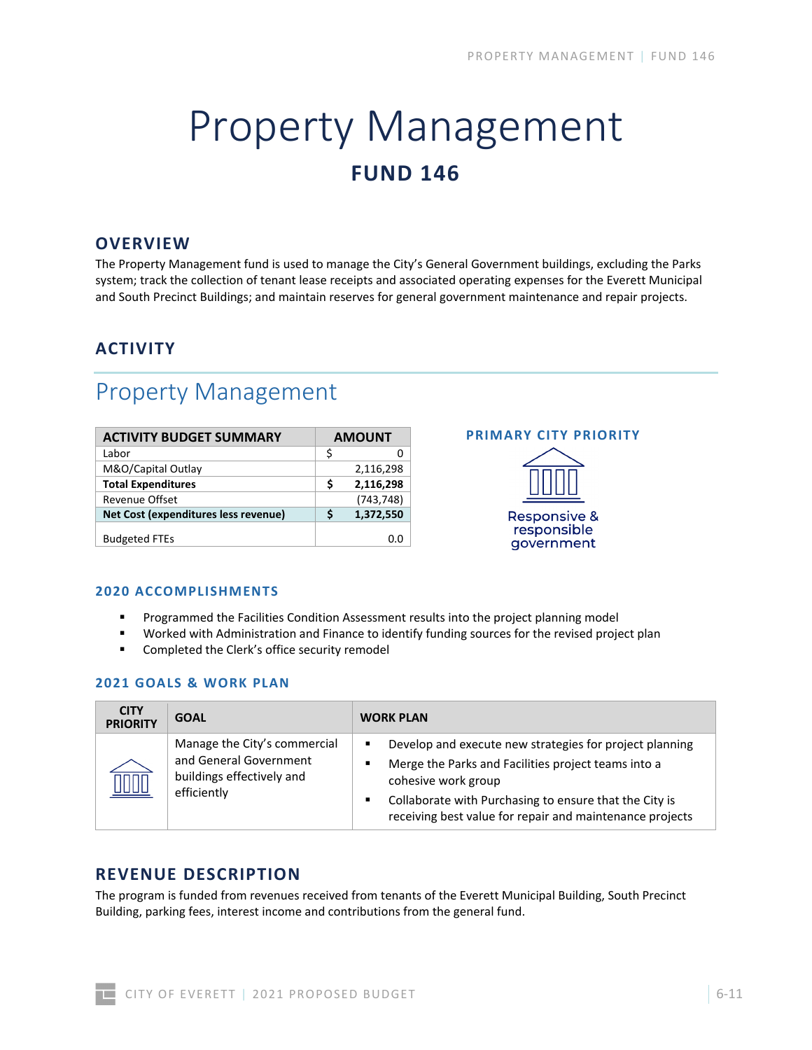# Property Management

## FUND 146

## OVERVIEW

The Property Management fund is used to manage the City's General Government buildings, excluding the Parks system; track the collection of tenant lease receipts and associated operating expenses for the Everett Municipal and South Precinct Buildings; and maintain reserves for general government maintenance and repair projects.

## ACTIVITY

## Property Management

| ACTIVITY BUDGET SUMMARY | AMOUNT |
|---|---|
| Labor | $ 0 |
| M&O/Capital Outlay | 2,116,298 |
| **Total Expenditures** | **$ 2,116,298** |
| Revenue Offset | (743,748) |
| **Net Cost (expenditures less revenue)** | **$ 1,372,550** |
| Budgeted FTEs | 0.0 |

### PRIMARY CITY PRIORITY

Responsive & responsible government

### 2020 ACCOMPLISHMENTS

- Programmed the Facilities Condition Assessment results into the project planning model
- Worked with Administration and Finance to identify funding sources for the revised project plan
- Completed the Clerk's office security remodel

### 2021 GOALS & WORK PLAN

| CITY PRIORITY | GOAL | WORK PLAN |
|---|---|---|
| | Manage the City's commercial and General Government buildings effectively and efficiently | ▪ Develop and execute new strategies for project planning<br>▪ Merge the Parks and Facilities project teams into a cohesive work group<br>▪ Collaborate with Purchasing to ensure that the City is receiving best value for repair and maintenance projects |

## REVENUE DESCRIPTION

The program is funded from revenues received from tenants of the Everett Municipal Building, South Precinct Building, parking fees, interest income and contributions from the general fund.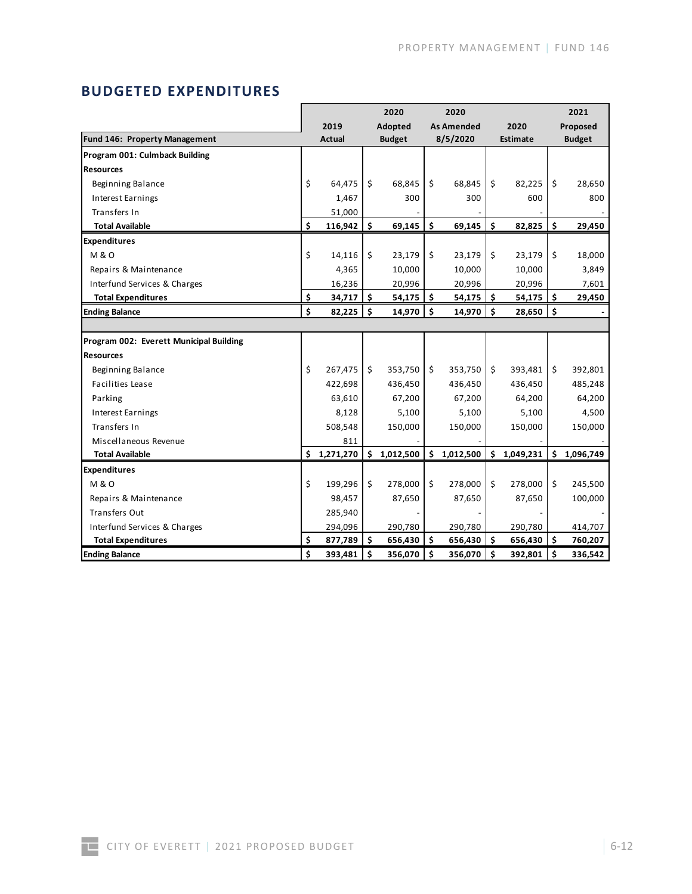## BUDGETED EXPENDITURES

| Fund 146: Property Management | 2019 Actual | 2020 Adopted Budget | 2020 As Amended 8/5/2020 | 2020 Estimate | 2021 Proposed Budget |
|---|---|---|---|---|---|
| **Program 001: Culmback Building** | | | | | |
| **Resources** | | | | | |
| Beginning Balance | $ 64,475 | $ 68,845 | $ 68,845 | $ 82,225 | $ 28,650 |
| Interest Earnings | 1,467 | 300 | 300 | 600 | 800 |
| Transfers In | 51,000 | - | - | - | - |
| **Total Available** | **$ 116,942** | **$ 69,145** | **$ 69,145** | **$ 82,825** | **$ 29,450** |
| **Expenditures** | | | | | |
| M & O | $ 14,116 | $ 23,179 | $ 23,179 | $ 23,179 | $ 18,000 |
| Repairs & Maintenance | 4,365 | 10,000 | 10,000 | 10,000 | 3,849 |
| Interfund Services & Charges | 16,236 | 20,996 | 20,996 | 20,996 | 7,601 |
| **Total Expenditures** | **$ 34,717** | **$ 54,175** | **$ 54,175** | **$ 54,175** | **$ 29,450** |
| **Ending Balance** | **$ 82,225** | **$ 14,970** | **$ 14,970** | **$ 28,650** | **$ -** |
| | | | | | |
| **Program 002: Everett Municipal Building** | | | | | |
| **Resources** | | | | | |
| Beginning Balance | $ 267,475 | $ 353,750 | $ 353,750 | $ 393,481 | $ 392,801 |
| Facilities Lease | 422,698 | 436,450 | 436,450 | 436,450 | 485,248 |
| Parking | 63,610 | 67,200 | 67,200 | 64,200 | 64,200 |
| Interest Earnings | 8,128 | 5,100 | 5,100 | 5,100 | 4,500 |
| Transfers In | 508,548 | 150,000 | 150,000 | 150,000 | 150,000 |
| Miscellaneous Revenue | 811 | - | - | - | - |
| **Total Available** | **$ 1,271,270** | **$ 1,012,500** | **$ 1,012,500** | **$ 1,049,231** | **$ 1,096,749** |
| **Expenditures** | | | | | |
| M & O | $ 199,296 | $ 278,000 | $ 278,000 | $ 278,000 | $ 245,500 |
| Repairs & Maintenance | 98,457 | 87,650 | 87,650 | 87,650 | 100,000 |
| Transfers Out | 285,940 | - | - | - | - |
| Interfund Services & Charges | 294,096 | 290,780 | 290,780 | 290,780 | 414,707 |
| **Total Expenditures** | **$ 877,789** | **$ 656,430** | **$ 656,430** | **$ 656,430** | **$ 760,207** |
| **Ending Balance** | **$ 393,481** | **$ 356,070** | **$ 356,070** | **$ 392,801** | **$ 336,542** |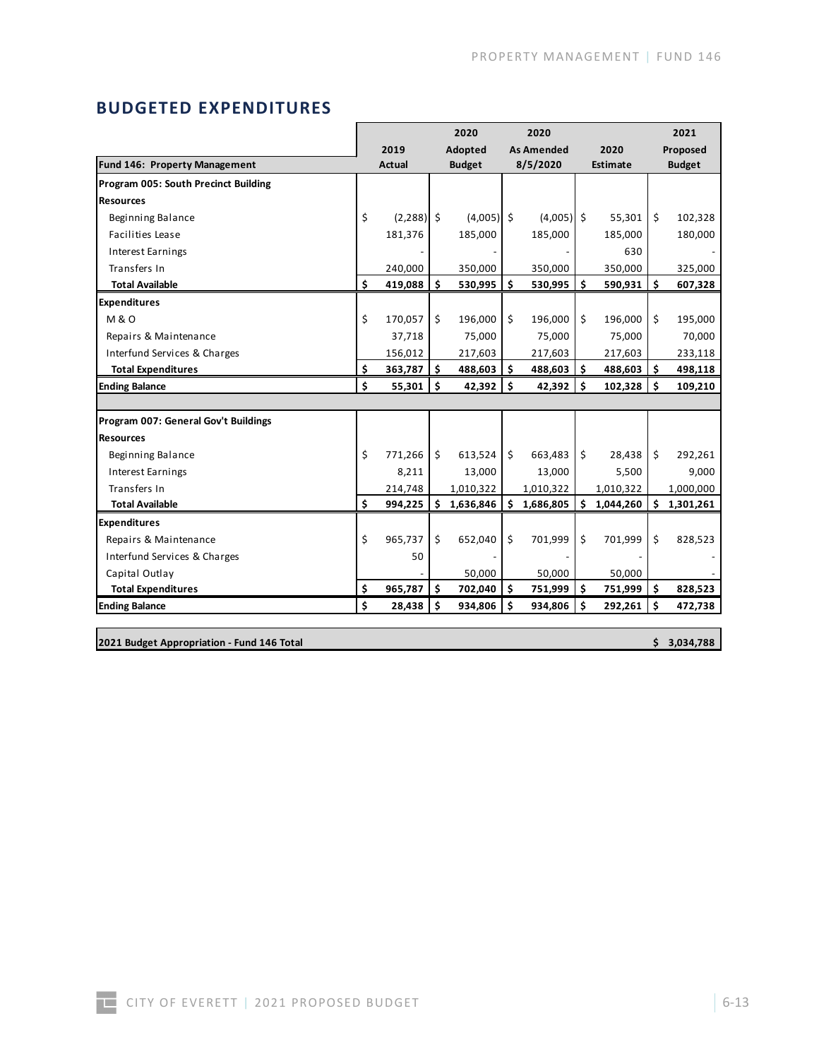## BUDGETED EXPENDITURES

| Fund 146: Property Management | 2019 Actual | 2020 Adopted Budget | 2020 As Amended 8/5/2020 | 2020 Estimate | 2021 Proposed Budget |
|---|---|---|---|---|---|
| **Program 005: South Precinct Building** | | | | | |
| **Resources** | | | | | |
| Beginning Balance | $ (2,288) | $ (4,005) | $ (4,005) | $ 55,301 | $ 102,328 |
| Facilities Lease | 181,376 | 185,000 | 185,000 | 185,000 | 180,000 |
| Interest Earnings | - | - | - | 630 | - |
| Transfers In | 240,000 | 350,000 | 350,000 | 350,000 | 325,000 |
| **Total Available** | **$ 419,088** | **$ 530,995** | **$ 530,995** | **$ 590,931** | **$ 607,328** |
| **Expenditures** | | | | | |
| M & O | $ 170,057 | $ 196,000 | $ 196,000 | $ 196,000 | $ 195,000 |
| Repairs & Maintenance | 37,718 | 75,000 | 75,000 | 75,000 | 70,000 |
| Interfund Services & Charges | 156,012 | 217,603 | 217,603 | 217,603 | 233,118 |
| **Total Expenditures** | **$ 363,787** | **$ 488,603** | **$ 488,603** | **$ 488,603** | **$ 498,118** |
| **Ending Balance** | **$ 55,301** | **$ 42,392** | **$ 42,392** | **$ 102,328** | **$ 109,210** |
| | | | | | |
| **Program 007: General Gov't Buildings** | | | | | |
| **Resources** | | | | | |
| Beginning Balance | $ 771,266 | $ 613,524 | $ 663,483 | $ 28,438 | $ 292,261 |
| Interest Earnings | 8,211 | 13,000 | 13,000 | 5,500 | 9,000 |
| Transfers In | 214,748 | 1,010,322 | 1,010,322 | 1,010,322 | 1,000,000 |
| **Total Available** | **$ 994,225** | **$ 1,636,846** | **$ 1,686,805** | **$ 1,044,260** | **$ 1,301,261** |
| **Expenditures** | | | | | |
| Repairs & Maintenance | $ 965,737 | $ 652,040 | $ 701,999 | $ 701,999 | $ 828,523 |
| Interfund Services & Charges | 50 | - | - | - | - |
| Capital Outlay | - | 50,000 | 50,000 | 50,000 | - |
| **Total Expenditures** | **$ 965,787** | **$ 702,040** | **$ 751,999** | **$ 751,999** | **$ 828,523** |
| **Ending Balance** | **$ 28,438** | **$ 934,806** | **$ 934,806** | **$ 292,261** | **$ 472,738** |

| **2021 Budget Appropriation - Fund 146 Total** | **$ 3,034,788** |
|---|---|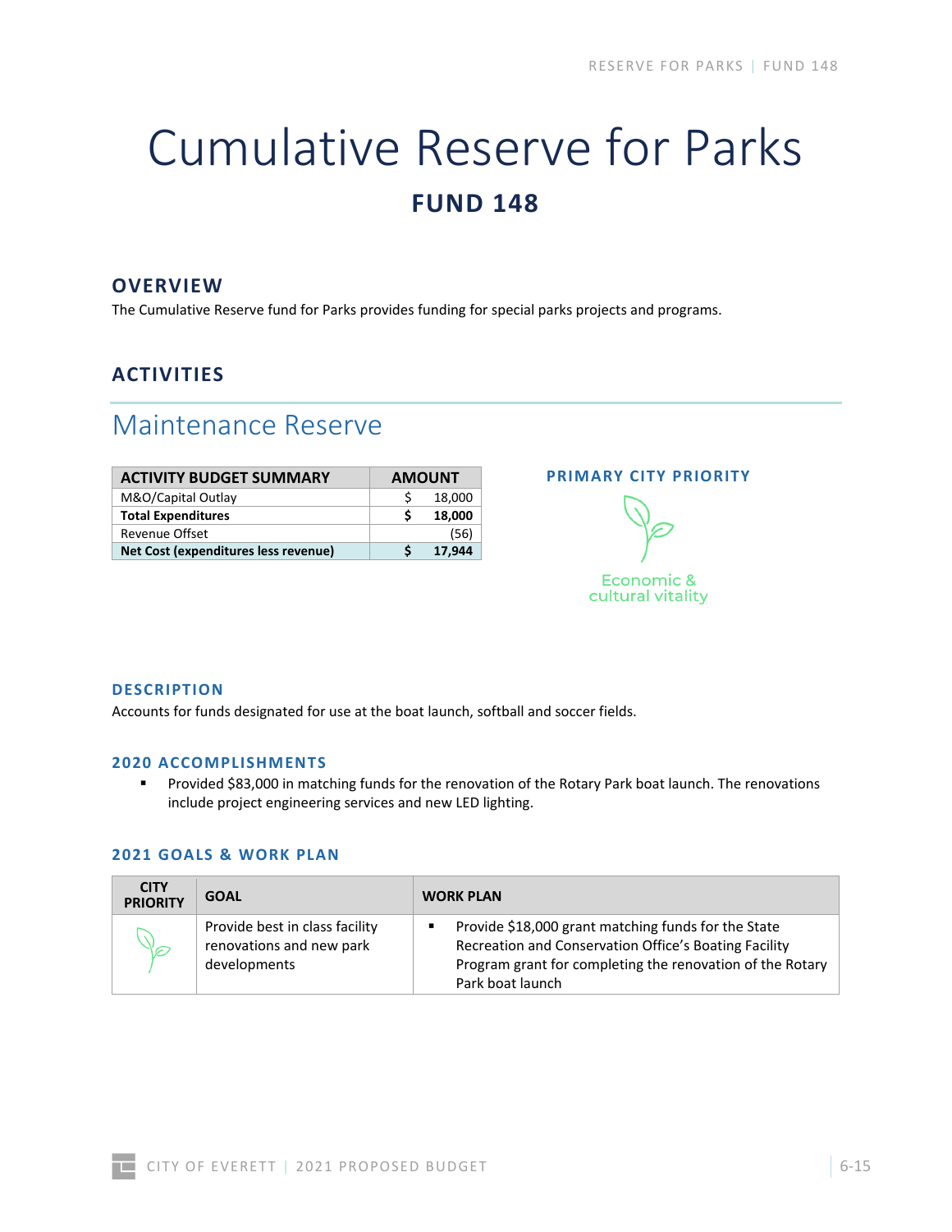# Cumulative Reserve for Parks

## FUND 148

### OVERVIEW

The Cumulative Reserve fund for Parks provides funding for special parks projects and programs.

### ACTIVITIES

## Maintenance Reserve

| ACTIVITY BUDGET SUMMARY | AMOUNT |
|---|---|
| M&O/Capital Outlay | $ 18,000 |
| **Total Expenditures** | **$ 18,000** |
| Revenue Offset | (56) |
| **Net Cost (expenditures less revenue)** | **$ 17,944** |

**PRIMARY CITY PRIORITY**

Economic & cultural vitality

### DESCRIPTION

Accounts for funds designated for use at the boat launch, softball and soccer fields.

### 2020 ACCOMPLISHMENTS

- Provided $83,000 in matching funds for the renovation of the Rotary Park boat launch. The renovations include project engineering services and new LED lighting.

### 2021 GOALS & WORK PLAN

| CITY PRIORITY | GOAL | WORK PLAN |
|---|---|---|
| Economic & cultural vitality | Provide best in class facility renovations and new park developments | ▪ Provide $18,000 grant matching funds for the State Recreation and Conservation Office's Boating Facility Program grant for completing the renovation of the Rotary Park boat launch |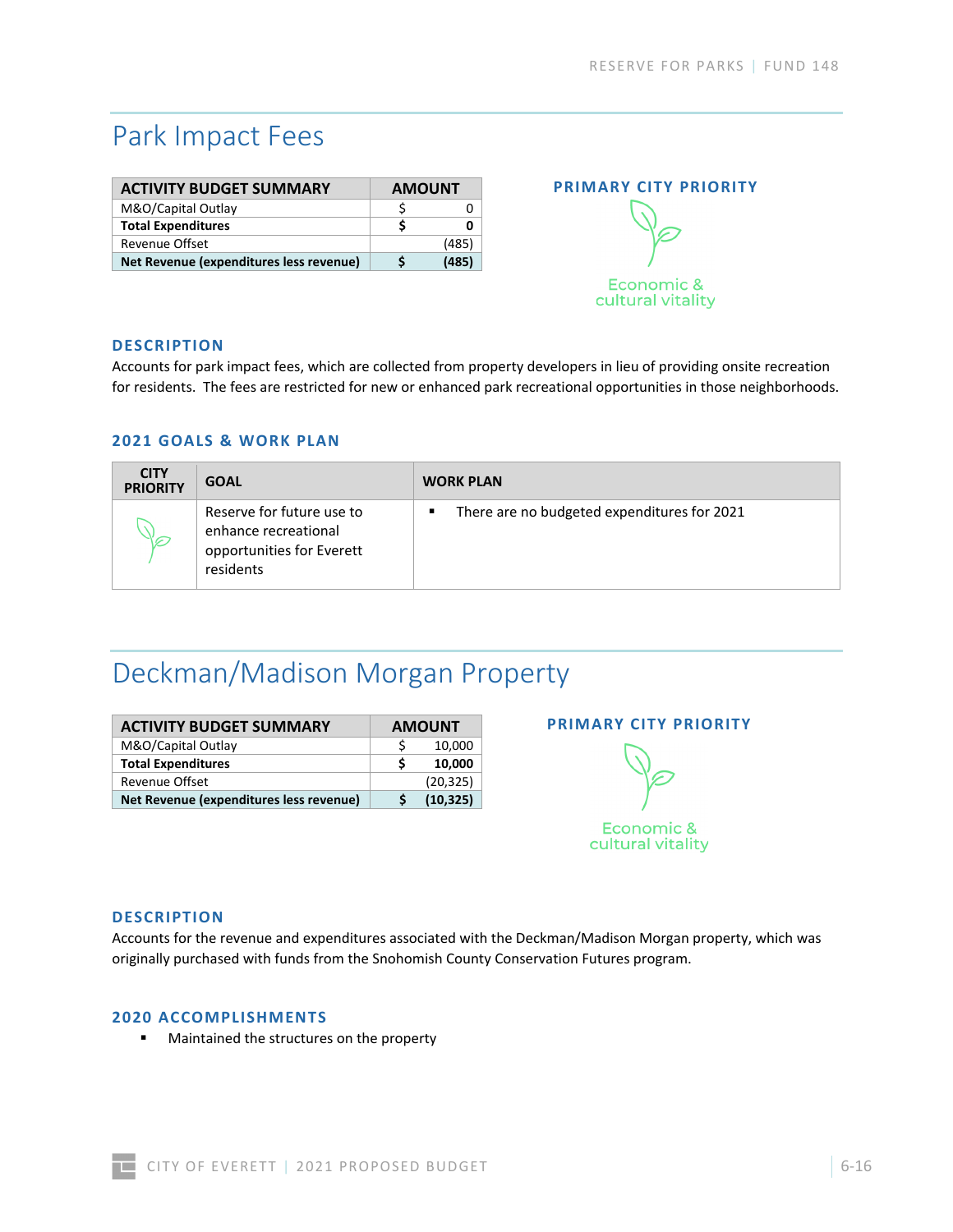# Park Impact Fees

| ACTIVITY BUDGET SUMMARY | AMOUNT |
|---|---|
| M&O/Capital Outlay | $ 0 |
| **Total Expenditures** | **$ 0** |
| Revenue Offset | (485) |
| **Net Revenue (expenditures less revenue)** | **$ (485)** |

**PRIMARY CITY PRIORITY**

Economic & cultural vitality

### DESCRIPTION

Accounts for park impact fees, which are collected from property developers in lieu of providing onsite recreation for residents. The fees are restricted for new or enhanced park recreational opportunities in those neighborhoods.

### 2021 GOALS & WORK PLAN

| CITY PRIORITY | GOAL | WORK PLAN |
|---|---|---|
| Economic & cultural vitality | Reserve for future use to enhance recreational opportunities for Everett residents | ▪ There are no budgeted expenditures for 2021 |

# Deckman/Madison Morgan Property

| ACTIVITY BUDGET SUMMARY | AMOUNT |
|---|---|
| M&O/Capital Outlay | $ 10,000 |
| **Total Expenditures** | **$ 10,000** |
| Revenue Offset | (20,325) |
| **Net Revenue (expenditures less revenue)** | **$ (10,325)** |

**PRIMARY CITY PRIORITY**

Economic & cultural vitality

### DESCRIPTION

Accounts for the revenue and expenditures associated with the Deckman/Madison Morgan property, which was originally purchased with funds from the Snohomish County Conservation Futures program.

### 2020 ACCOMPLISHMENTS

- Maintained the structures on the property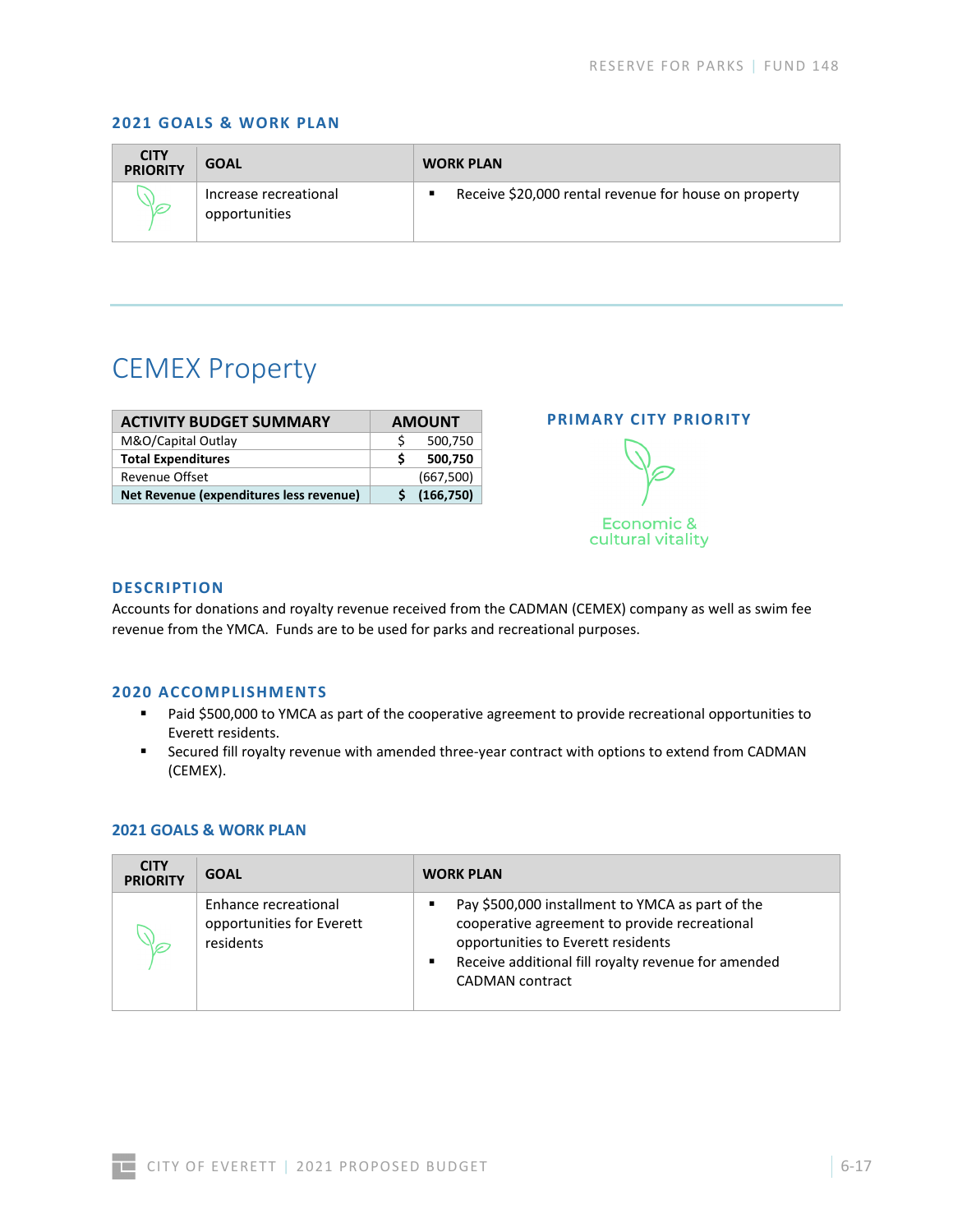## 2021 GOALS & WORK PLAN

| CITY PRIORITY | GOAL | WORK PLAN |
|---|---|---|
| | Increase recreational opportunities | ▪ Receive $20,000 rental revenue for house on property |

# CEMEX Property

| ACTIVITY BUDGET SUMMARY | AMOUNT |
|---|---|
| M&O/Capital Outlay | $ 500,750 |
| **Total Expenditures** | **$ 500,750** |
| Revenue Offset | (667,500) |
| **Net Revenue (expenditures less revenue)** | **$ (166,750)** |

### PRIMARY CITY PRIORITY

Economic & cultural vitality

### DESCRIPTION

Accounts for donations and royalty revenue received from the CADMAN (CEMEX) company as well as swim fee revenue from the YMCA. Funds are to be used for parks and recreational purposes.

### 2020 ACCOMPLISHMENTS

- Paid $500,000 to YMCA as part of the cooperative agreement to provide recreational opportunities to Everett residents.
- Secured fill royalty revenue with amended three-year contract with options to extend from CADMAN (CEMEX).

### 2021 GOALS & WORK PLAN

| CITY PRIORITY | GOAL | WORK PLAN |
|---|---|---|
| | Enhance recreational opportunities for Everett residents | ▪ Pay $500,000 installment to YMCA as part of the cooperative agreement to provide recreational opportunities to Everett residents<br>▪ Receive additional fill royalty revenue for amended CADMAN contract |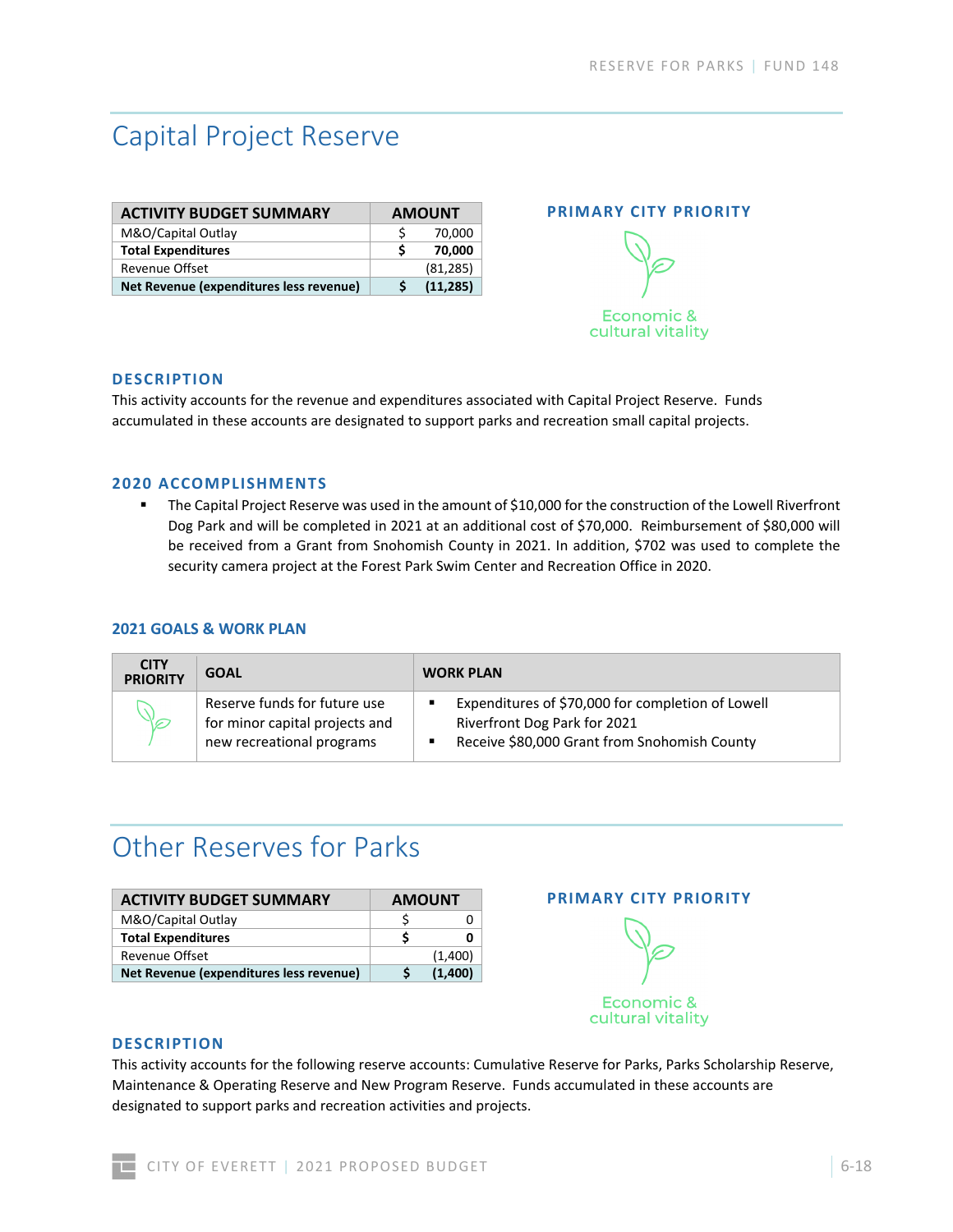# Capital Project Reserve

| ACTIVITY BUDGET SUMMARY | AMOUNT |
|---|---|
| M&O/Capital Outlay | $ 70,000 |
| **Total Expenditures** | **$ 70,000** |
| Revenue Offset | (81,285) |
| **Net Revenue (expenditures less revenue)** | **$ (11,285)** |

**PRIMARY CITY PRIORITY**

Economic & cultural vitality

### DESCRIPTION

This activity accounts for the revenue and expenditures associated with Capital Project Reserve. Funds accumulated in these accounts are designated to support parks and recreation small capital projects.

### 2020 ACCOMPLISHMENTS

- The Capital Project Reserve was used in the amount of $10,000 for the construction of the Lowell Riverfront Dog Park and will be completed in 2021 at an additional cost of $70,000. Reimbursement of $80,000 will be received from a Grant from Snohomish County in 2021. In addition, $702 was used to complete the security camera project at the Forest Park Swim Center and Recreation Office in 2020.

### 2021 GOALS & WORK PLAN

| CITY PRIORITY | GOAL | WORK PLAN |
|---|---|---|
| Economic & cultural vitality | Reserve funds for future use for minor capital projects and new recreational programs | ▪ Expenditures of $70,000 for completion of Lowell Riverfront Dog Park for 2021<br>▪ Receive $80,000 Grant from Snohomish County |

# Other Reserves for Parks

| ACTIVITY BUDGET SUMMARY | AMOUNT |
|---|---|
| M&O/Capital Outlay | $ 0 |
| **Total Expenditures** | **$ 0** |
| Revenue Offset | (1,400) |
| **Net Revenue (expenditures less revenue)** | **$ (1,400)** |

**PRIMARY CITY PRIORITY**

Economic & cultural vitality

### DESCRIPTION

This activity accounts for the following reserve accounts: Cumulative Reserve for Parks, Parks Scholarship Reserve, Maintenance & Operating Reserve and New Program Reserve. Funds accumulated in these accounts are designated to support parks and recreation activities and projects.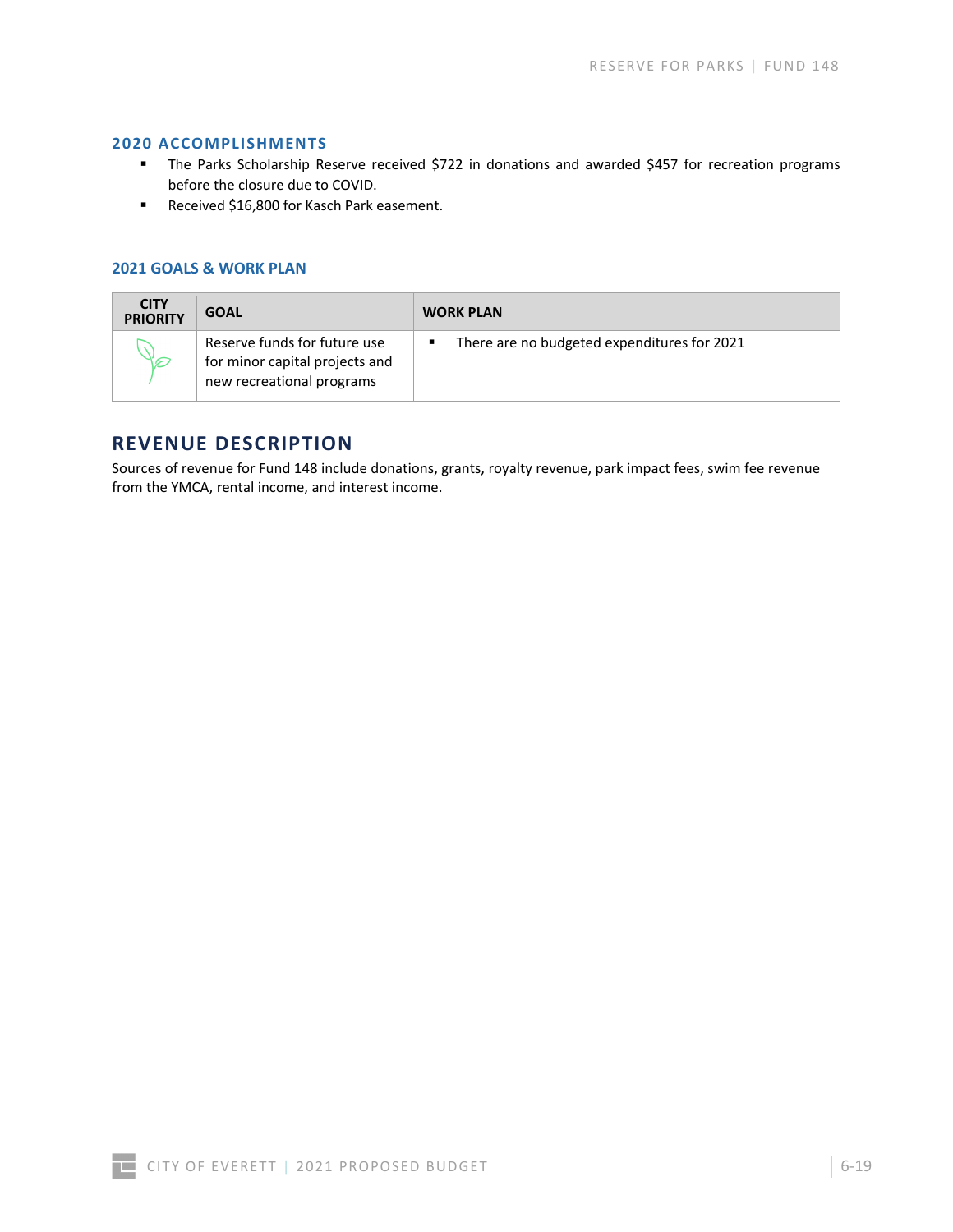## 2020 ACCOMPLISHMENTS

- The Parks Scholarship Reserve received $722 in donations and awarded $457 for recreation programs before the closure due to COVID.
- Received $16,800 for Kasch Park easement.

## 2021 GOALS & WORK PLAN

| CITY PRIORITY | GOAL | WORK PLAN |
| --- | --- | --- |
| | Reserve funds for future use for minor capital projects and new recreational programs | ▪ There are no budgeted expenditures for 2021 |

# REVENUE DESCRIPTION

Sources of revenue for Fund 148 include donations, grants, royalty revenue, park impact fees, swim fee revenue from the YMCA, rental income, and interest income.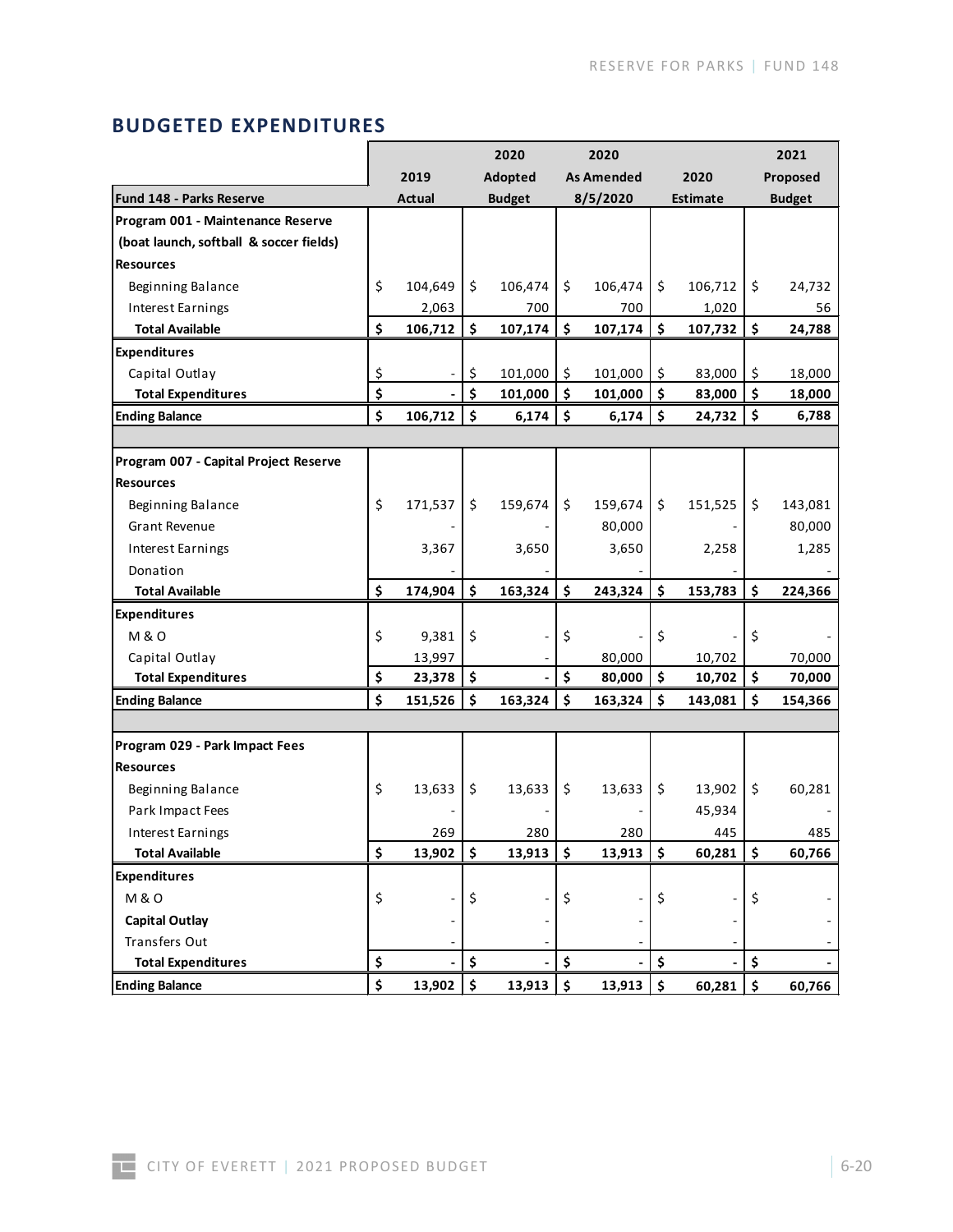## BUDGETED EXPENDITURES

| Fund 148 - Parks Reserve | 2019 Actual | 2020 Adopted Budget | 2020 As Amended 8/5/2020 | 2020 Estimate | 2021 Proposed Budget |
|---|---|---|---|---|---|
| **Program 001 - Maintenance Reserve** | | | | | |
| **(boat launch, softball & soccer fields)** | | | | | |
| **Resources** | | | | | |
| Beginning Balance | $ 104,649 | $ 106,474 | $ 106,474 | $ 106,712 | $ 24,732 |
| Interest Earnings | 2,063 | 700 | 700 | 1,020 | 56 |
| **Total Available** | **$ 106,712** | **$ 107,174** | **$ 107,174** | **$ 107,732** | **$ 24,788** |
| **Expenditures** | | | | | |
| Capital Outlay | $ - | $ 101,000 | $ 101,000 | $ 83,000 | $ 18,000 |
| **Total Expenditures** | **$ -** | **$ 101,000** | **$ 101,000** | **$ 83,000** | **$ 18,000** |
| **Ending Balance** | **$ 106,712** | **$ 6,174** | **$ 6,174** | **$ 24,732** | **$ 6,788** |
| | | | | | |
| **Program 007 - Capital Project Reserve** | | | | | |
| **Resources** | | | | | |
| Beginning Balance | $ 171,537 | $ 159,674 | $ 159,674 | $ 151,525 | $ 143,081 |
| Grant Revenue | - | - | 80,000 | - | 80,000 |
| Interest Earnings | 3,367 | 3,650 | 3,650 | 2,258 | 1,285 |
| Donation | - | - | - | - | - |
| **Total Available** | **$ 174,904** | **$ 163,324** | **$ 243,324** | **$ 153,783** | **$ 224,366** |
| **Expenditures** | | | | | |
| M & O | $ 9,381 | $ - | $ - | $ - | $ - |
| Capital Outlay | 13,997 | - | 80,000 | 10,702 | 70,000 |
| **Total Expenditures** | **$ 23,378** | **$ -** | **$ 80,000** | **$ 10,702** | **$ 70,000** |
| **Ending Balance** | **$ 151,526** | **$ 163,324** | **$ 163,324** | **$ 143,081** | **$ 154,366** |
| | | | | | |
| **Program 029 - Park Impact Fees** | | | | | |
| **Resources** | | | | | |
| Beginning Balance | $ 13,633 | $ 13,633 | $ 13,633 | $ 13,902 | $ 60,281 |
| Park Impact Fees | - | - | - | 45,934 | - |
| Interest Earnings | 269 | 280 | 280 | 445 | 485 |
| **Total Available** | **$ 13,902** | **$ 13,913** | **$ 13,913** | **$ 60,281** | **$ 60,766** |
| **Expenditures** | | | | | |
| M & O | $ - | $ - | $ - | $ - | $ - |
| **Capital Outlay** | - | - | - | - | - |
| Transfers Out | - | - | - | - | - |
| **Total Expenditures** | **$ -** | **$ -** | **$ -** | **$ -** | **$ -** |
| **Ending Balance** | **$ 13,902** | **$ 13,913** | **$ 13,913** | **$ 60,281** | **$ 60,766** |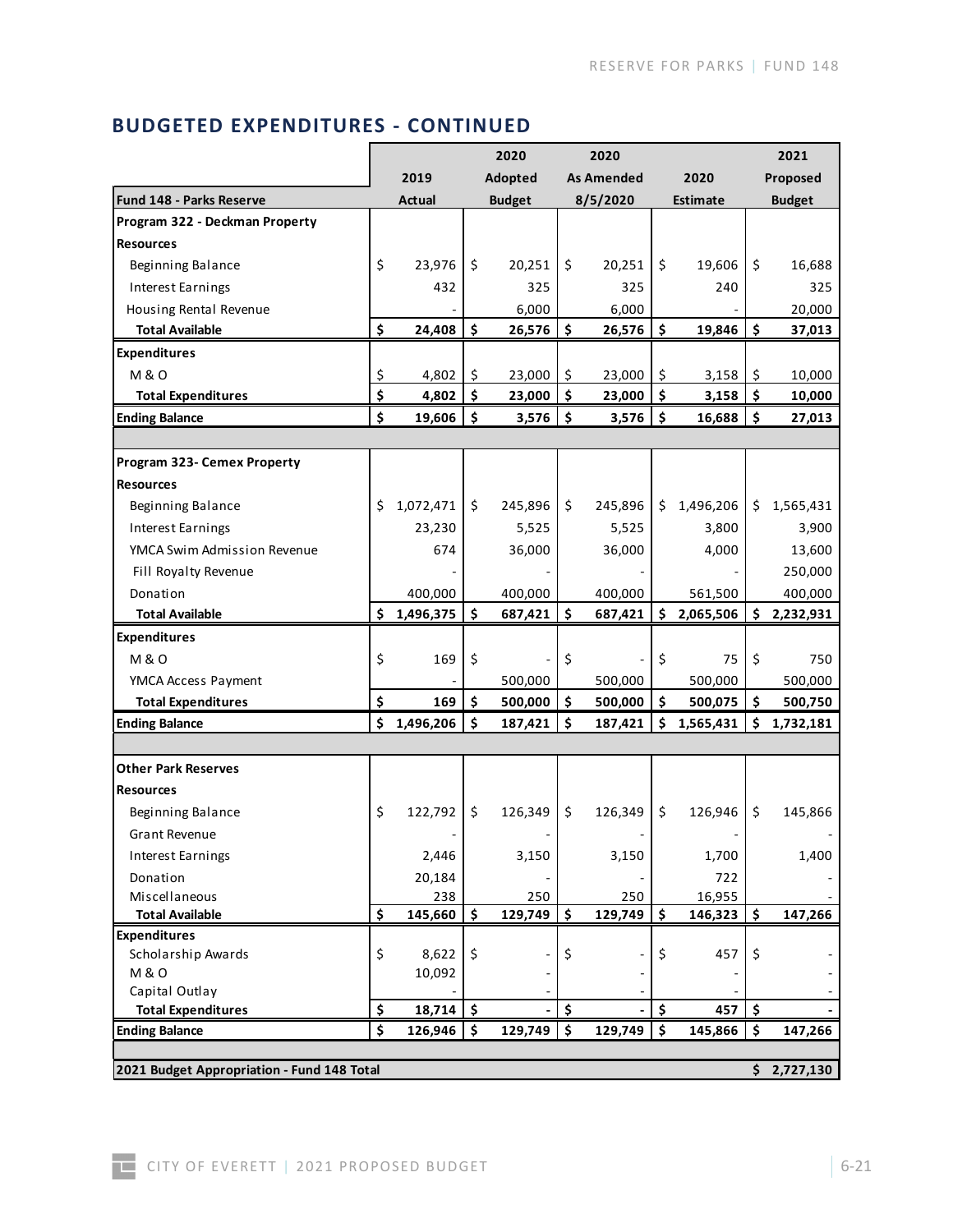## BUDGETED EXPENDITURES - CONTINUED

| Fund 148 - Parks Reserve | 2019 Actual | 2020 Adopted Budget | 2020 As Amended 8/5/2020 | 2020 Estimate | 2021 Proposed Budget |
|---|---|---|---|---|---|
| **Program 322 - Deckman Property** | | | | | |
| **Resources** | | | | | |
| Beginning Balance | $ 23,976 | $ 20,251 | $ 20,251 | $ 19,606 | $ 16,688 |
| Interest Earnings | 432 | 325 | 325 | 240 | 325 |
| Housing Rental Revenue | - | 6,000 | 6,000 | - | 20,000 |
| **Total Available** | **$ 24,408** | **$ 26,576** | **$ 26,576** | **$ 19,846** | **$ 37,013** |
| **Expenditures** | | | | | |
| M & O | $ 4,802 | $ 23,000 | $ 23,000 | $ 3,158 | $ 10,000 |
| **Total Expenditures** | **$ 4,802** | **$ 23,000** | **$ 23,000** | **$ 3,158** | **$ 10,000** |
| **Ending Balance** | **$ 19,606** | **$ 3,576** | **$ 3,576** | **$ 16,688** | **$ 27,013** |
| | | | | | |
| **Program 323- Cemex Property** | | | | | |
| **Resources** | | | | | |
| Beginning Balance | $ 1,072,471 | $ 245,896 | $ 245,896 | $ 1,496,206 | $ 1,565,431 |
| Interest Earnings | 23,230 | 5,525 | 5,525 | 3,800 | 3,900 |
| YMCA Swim Admission Revenue | 674 | 36,000 | 36,000 | 4,000 | 13,600 |
| Fill Royalty Revenue | - | - | - | - | 250,000 |
| Donation | 400,000 | 400,000 | 400,000 | 561,500 | 400,000 |
| **Total Available** | **$ 1,496,375** | **$ 687,421** | **$ 687,421** | **$ 2,065,506** | **$ 2,232,931** |
| **Expenditures** | | | | | |
| M & O | $ 169 | $ - | $ - | $ 75 | $ 750 |
| YMCA Access Payment | - | 500,000 | 500,000 | 500,000 | 500,000 |
| **Total Expenditures** | **$ 169** | **$ 500,000** | **$ 500,000** | **$ 500,075** | **$ 500,750** |
| **Ending Balance** | **$ 1,496,206** | **$ 187,421** | **$ 187,421** | **$ 1,565,431** | **$ 1,732,181** |
| | | | | | |
| **Other Park Reserves** | | | | | |
| **Resources** | | | | | |
| Beginning Balance | $ 122,792 | $ 126,349 | $ 126,349 | $ 126,946 | $ 145,866 |
| Grant Revenue | - | - | - | - | - |
| Interest Earnings | 2,446 | 3,150 | 3,150 | 1,700 | 1,400 |
| Donation | 20,184 | - | - | 722 | - |
| Miscellaneous | 238 | 250 | 250 | 16,955 | - |
| **Total Available** | **$ 145,660** | **$ 129,749** | **$ 129,749** | **$ 146,323** | **$ 147,266** |
| **Expenditures** | | | | | |
| Scholarship Awards | $ 8,622 | $ - | $ - | $ 457 | $ - |
| M & O | 10,092 | - | - | - | - |
| Capital Outlay | - | - | - | - | - |
| **Total Expenditures** | **$ 18,714** | **$ -** | **$ -** | **$ 457** | **$ -** |
| **Ending Balance** | **$ 126,946** | **$ 129,749** | **$ 129,749** | **$ 145,866** | **$ 147,266** |
| | | | | | |
| **2021 Budget Appropriation - Fund 148 Total** | | | | | **$ 2,727,130** |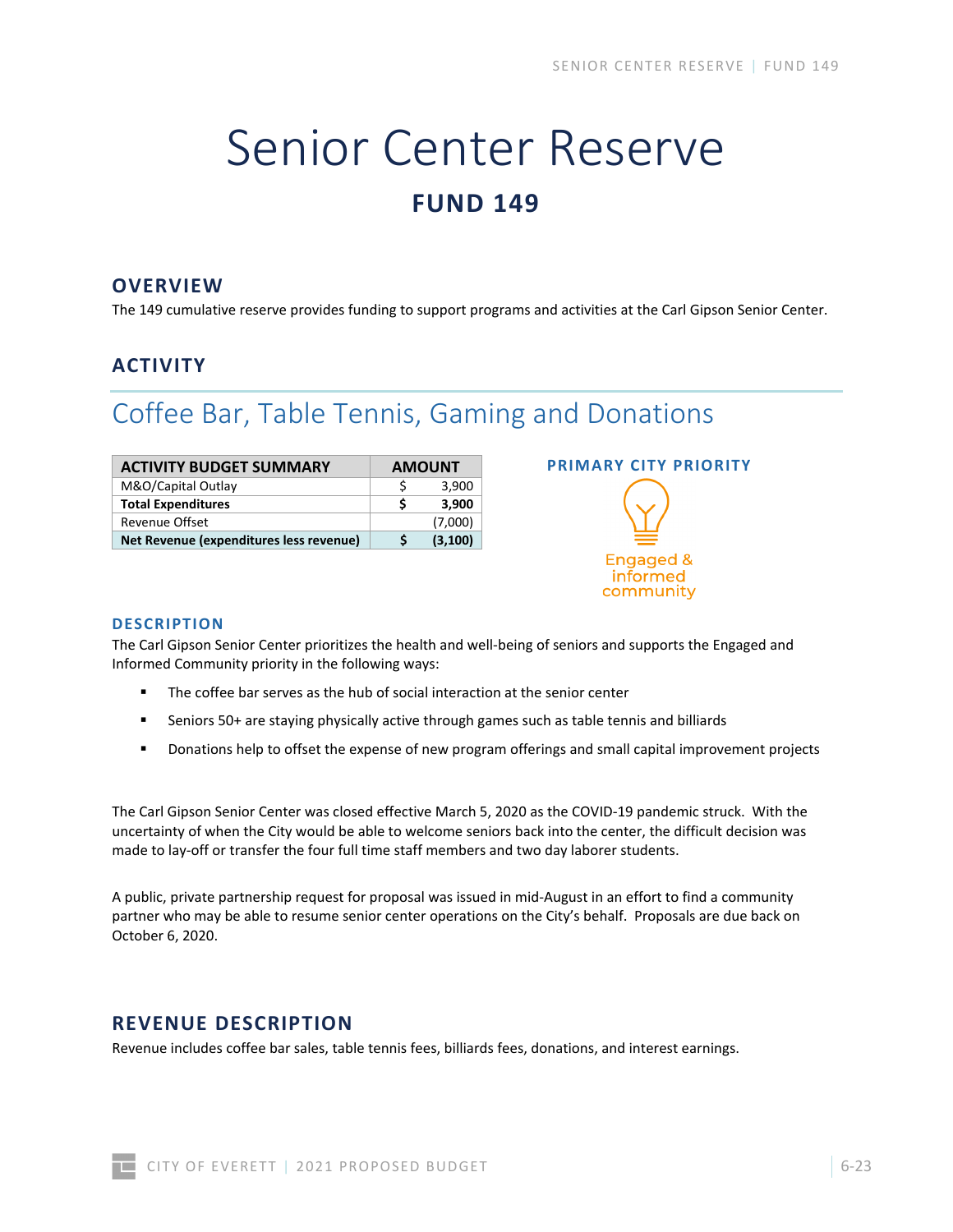# Senior Center Reserve

## FUND 149

### OVERVIEW

The 149 cumulative reserve provides funding to support programs and activities at the Carl Gipson Senior Center.

### ACTIVITY

## Coffee Bar, Table Tennis, Gaming and Donations

| ACTIVITY BUDGET SUMMARY | AMOUNT |
|---|---|
| M&O/Capital Outlay | $ 3,900 |
| **Total Expenditures** | **$ 3,900** |
| Revenue Offset | (7,000) |
| **Net Revenue (expenditures less revenue)** | **$ (3,100)** |

**PRIMARY CITY PRIORITY**

Engaged & informed community

#### DESCRIPTION

The Carl Gipson Senior Center prioritizes the health and well-being of seniors and supports the Engaged and Informed Community priority in the following ways:

- The coffee bar serves as the hub of social interaction at the senior center
- Seniors 50+ are staying physically active through games such as table tennis and billiards
- Donations help to offset the expense of new program offerings and small capital improvement projects

The Carl Gipson Senior Center was closed effective March 5, 2020 as the COVID-19 pandemic struck. With the uncertainty of when the City would be able to welcome seniors back into the center, the difficult decision was made to lay-off or transfer the four full time staff members and two day laborer students.

A public, private partnership request for proposal was issued in mid-August in an effort to find a community partner who may be able to resume senior center operations on the City's behalf. Proposals are due back on October 6, 2020.

### REVENUE DESCRIPTION

Revenue includes coffee bar sales, table tennis fees, billiards fees, donations, and interest earnings.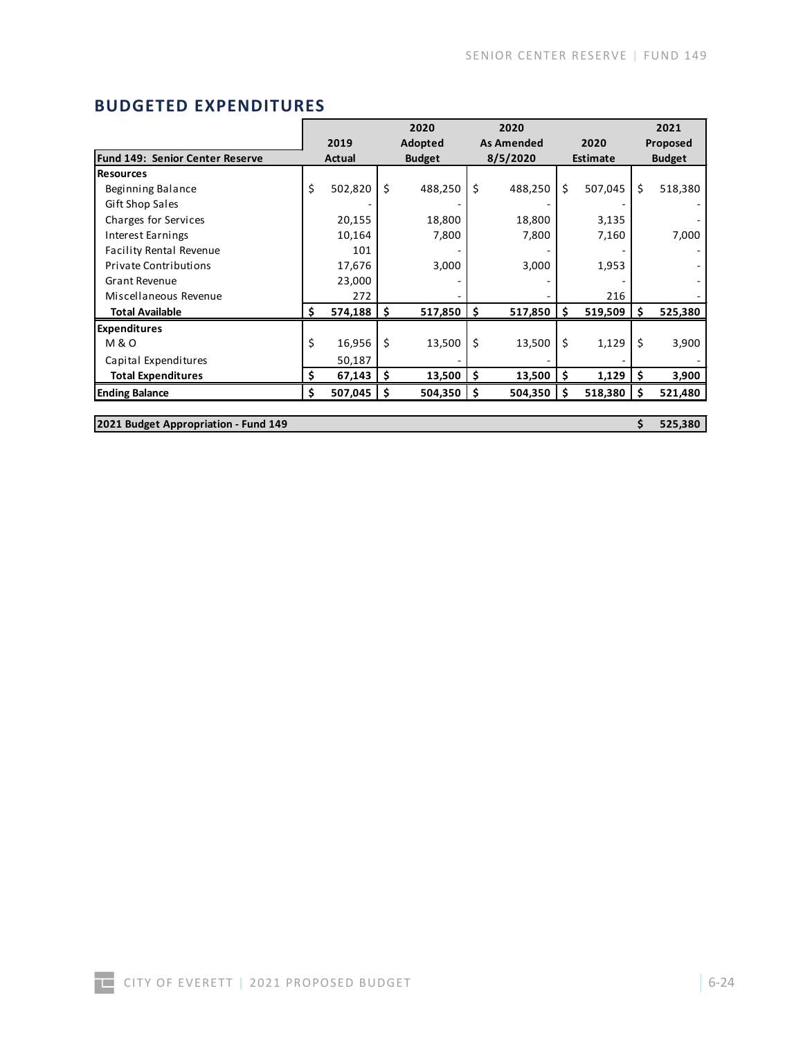## BUDGETED EXPENDITURES

| Fund 149: Senior Center Reserve | 2019 Actual | 2020 Adopted Budget | 2020 As Amended 8/5/2020 | 2020 Estimate | 2021 Proposed Budget |
|---|---|---|---|---|---|
| **Resources** | | | | | |
| Beginning Balance | $ 502,820 | $ 488,250 | $ 488,250 | $ 507,045 | $ 518,380 |
| Gift Shop Sales | - | - | - | - | - |
| Charges for Services | 20,155 | 18,800 | 18,800 | 3,135 | - |
| Interest Earnings | 10,164 | 7,800 | 7,800 | 7,160 | 7,000 |
| Facility Rental Revenue | 101 | - | - | - | - |
| Private Contributions | 17,676 | 3,000 | 3,000 | 1,953 | - |
| Grant Revenue | 23,000 | - | - | - | - |
| Miscellaneous Revenue | 272 | - | - | 216 | - |
| **Total Available** | **$ 574,188** | **$ 517,850** | **$ 517,850** | **$ 519,509** | **$ 525,380** |
| **Expenditures** | | | | | |
| M & O | $ 16,956 | $ 13,500 | $ 13,500 | $ 1,129 | $ 3,900 |
| Capital Expenditures | 50,187 | - | - | - | - |
| **Total Expenditures** | **$ 67,143** | **$ 13,500** | **$ 13,500** | **$ 1,129** | **$ 3,900** |
| **Ending Balance** | **$ 507,045** | **$ 504,350** | **$ 504,350** | **$ 518,380** | **$ 521,480** |

| **2021 Budget Appropriation - Fund 149** | **$ 525,380** |
|---|---|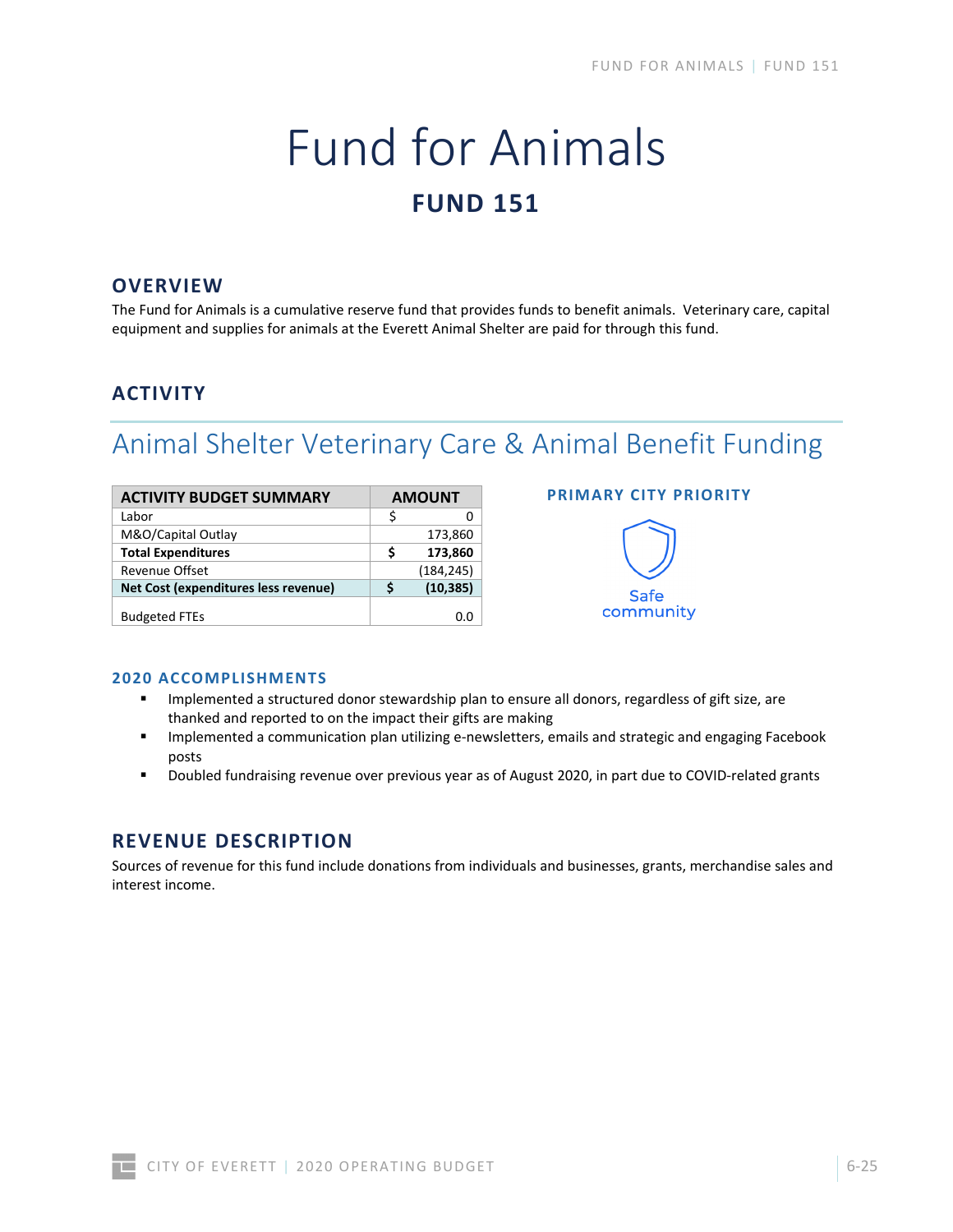# Fund for Animals

## FUND 151

### OVERVIEW

The Fund for Animals is a cumulative reserve fund that provides funds to benefit animals. Veterinary care, capital equipment and supplies for animals at the Everett Animal Shelter are paid for through this fund.

### ACTIVITY

## Animal Shelter Veterinary Care & Animal Benefit Funding

| ACTIVITY BUDGET SUMMARY | AMOUNT |
|---|---|
| Labor | $ 0 |
| M&O/Capital Outlay | 173,860 |
| **Total Expenditures** | **$ 173,860** |
| Revenue Offset | (184,245) |
| **Net Cost (expenditures less revenue)** | **$ (10,385)** |
| Budgeted FTEs | 0.0 |

**PRIMARY CITY PRIORITY**

Safe community

#### 2020 ACCOMPLISHMENTS

- Implemented a structured donor stewardship plan to ensure all donors, regardless of gift size, are thanked and reported to on the impact their gifts are making
- Implemented a communication plan utilizing e-newsletters, emails and strategic and engaging Facebook posts
- Doubled fundraising revenue over previous year as of August 2020, in part due to COVID-related grants

### REVENUE DESCRIPTION

Sources of revenue for this fund include donations from individuals and businesses, grants, merchandise sales and interest income.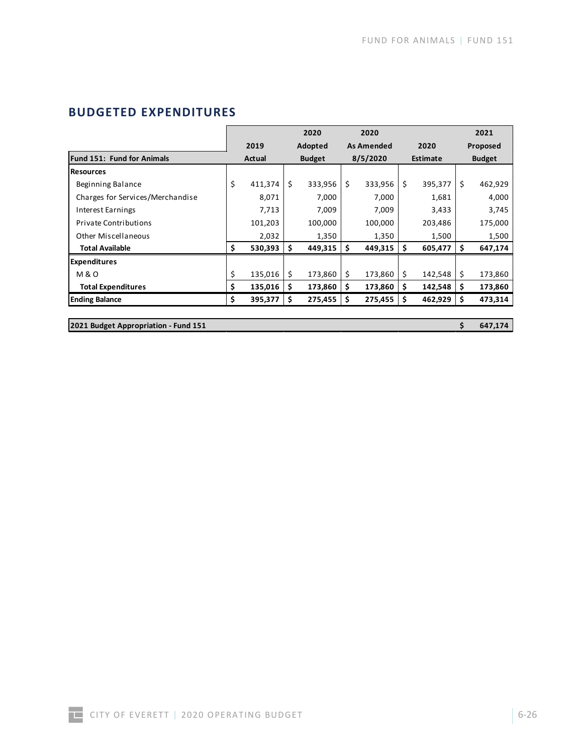## BUDGETED EXPENDITURES

| Fund 151: Fund for Animals | 2019 Actual | 2020 Adopted Budget | 2020 As Amended 8/5/2020 | 2020 Estimate | 2021 Proposed Budget |
|---|---|---|---|---|---|
| **Resources** | | | | | |
| Beginning Balance | $ 411,374 | $ 333,956 | $ 333,956 | $ 395,377 | $ 462,929 |
| Charges for Services/Merchandise | 8,071 | 7,000 | 7,000 | 1,681 | 4,000 |
| Interest Earnings | 7,713 | 7,009 | 7,009 | 3,433 | 3,745 |
| Private Contributions | 101,203 | 100,000 | 100,000 | 203,486 | 175,000 |
| Other Miscellaneous | 2,032 | 1,350 | 1,350 | 1,500 | 1,500 |
| **Total Available** | **$ 530,393** | **$ 449,315** | **$ 449,315** | **$ 605,477** | **$ 647,174** |
| **Expenditures** | | | | | |
| M & O | $ 135,016 | $ 173,860 | $ 173,860 | $ 142,548 | $ 173,860 |
| **Total Expenditures** | **$ 135,016** | **$ 173,860** | **$ 173,860** | **$ 142,548** | **$ 173,860** |
| **Ending Balance** | **$ 395,377** | **$ 275,455** | **$ 275,455** | **$ 462,929** | **$ 473,314** |

| **2021 Budget Appropriation - Fund 151** | **$ 647,174** |
|---|---|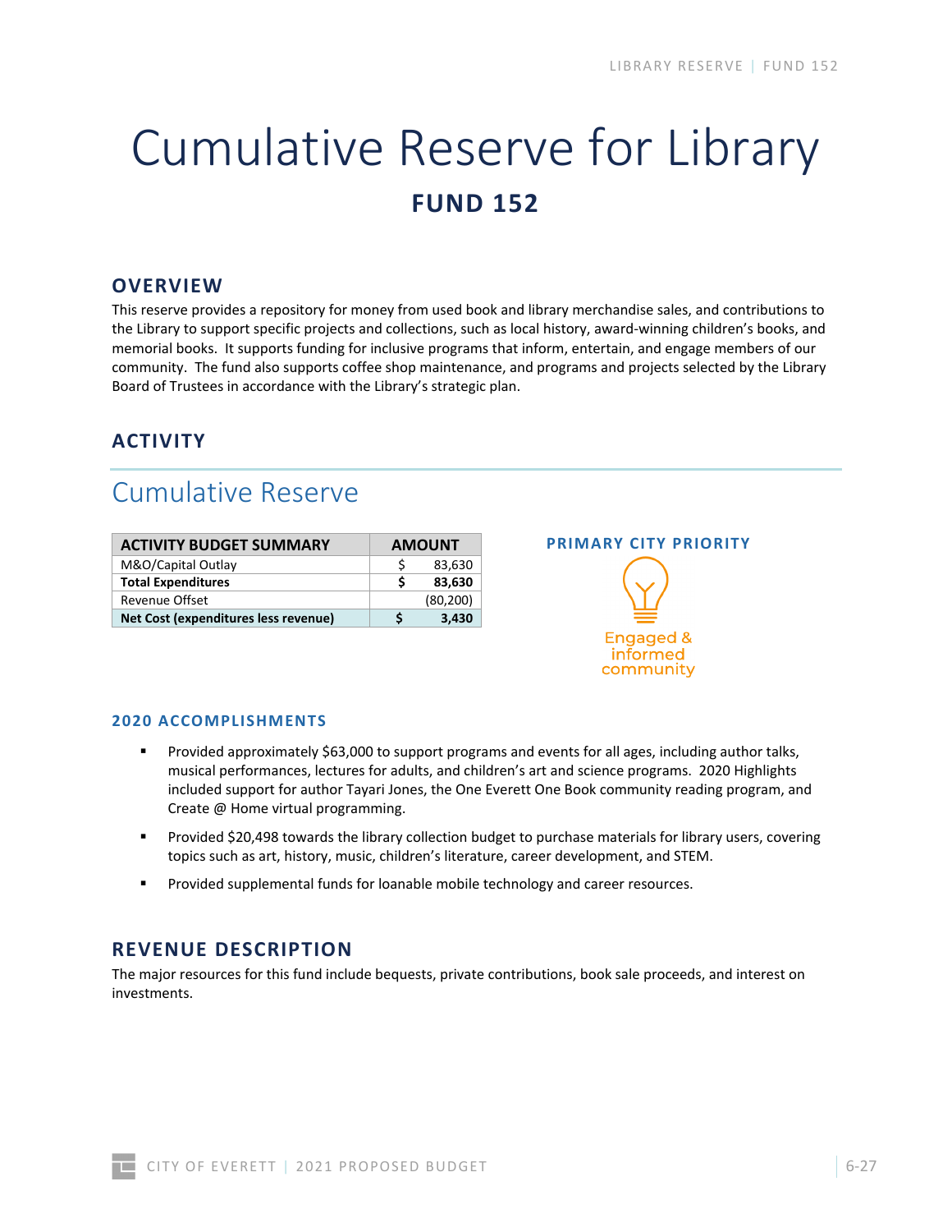# Cumulative Reserve for Library

## FUND 152

## OVERVIEW

This reserve provides a repository for money from used book and library merchandise sales, and contributions to the Library to support specific projects and collections, such as local history, award-winning children's books, and memorial books. It supports funding for inclusive programs that inform, entertain, and engage members of our community. The fund also supports coffee shop maintenance, and programs and projects selected by the Library Board of Trustees in accordance with the Library's strategic plan.

## ACTIVITY

### Cumulative Reserve

| ACTIVITY BUDGET SUMMARY | AMOUNT |
|---|---|
| M&O/Capital Outlay | $ 83,630 |
| **Total Expenditures** | **$ 83,630** |
| Revenue Offset | (80,200) |
| **Net Cost (expenditures less revenue)** | **$ 3,430** |

**PRIMARY CITY PRIORITY**

Engaged & informed community

#### 2020 ACCOMPLISHMENTS

- Provided approximately $63,000 to support programs and events for all ages, including author talks, musical performances, lectures for adults, and children's art and science programs. 2020 Highlights included support for author Tayari Jones, the One Everett One Book community reading program, and Create @ Home virtual programming.
- Provided $20,498 towards the library collection budget to purchase materials for library users, covering topics such as art, history, music, children's literature, career development, and STEM.
- Provided supplemental funds for loanable mobile technology and career resources.

## REVENUE DESCRIPTION

The major resources for this fund include bequests, private contributions, book sale proceeds, and interest on investments.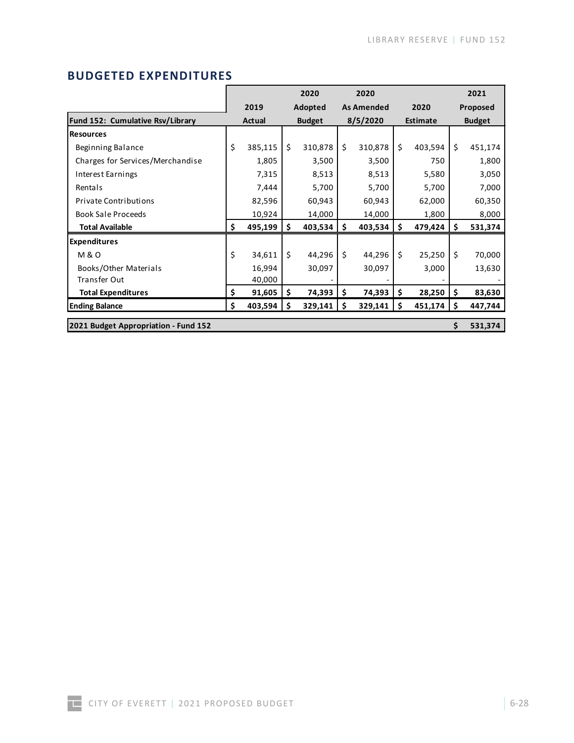## BUDGETED EXPENDITURES

| Fund 152: Cumulative Rsv/Library | 2019 Actual | 2020 Adopted Budget | 2020 As Amended 8/5/2020 | 2020 Estimate | 2021 Proposed Budget |
|---|---|---|---|---|---|
| **Resources** | | | | | |
| Beginning Balance | $ 385,115 | $ 310,878 | $ 310,878 | $ 403,594 | $ 451,174 |
| Charges for Services/Merchandise | 1,805 | 3,500 | 3,500 | 750 | 1,800 |
| Interest Earnings | 7,315 | 8,513 | 8,513 | 5,580 | 3,050 |
| Rentals | 7,444 | 5,700 | 5,700 | 5,700 | 7,000 |
| Private Contributions | 82,596 | 60,943 | 60,943 | 62,000 | 60,350 |
| Book Sale Proceeds | 10,924 | 14,000 | 14,000 | 1,800 | 8,000 |
| **Total Available** | **$ 495,199** | **$ 403,534** | **$ 403,534** | **$ 479,424** | **$ 531,374** |
| **Expenditures** | | | | | |
| M & O | $ 34,611 | $ 44,296 | $ 44,296 | $ 25,250 | $ 70,000 |
| Books/Other Materials | 16,994 | 30,097 | 30,097 | 3,000 | 13,630 |
| Transfer Out | 40,000 | - | - | - | - |
| **Total Expenditures** | **$ 91,605** | **$ 74,393** | **$ 74,393** | **$ 28,250** | **$ 83,630** |
| **Ending Balance** | **$ 403,594** | **$ 329,141** | **$ 329,141** | **$ 451,174** | **$ 447,744** |

| 2021 Budget Appropriation - Fund 152 | $ 531,374 |
|---|---|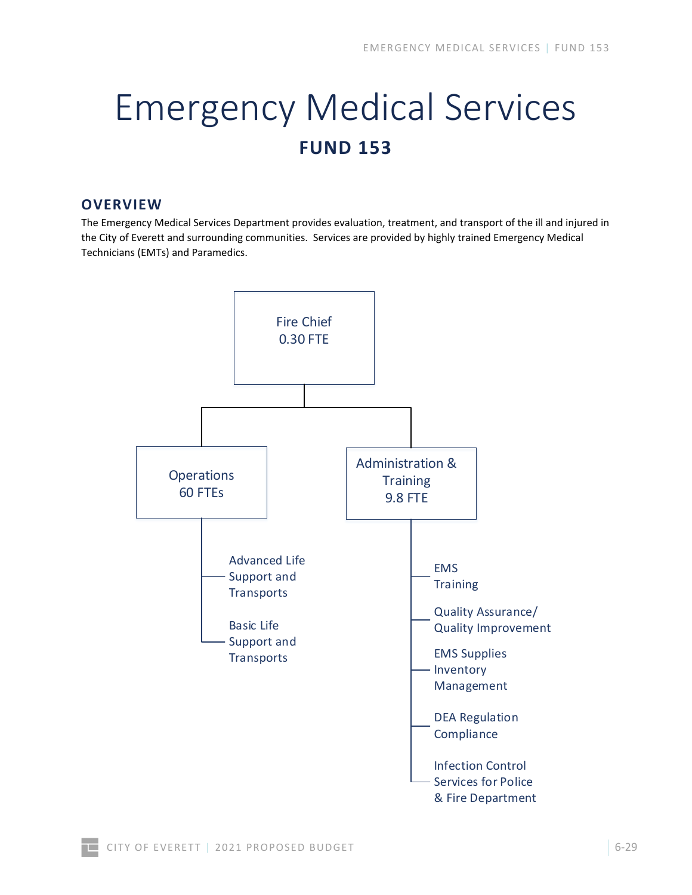# Emergency Medical Services

## FUND 153

### OVERVIEW

The Emergency Medical Services Department provides evaluation, treatment, and transport of the ill and injured in the City of Everett and surrounding communities. Services are provided by highly trained Emergency Medical Technicians (EMTs) and Paramedics.

- Fire Chief 0.30 FTE
  - Operations 60 FTEs
    - Advanced Life Support and Transports
    - Basic Life Support and Transports
  - Administration & Training 9.8 FTE
    - EMS Training
    - Quality Assurance/ Quality Improvement
    - EMS Supplies Inventory Management
    - DEA Regulation Compliance
    - Infection Control Services for Police & Fire Department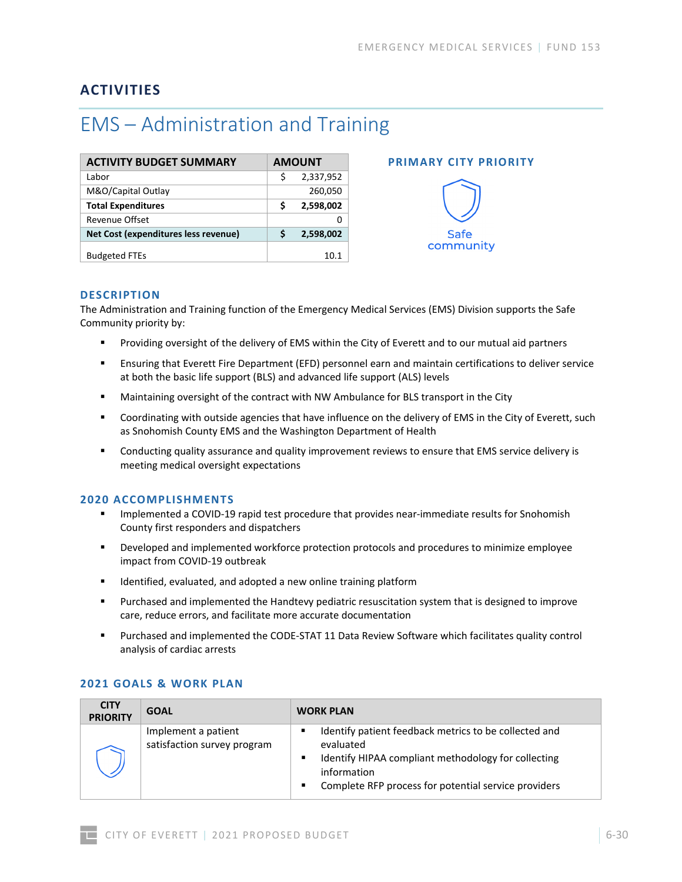## ACTIVITIES

# EMS – Administration and Training

| ACTIVITY BUDGET SUMMARY | AMOUNT |
|---|---|
| Labor | $ 2,337,952 |
| M&O/Capital Outlay | 260,050 |
| **Total Expenditures** | **$ 2,598,002** |
| Revenue Offset | 0 |
| **Net Cost (expenditures less revenue)** | **$ 2,598,002** |
| Budgeted FTEs | 10.1 |

### PRIMARY CITY PRIORITY

Safe community

### DESCRIPTION

The Administration and Training function of the Emergency Medical Services (EMS) Division supports the Safe Community priority by:

- Providing oversight of the delivery of EMS within the City of Everett and to our mutual aid partners
- Ensuring that Everett Fire Department (EFD) personnel earn and maintain certifications to deliver service at both the basic life support (BLS) and advanced life support (ALS) levels
- Maintaining oversight of the contract with NW Ambulance for BLS transport in the City
- Coordinating with outside agencies that have influence on the delivery of EMS in the City of Everett, such as Snohomish County EMS and the Washington Department of Health
- Conducting quality assurance and quality improvement reviews to ensure that EMS service delivery is meeting medical oversight expectations

### 2020 ACCOMPLISHMENTS

- Implemented a COVID-19 rapid test procedure that provides near-immediate results for Snohomish County first responders and dispatchers
- Developed and implemented workforce protection protocols and procedures to minimize employee impact from COVID-19 outbreak
- Identified, evaluated, and adopted a new online training platform
- Purchased and implemented the Handtevy pediatric resuscitation system that is designed to improve care, reduce errors, and facilitate more accurate documentation
- Purchased and implemented the CODE-STAT 11 Data Review Software which facilitates quality control analysis of cardiac arrests

### 2021 GOALS & WORK PLAN

| CITY PRIORITY | GOAL | WORK PLAN |
|---|---|---|
| Safe community | Implement a patient satisfaction survey program | ▪ Identify patient feedback metrics to be collected and evaluated<br>▪ Identify HIPAA compliant methodology for collecting information<br>▪ Complete RFP process for potential service providers |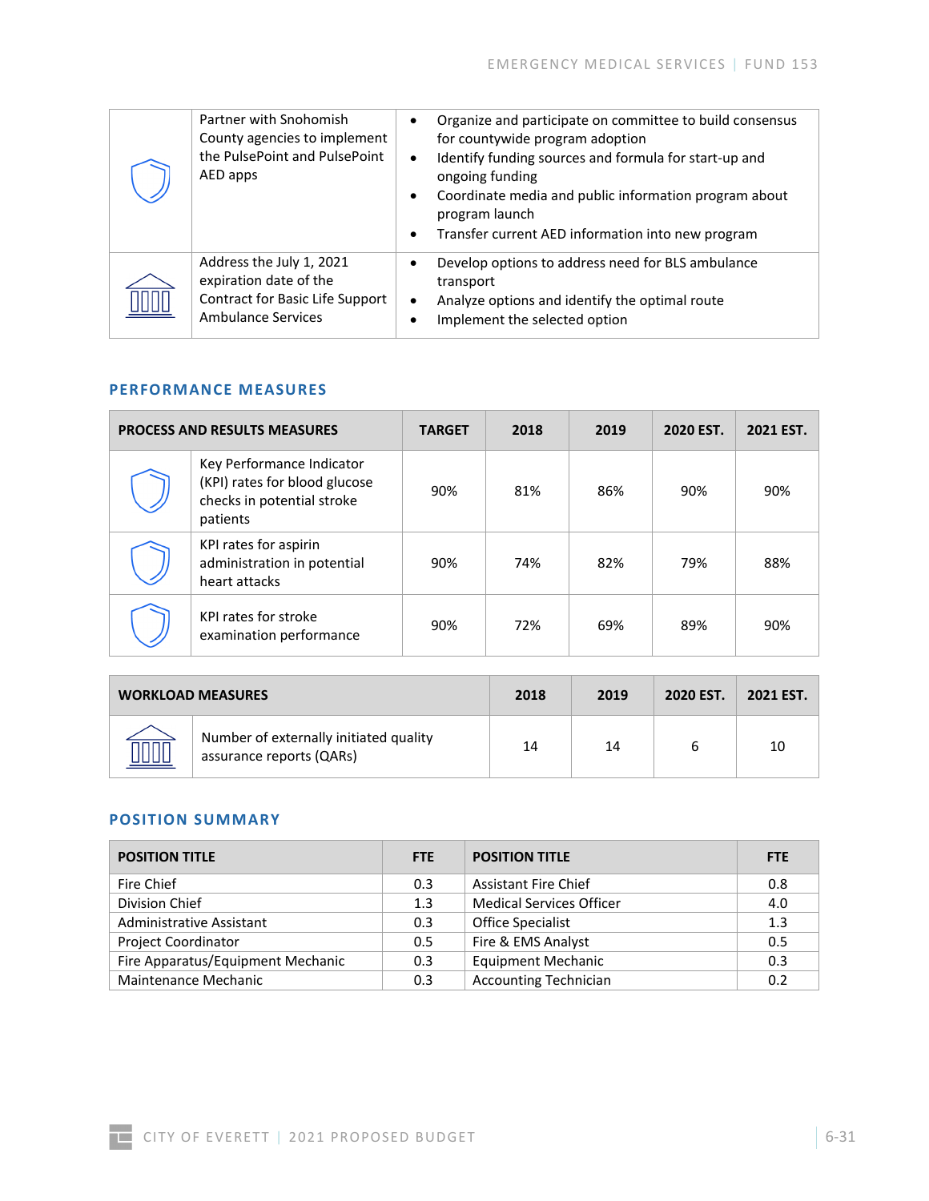| | | |
|---|---|---|
| | Partner with Snohomish County agencies to implement the PulsePoint and PulsePoint AED apps | • Organize and participate on committee to build consensus for countywide program adoption<br>• Identify funding sources and formula for start-up and ongoing funding<br>• Coordinate media and public information program about program launch<br>• Transfer current AED information into new program |
| | Address the July 1, 2021 expiration date of the Contract for Basic Life Support Ambulance Services | • Develop options to address need for BLS ambulance transport<br>• Analyze options and identify the optimal route<br>• Implement the selected option |

## PERFORMANCE MEASURES

| PROCESS AND RESULTS MEASURES | | TARGET | 2018 | 2019 | 2020 EST. | 2021 EST. |
|---|---|---|---|---|---|---|
| | Key Performance Indicator (KPI) rates for blood glucose checks in potential stroke patients | 90% | 81% | 86% | 90% | 90% |
| | KPI rates for aspirin administration in potential heart attacks | 90% | 74% | 82% | 79% | 88% |
| | KPI rates for stroke examination performance | 90% | 72% | 69% | 89% | 90% |

| WORKLOAD MEASURES | | 2018 | 2019 | 2020 EST. | 2021 EST. |
|---|---|---|---|---|---|
| | Number of externally initiated quality assurance reports (QARs) | 14 | 14 | 6 | 10 |

## POSITION SUMMARY

| POSITION TITLE | FTE | POSITION TITLE | FTE |
|---|---|---|---|
| Fire Chief | 0.3 | Assistant Fire Chief | 0.8 |
| Division Chief | 1.3 | Medical Services Officer | 4.0 |
| Administrative Assistant | 0.3 | Office Specialist | 1.3 |
| Project Coordinator | 0.5 | Fire & EMS Analyst | 0.5 |
| Fire Apparatus/Equipment Mechanic | 0.3 | Equipment Mechanic | 0.3 |
| Maintenance Mechanic | 0.3 | Accounting Technician | 0.2 |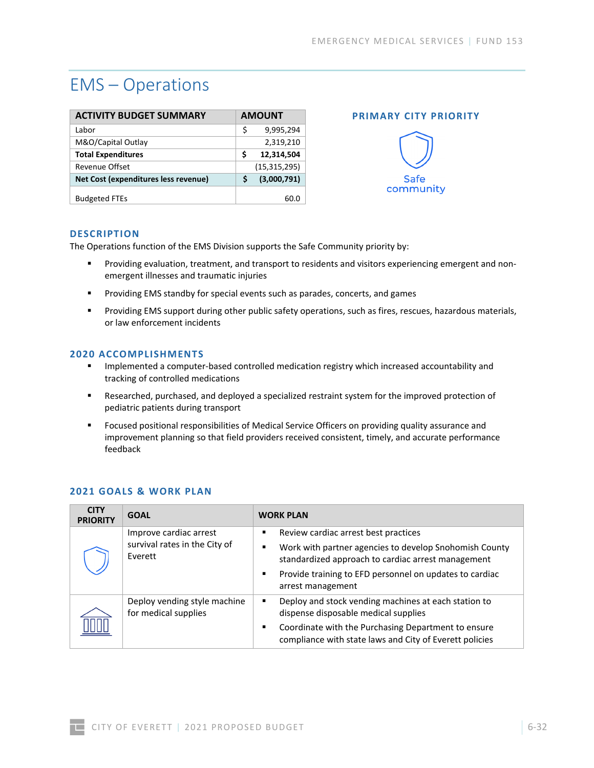# EMS – Operations

| ACTIVITY BUDGET SUMMARY | AMOUNT |
|---|---|
| Labor | $ 9,995,294 |
| M&O/Capital Outlay | 2,319,210 |
| **Total Expenditures** | **$ 12,314,504** |
| Revenue Offset | (15,315,295) |
| **Net Cost (expenditures less revenue)** | **$ (3,000,791)** |
| Budgeted FTEs | 60.0 |

## PRIMARY CITY PRIORITY

Safe community

## DESCRIPTION

The Operations function of the EMS Division supports the Safe Community priority by:

- Providing evaluation, treatment, and transport to residents and visitors experiencing emergent and non-emergent illnesses and traumatic injuries
- Providing EMS standby for special events such as parades, concerts, and games
- Providing EMS support during other public safety operations, such as fires, rescues, hazardous materials, or law enforcement incidents

## 2020 ACCOMPLISHMENTS

- Implemented a computer-based controlled medication registry which increased accountability and tracking of controlled medications
- Researched, purchased, and deployed a specialized restraint system for the improved protection of pediatric patients during transport
- Focused positional responsibilities of Medical Service Officers on providing quality assurance and improvement planning so that field providers received consistent, timely, and accurate performance feedback

## 2021 GOALS & WORK PLAN

| CITY PRIORITY | GOAL | WORK PLAN |
|---|---|---|
| Safe community | Improve cardiac arrest survival rates in the City of Everett | ▪ Review cardiac arrest best practices<br>▪ Work with partner agencies to develop Snohomish County standardized approach to cardiac arrest management<br>▪ Provide training to EFD personnel on updates to cardiac arrest management |
| | Deploy vending style machine for medical supplies | ▪ Deploy and stock vending machines at each station to dispense disposable medical supplies<br>▪ Coordinate with the Purchasing Department to ensure compliance with state laws and City of Everett policies |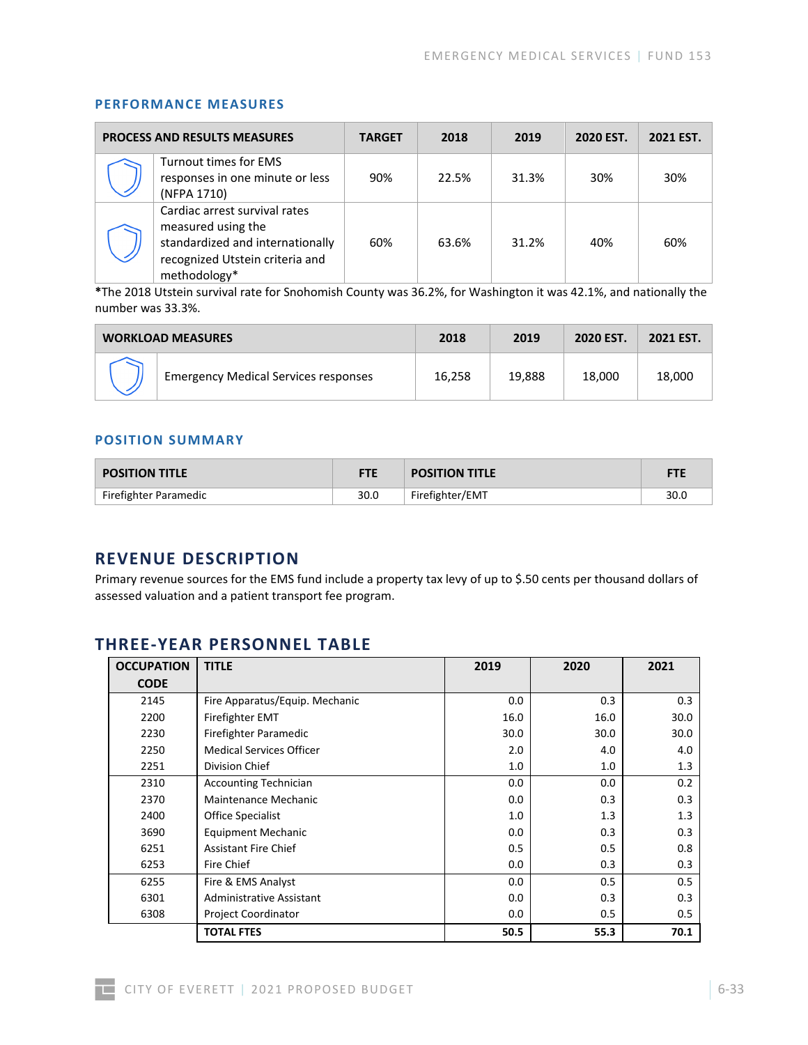## PERFORMANCE MEASURES

| PROCESS AND RESULTS MEASURES | TARGET | 2018 | 2019 | 2020 EST. | 2021 EST. |
|---|---|---|---|---|---|
| Turnout times for EMS responses in one minute or less (NFPA 1710) | 90% | 22.5% | 31.3% | 30% | 30% |
| Cardiac arrest survival rates measured using the standardized and internationally recognized Utstein criteria and methodology* | 60% | 63.6% | 31.2% | 40% | 60% |

*The 2018 Utstein survival rate for Snohomish County was 36.2%, for Washington it was 42.1%, and nationally the number was 33.3%.

| WORKLOAD MEASURES | 2018 | 2019 | 2020 EST. | 2021 EST. |
|---|---|---|---|---|
| Emergency Medical Services responses | 16,258 | 19,888 | 18,000 | 18,000 |

## POSITION SUMMARY

| POSITION TITLE | FTE | POSITION TITLE | FTE |
|---|---|---|---|
| Firefighter Paramedic | 30.0 | Firefighter/EMT | 30.0 |

# REVENUE DESCRIPTION

Primary revenue sources for the EMS fund include a property tax levy of up to $.50 cents per thousand dollars of assessed valuation and a patient transport fee program.

# THREE-YEAR PERSONNEL TABLE

| OCCUPATION CODE | TITLE | 2019 | 2020 | 2021 |
|---|---|---|---|---|
| 2145 | Fire Apparatus/Equip. Mechanic | 0.0 | 0.3 | 0.3 |
| 2200 | Firefighter EMT | 16.0 | 16.0 | 30.0 |
| 2230 | Firefighter Paramedic | 30.0 | 30.0 | 30.0 |
| 2250 | Medical Services Officer | 2.0 | 4.0 | 4.0 |
| 2251 | Division Chief | 1.0 | 1.0 | 1.3 |
| 2310 | Accounting Technician | 0.0 | 0.0 | 0.2 |
| 2370 | Maintenance Mechanic | 0.0 | 0.3 | 0.3 |
| 2400 | Office Specialist | 1.0 | 1.3 | 1.3 |
| 3690 | Equipment Mechanic | 0.0 | 0.3 | 0.3 |
| 6251 | Assistant Fire Chief | 0.5 | 0.5 | 0.8 |
| 6253 | Fire Chief | 0.0 | 0.3 | 0.3 |
| 6255 | Fire & EMS Analyst | 0.0 | 0.5 | 0.5 |
| 6301 | Administrative Assistant | 0.0 | 0.3 | 0.3 |
| 6308 | Project Coordinator | 0.0 | 0.5 | 0.5 |
| | **TOTAL FTES** | **50.5** | **55.3** | **70.1** |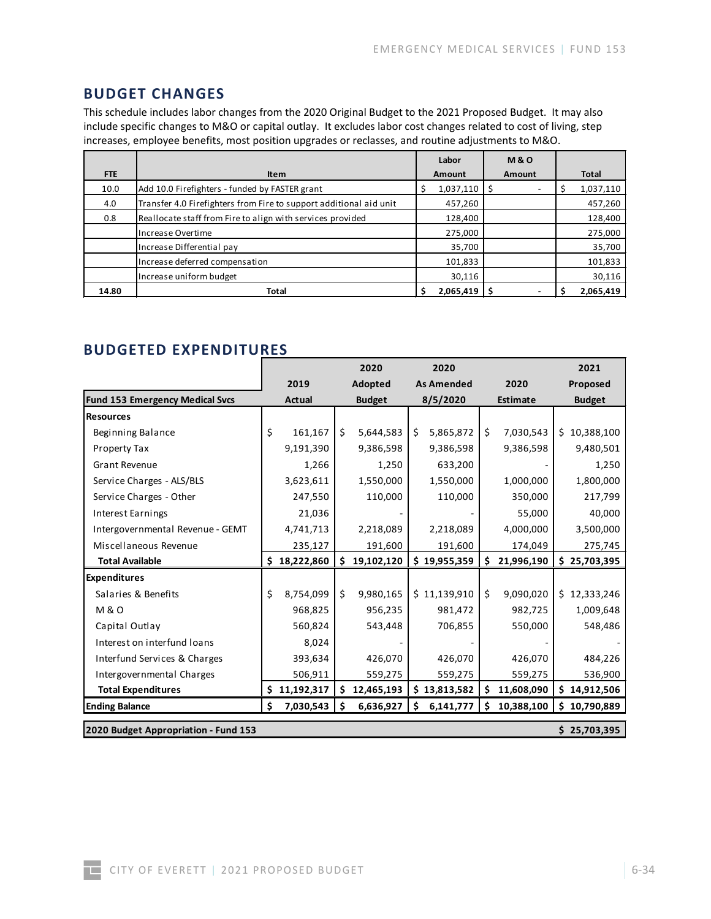## BUDGET CHANGES

This schedule includes labor changes from the 2020 Original Budget to the 2021 Proposed Budget. It may also include specific changes to M&O or capital outlay. It excludes labor cost changes related to cost of living, step increases, employee benefits, most position upgrades or reclasses, and routine adjustments to M&O.

| FTE | Item | Labor Amount | M & O Amount | Total |
|---|---|---|---|---|
| 10.0 | Add 10.0 Firefighters - funded by FASTER grant | $ 1,037,110 | $ - | $ 1,037,110 |
| 4.0 | Transfer 4.0 Firefighters from Fire to support additional aid unit | 457,260 | | 457,260 |
| 0.8 | Reallocate staff from Fire to align with services provided | 128,400 | | 128,400 |
| | Increase Overtime | 275,000 | | 275,000 |
| | Increase Differential pay | 35,700 | | 35,700 |
| | Increase deferred compensation | 101,833 | | 101,833 |
| | Increase uniform budget | 30,116 | | 30,116 |
| **14.80** | **Total** | **$ 2,065,419** | **$ -** | **$ 2,065,419** |

## BUDGETED EXPENDITURES

| Fund 153 Emergency Medical Svcs | 2019 Actual | 2020 Adopted Budget | 2020 As Amended 8/5/2020 | 2020 Estimate | 2021 Proposed Budget |
|---|---|---|---|---|---|
| **Resources** | | | | | |
| Beginning Balance | $ 161,167 | $ 5,644,583 | $ 5,865,872 | $ 7,030,543 | $ 10,388,100 |
| Property Tax | 9,191,390 | 9,386,598 | 9,386,598 | 9,386,598 | 9,480,501 |
| Grant Revenue | 1,266 | 1,250 | 633,200 | - | 1,250 |
| Service Charges - ALS/BLS | 3,623,611 | 1,550,000 | 1,550,000 | 1,000,000 | 1,800,000 |
| Service Charges - Other | 247,550 | 110,000 | 110,000 | 350,000 | 217,799 |
| Interest Earnings | 21,036 | - | - | 55,000 | 40,000 |
| Intergovernmental Revenue - GEMT | 4,741,713 | 2,218,089 | 2,218,089 | 4,000,000 | 3,500,000 |
| Miscellaneous Revenue | 235,127 | 191,600 | 191,600 | 174,049 | 275,745 |
| **Total Available** | **$ 18,222,860** | **$ 19,102,120** | **$ 19,955,359** | **$ 21,996,190** | **$ 25,703,395** |
| **Expenditures** | | | | | |
| Salaries & Benefits | $ 8,754,099 | $ 9,980,165 | $ 11,139,910 | $ 9,090,020 | $ 12,333,246 |
| M & O | 968,825 | 956,235 | 981,472 | 982,725 | 1,009,648 |
| Capital Outlay | 560,824 | 543,448 | 706,855 | 550,000 | 548,486 |
| Interest on interfund loans | 8,024 | - | - | - | - |
| Interfund Services & Charges | 393,634 | 426,070 | 426,070 | 426,070 | 484,226 |
| Intergovernmental Charges | 506,911 | 559,275 | 559,275 | 559,275 | 536,900 |
| **Total Expenditures** | **$ 11,192,317** | **$ 12,465,193** | **$ 13,813,582** | **$ 11,608,090** | **$ 14,912,506** |
| **Ending Balance** | **$ 7,030,543** | **$ 6,636,927** | **$ 6,141,777** | **$ 10,388,100** | **$ 10,790,889** |
| **2020 Budget Appropriation - Fund 153** | | | | | **$ 25,703,395** |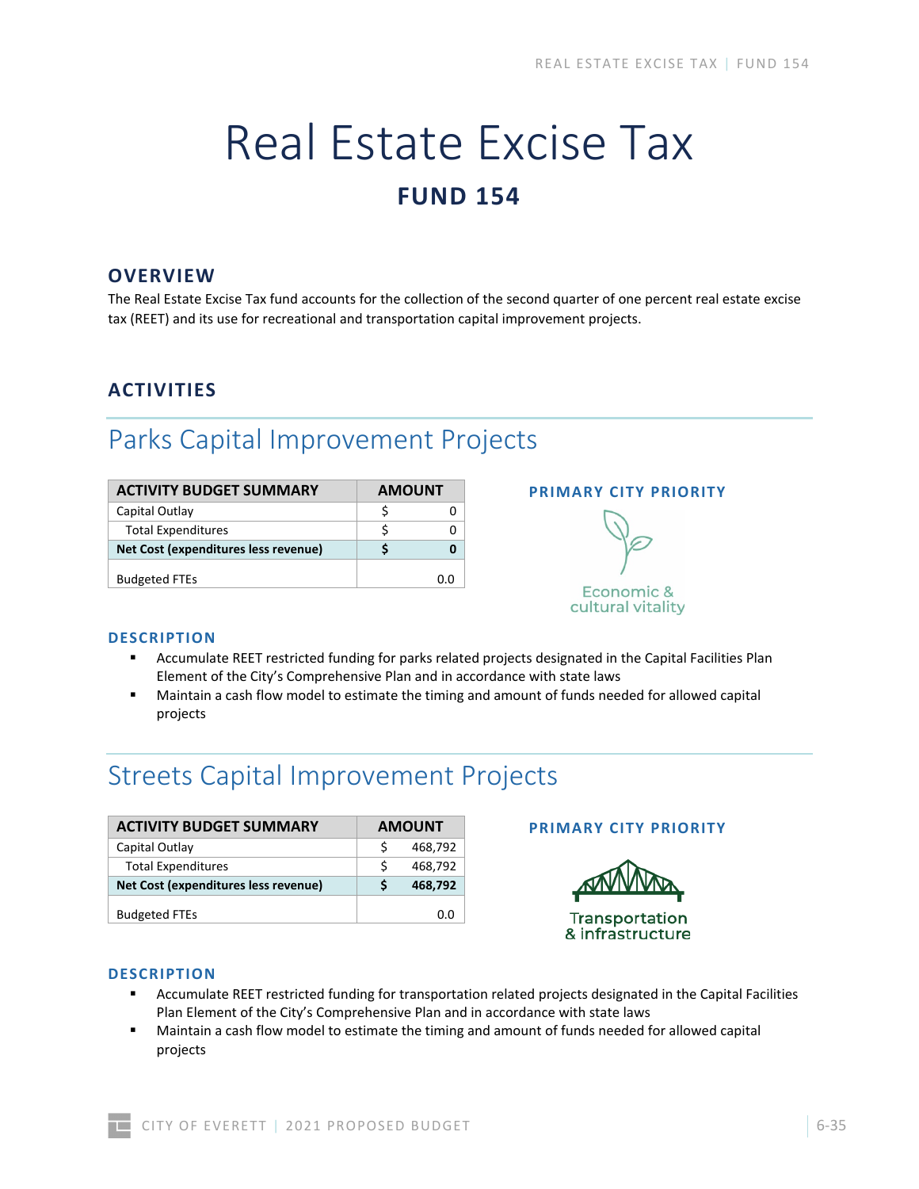# Real Estate Excise Tax

## FUND 154

### OVERVIEW

The Real Estate Excise Tax fund accounts for the collection of the second quarter of one percent real estate excise tax (REET) and its use for recreational and transportation capital improvement projects.

### ACTIVITIES

## Parks Capital Improvement Projects

| ACTIVITY BUDGET SUMMARY | AMOUNT |
|---|---|
| Capital Outlay | $ 0 |
| Total Expenditures | $ 0 |
| **Net Cost (expenditures less revenue)** | **$ 0** |
| Budgeted FTEs | 0.0 |

**PRIMARY CITY PRIORITY**

Economic & cultural vitality

**DESCRIPTION**

- Accumulate REET restricted funding for parks related projects designated in the Capital Facilities Plan Element of the City's Comprehensive Plan and in accordance with state laws
- Maintain a cash flow model to estimate the timing and amount of funds needed for allowed capital projects

## Streets Capital Improvement Projects

| ACTIVITY BUDGET SUMMARY | AMOUNT |
|---|---|
| Capital Outlay | $ 468,792 |
| Total Expenditures | $ 468,792 |
| **Net Cost (expenditures less revenue)** | **$ 468,792** |
| Budgeted FTEs | 0.0 |

**PRIMARY CITY PRIORITY**

Transportation & infrastructure

**DESCRIPTION**

- Accumulate REET restricted funding for transportation related projects designated in the Capital Facilities Plan Element of the City's Comprehensive Plan and in accordance with state laws
- Maintain a cash flow model to estimate the timing and amount of funds needed for allowed capital projects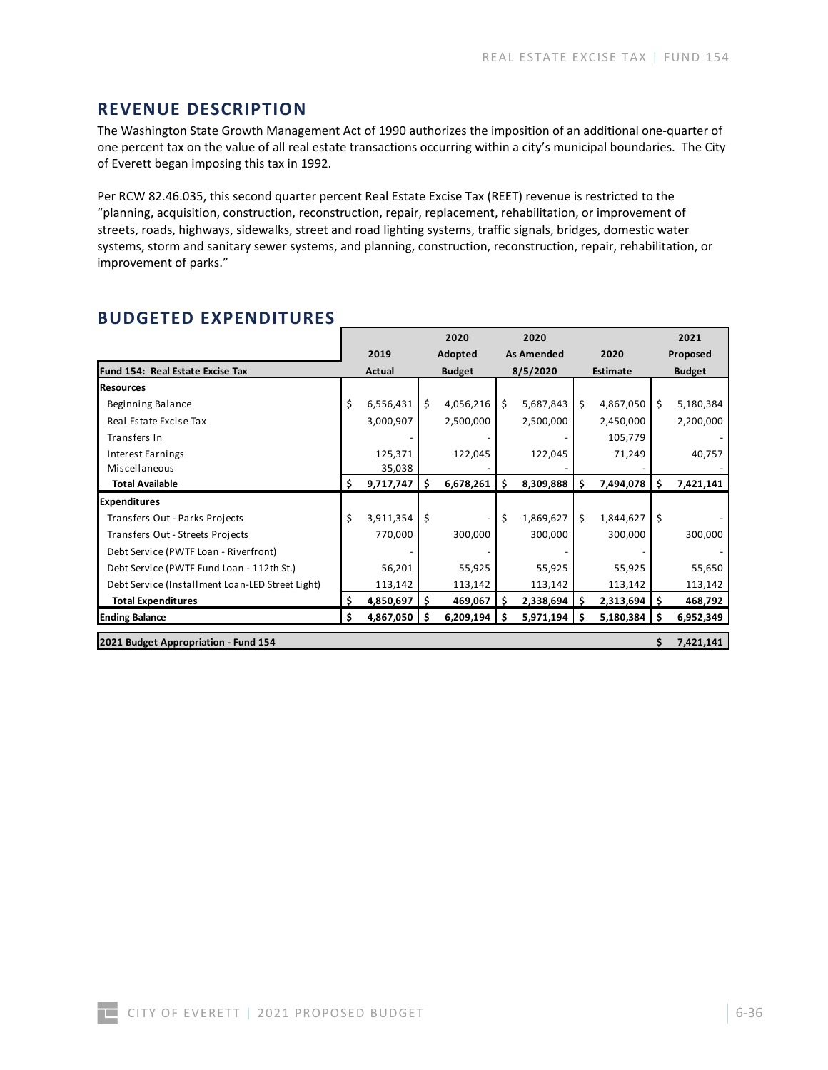## REVENUE DESCRIPTION

The Washington State Growth Management Act of 1990 authorizes the imposition of an additional one-quarter of one percent tax on the value of all real estate transactions occurring within a city's municipal boundaries. The City of Everett began imposing this tax in 1992.

Per RCW 82.46.035, this second quarter percent Real Estate Excise Tax (REET) revenue is restricted to the "planning, acquisition, construction, reconstruction, repair, replacement, rehabilitation, or improvement of streets, roads, highways, sidewalks, street and road lighting systems, traffic signals, bridges, domestic water systems, storm and sanitary sewer systems, and planning, construction, reconstruction, repair, rehabilitation, or improvement of parks."

## BUDGETED EXPENDITURES

| Fund 154: Real Estate Excise Tax | 2019 Actual | 2020 Adopted Budget | 2020 As Amended 8/5/2020 | 2020 Estimate | 2021 Proposed Budget |
|---|---|---|---|---|---|
| **Resources** | | | | | |
| Beginning Balance | $ 6,556,431 | $ 4,056,216 | $ 5,687,843 | $ 4,867,050 | $ 5,180,384 |
| Real Estate Excise Tax | 3,000,907 | 2,500,000 | 2,500,000 | 2,450,000 | 2,200,000 |
| Transfers In | - | - | - | 105,779 | - |
| Interest Earnings | 125,371 | 122,045 | 122,045 | 71,249 | 40,757 |
| Miscellaneous | 35,038 | - | - | - | - |
| **Total Available** | **$ 9,717,747** | **$ 6,678,261** | **$ 8,309,888** | **$ 7,494,078** | **$ 7,421,141** |
| **Expenditures** | | | | | |
| Transfers Out - Parks Projects | $ 3,911,354 | $ - | $ 1,869,627 | $ 1,844,627 | $ - |
| Transfers Out - Streets Projects | 770,000 | 300,000 | 300,000 | 300,000 | 300,000 |
| Debt Service (PWTF Loan - Riverfront) | - | - | - | - | - |
| Debt Service (PWTF Fund Loan - 112th St.) | 56,201 | 55,925 | 55,925 | 55,925 | 55,650 |
| Debt Service (Installment Loan-LED Street Light) | 113,142 | 113,142 | 113,142 | 113,142 | 113,142 |
| **Total Expenditures** | **$ 4,850,697** | **$ 469,067** | **$ 2,338,694** | **$ 2,313,694** | **$ 468,792** |
| **Ending Balance** | **$ 4,867,050** | **$ 6,209,194** | **$ 5,971,194** | **$ 5,180,384** | **$ 6,952,349** |
| **2021 Budget Appropriation - Fund 154** | | | | | **$ 7,421,141** |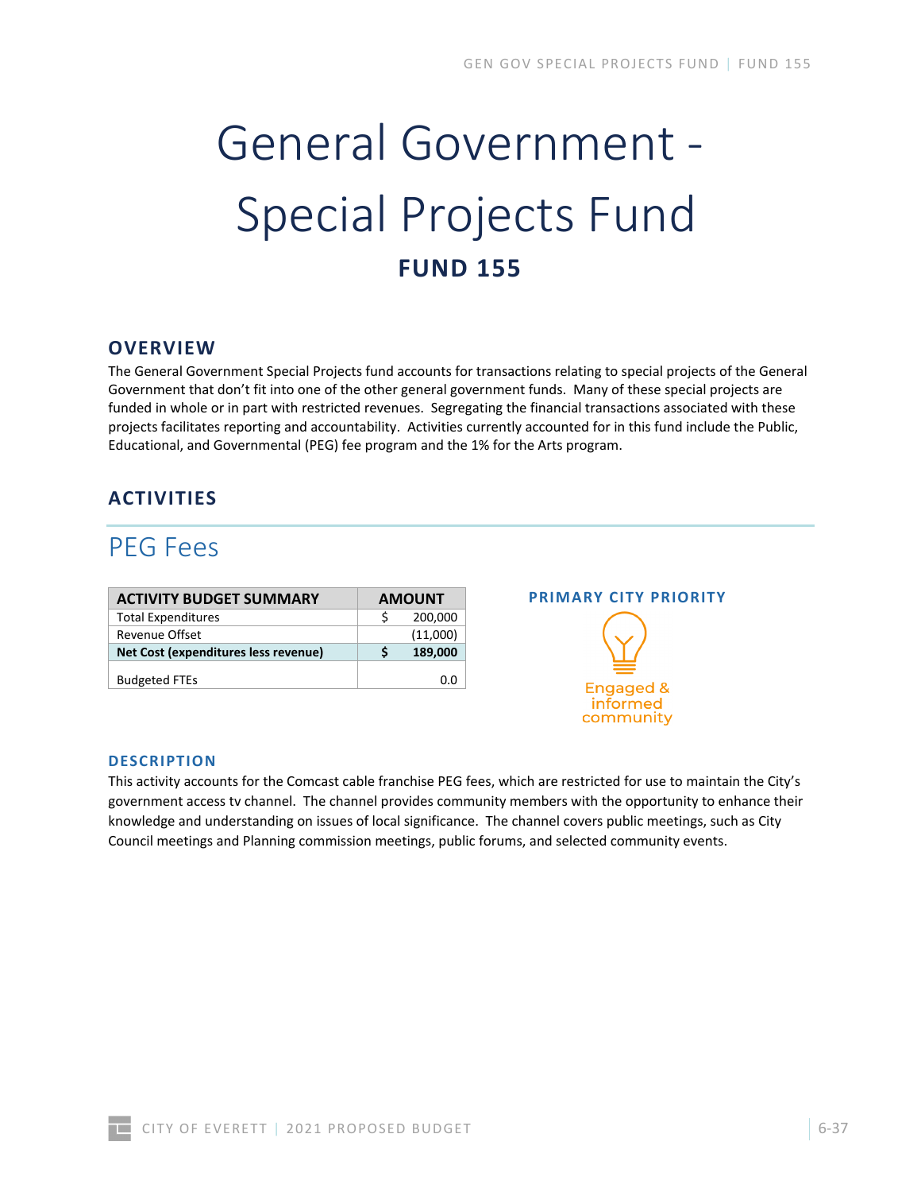# General Government - Special Projects Fund

## FUND 155

## OVERVIEW

The General Government Special Projects fund accounts for transactions relating to special projects of the General Government that don't fit into one of the other general government funds. Many of these special projects are funded in whole or in part with restricted revenues. Segregating the financial transactions associated with these projects facilitates reporting and accountability. Activities currently accounted for in this fund include the Public, Educational, and Governmental (PEG) fee program and the 1% for the Arts program.

## ACTIVITIES

### PEG Fees

| ACTIVITY BUDGET SUMMARY | AMOUNT |
|---|---|
| Total Expenditures | $ 200,000 |
| Revenue Offset | (11,000) |
| **Net Cost (expenditures less revenue)** | **$ 189,000** |
| Budgeted FTEs | 0.0 |

**PRIMARY CITY PRIORITY**

Engaged & informed community

#### DESCRIPTION

This activity accounts for the Comcast cable franchise PEG fees, which are restricted for use to maintain the City's government access tv channel. The channel provides community members with the opportunity to enhance their knowledge and understanding on issues of local significance. The channel covers public meetings, such as City Council meetings and Planning commission meetings, public forums, and selected community events.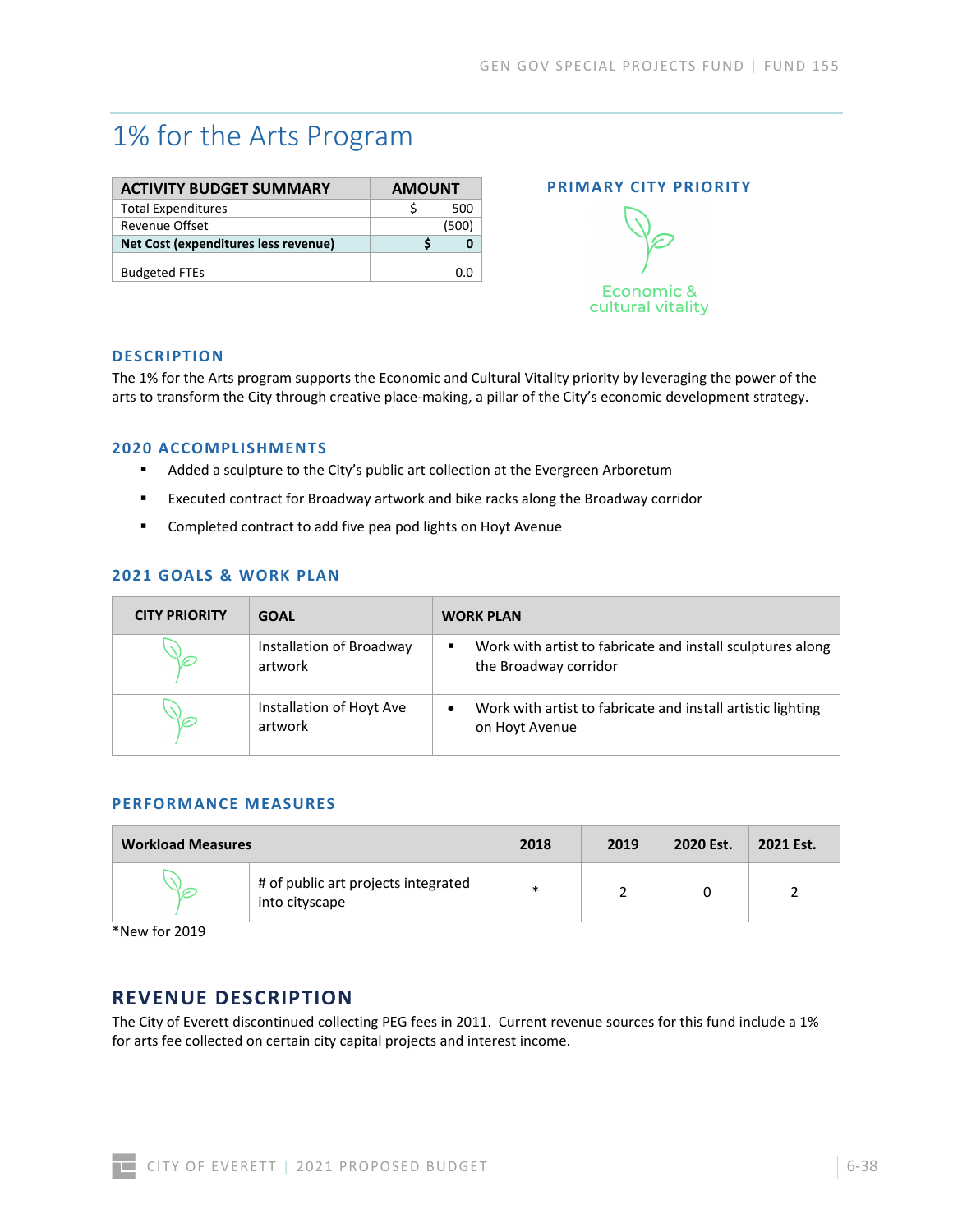# 1% for the Arts Program

| ACTIVITY BUDGET SUMMARY | AMOUNT |
|---|---|
| Total Expenditures | $ 500 |
| Revenue Offset | (500) |
| **Net Cost (expenditures less revenue)** | **$ 0** |
| Budgeted FTEs | 0.0 |

### PRIMARY CITY PRIORITY

Economic & cultural vitality

### DESCRIPTION

The 1% for the Arts program supports the Economic and Cultural Vitality priority by leveraging the power of the arts to transform the City through creative place-making, a pillar of the City's economic development strategy.

### 2020 ACCOMPLISHMENTS

- Added a sculpture to the City's public art collection at the Evergreen Arboretum
- Executed contract for Broadway artwork and bike racks along the Broadway corridor
- Completed contract to add five pea pod lights on Hoyt Avenue

### 2021 GOALS & WORK PLAN

| CITY PRIORITY | GOAL | WORK PLAN |
|---|---|---|
| Economic & cultural vitality | Installation of Broadway artwork | ▪ Work with artist to fabricate and install sculptures along the Broadway corridor |
| Economic & cultural vitality | Installation of Hoyt Ave artwork | • Work with artist to fabricate and install artistic lighting on Hoyt Avenue |

### PERFORMANCE MEASURES

| Workload Measures | | 2018 | 2019 | 2020 Est. | 2021 Est. |
|---|---|---|---|---|---|
| Economic & cultural vitality | # of public art projects integrated into cityscape | * | 2 | 0 | 2 |

*New for 2019

## REVENUE DESCRIPTION

The City of Everett discontinued collecting PEG fees in 2011. Current revenue sources for this fund include a 1% for arts fee collected on certain city capital projects and interest income.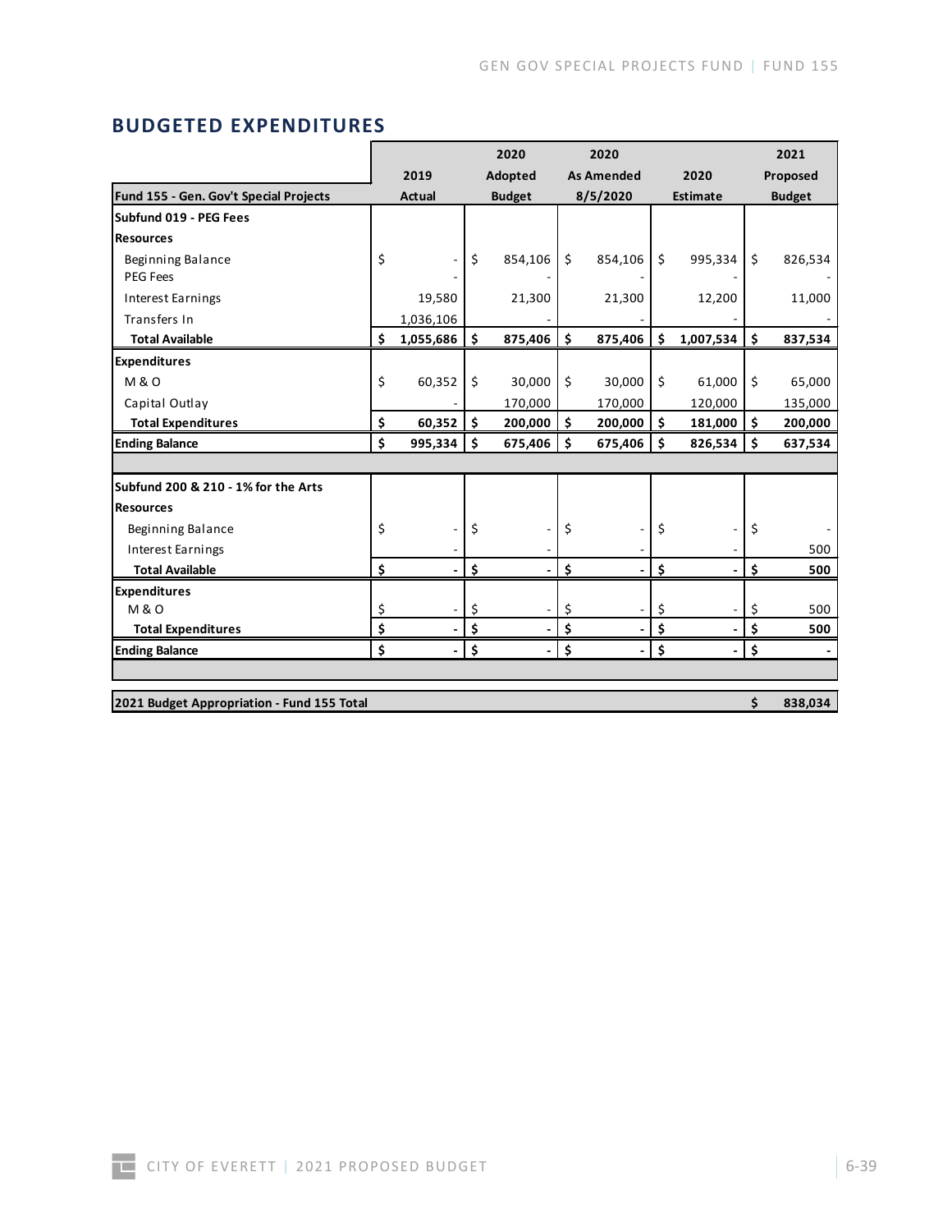## BUDGETED EXPENDITURES

| Fund 155 - Gen. Gov't Special Projects | 2019 Actual | 2020 Adopted Budget | 2020 As Amended 8/5/2020 | 2020 Estimate | 2021 Proposed Budget |
|---|---|---|---|---|---|
| **Subfund 019 - PEG Fees** | | | | | |
| **Resources** | | | | | |
| Beginning Balance | $ - | $ 854,106 | $ 854,106 | $ 995,334 | $ 826,534 |
| PEG Fees | - | - | - | - | - |
| Interest Earnings | 19,580 | 21,300 | 21,300 | 12,200 | 11,000 |
| Transfers In | 1,036,106 | - | - | - | - |
| **Total Available** | **$ 1,055,686** | **$ 875,406** | **$ 875,406** | **$ 1,007,534** | **$ 837,534** |
| **Expenditures** | | | | | |
| M & O | $ 60,352 | $ 30,000 | $ 30,000 | $ 61,000 | $ 65,000 |
| Capital Outlay | - | 170,000 | 170,000 | 120,000 | 135,000 |
| **Total Expenditures** | **$ 60,352** | **$ 200,000** | **$ 200,000** | **$ 181,000** | **$ 200,000** |
| **Ending Balance** | **$ 995,334** | **$ 675,406** | **$ 675,406** | **$ 826,534** | **$ 637,534** |
| | | | | | |
| **Subfund 200 & 210 - 1% for the Arts** | | | | | |
| **Resources** | | | | | |
| Beginning Balance | $ - | $ - | $ - | $ - | $ - |
| Interest Earnings | - | - | - | - | 500 |
| **Total Available** | **$ -** | **$ -** | **$ -** | **$ -** | **$ 500** |
| **Expenditures** | | | | | |
| M & O | $ - | $ - | $ - | $ - | $ 500 |
| **Total Expenditures** | **$ -** | **$ -** | **$ -** | **$ -** | **$ 500** |
| **Ending Balance** | **$ -** | **$ -** | **$ -** | **$ -** | **$ -** |
| | | | | | |
| **2021 Budget Appropriation - Fund 155 Total** | | | | | **$ 838,034** |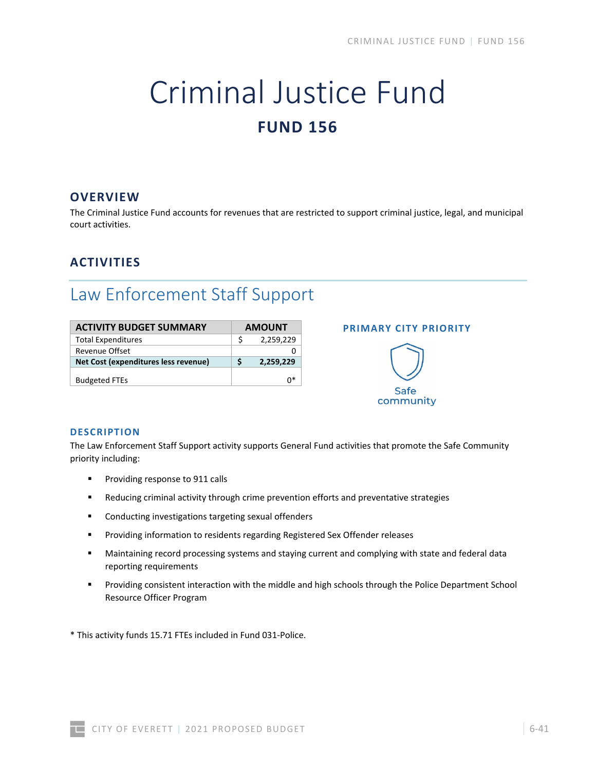# Criminal Justice Fund

## FUND 156

## OVERVIEW

The Criminal Justice Fund accounts for revenues that are restricted to support criminal justice, legal, and municipal court activities.

## ACTIVITIES

## Law Enforcement Staff Support

| ACTIVITY BUDGET SUMMARY | AMOUNT |
|---|---|
| Total Expenditures | $ 2,259,229 |
| Revenue Offset | 0 |
| **Net Cost (expenditures less revenue)** | **$ 2,259,229** |
| Budgeted FTEs | 0* |

### PRIMARY CITY PRIORITY

Safe community

### DESCRIPTION

The Law Enforcement Staff Support activity supports General Fund activities that promote the Safe Community priority including:

- Providing response to 911 calls
- Reducing criminal activity through crime prevention efforts and preventative strategies
- Conducting investigations targeting sexual offenders
- Providing information to residents regarding Registered Sex Offender releases
- Maintaining record processing systems and staying current and complying with state and federal data reporting requirements
- Providing consistent interaction with the middle and high schools through the Police Department School Resource Officer Program

* This activity funds 15.71 FTEs included in Fund 031-Police.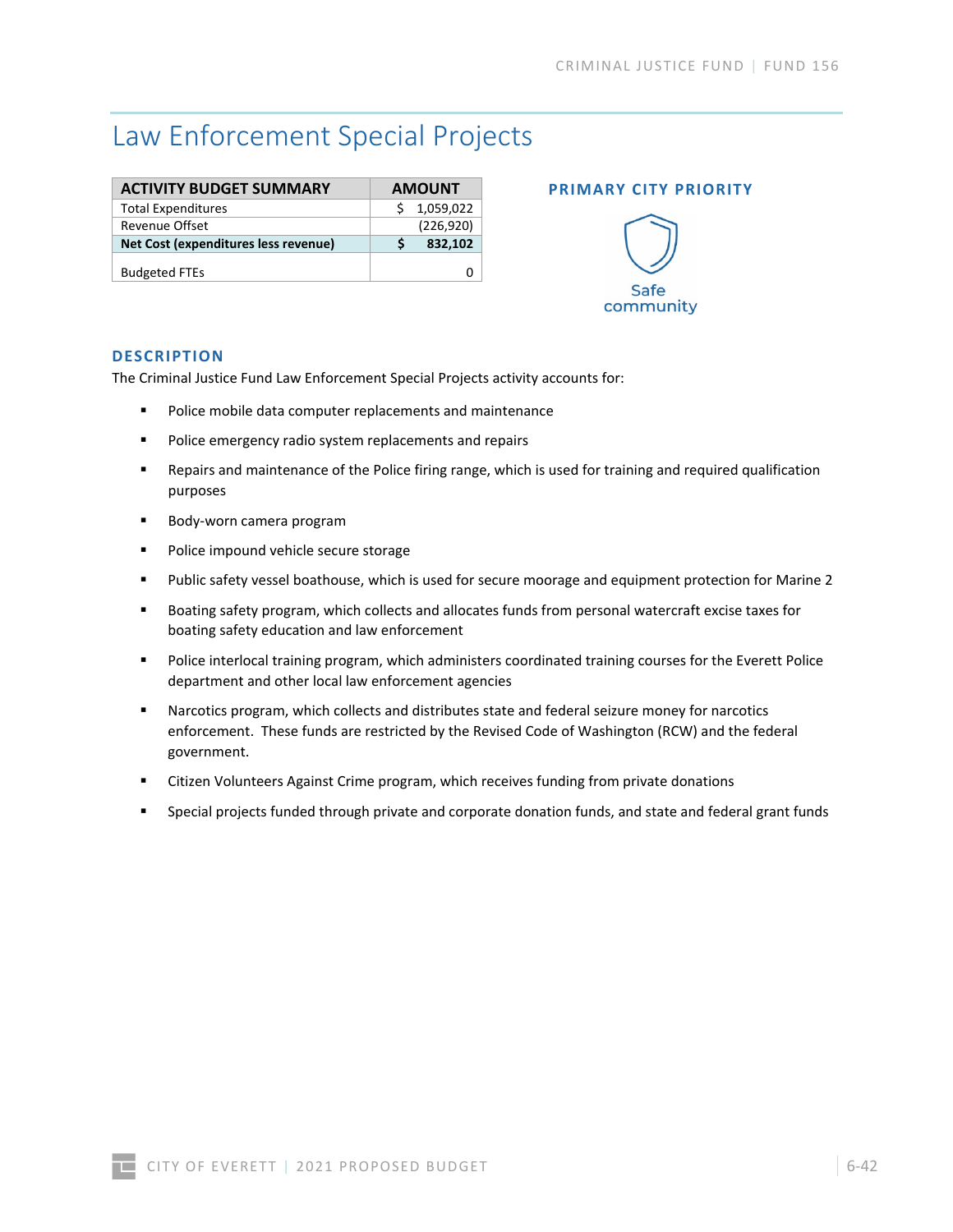# Law Enforcement Special Projects

| ACTIVITY BUDGET SUMMARY | AMOUNT |
|---|---|
| Total Expenditures | $ 1,059,022 |
| Revenue Offset | (226,920) |
| **Net Cost (expenditures less revenue)** | **$ 832,102** |
| Budgeted FTEs | 0 |

**PRIMARY CITY PRIORITY**

Safe community

## DESCRIPTION

The Criminal Justice Fund Law Enforcement Special Projects activity accounts for:

- Police mobile data computer replacements and maintenance
- Police emergency radio system replacements and repairs
- Repairs and maintenance of the Police firing range, which is used for training and required qualification purposes
- Body-worn camera program
- Police impound vehicle secure storage
- Public safety vessel boathouse, which is used for secure moorage and equipment protection for Marine 2
- Boating safety program, which collects and allocates funds from personal watercraft excise taxes for boating safety education and law enforcement
- Police interlocal training program, which administers coordinated training courses for the Everett Police department and other local law enforcement agencies
- Narcotics program, which collects and distributes state and federal seizure money for narcotics enforcement. These funds are restricted by the Revised Code of Washington (RCW) and the federal government.
- Citizen Volunteers Against Crime program, which receives funding from private donations
- Special projects funded through private and corporate donation funds, and state and federal grant funds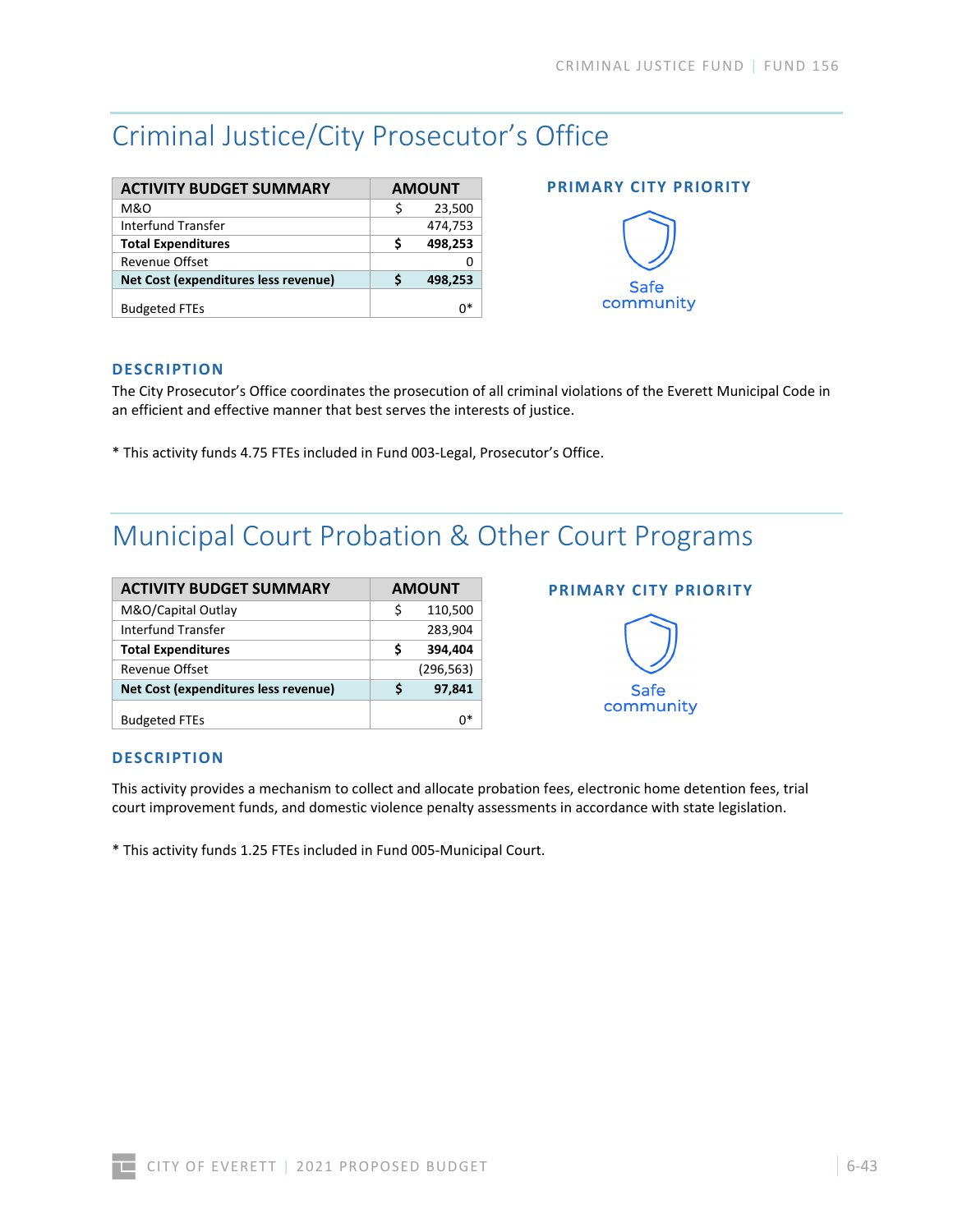# Criminal Justice/City Prosecutor's Office

| ACTIVITY BUDGET SUMMARY | AMOUNT |
|---|---|
| M&O | $ 23,500 |
| Interfund Transfer | 474,753 |
| **Total Expenditures** | **$ 498,253** |
| Revenue Offset | 0 |
| **Net Cost (expenditures less revenue)** | **$ 498,253** |
| Budgeted FTEs | 0* |

**PRIMARY CITY PRIORITY**

Safe community

### DESCRIPTION

The City Prosecutor's Office coordinates the prosecution of all criminal violations of the Everett Municipal Code in an efficient and effective manner that best serves the interests of justice.

* This activity funds 4.75 FTEs included in Fund 003-Legal, Prosecutor's Office.

# Municipal Court Probation & Other Court Programs

| ACTIVITY BUDGET SUMMARY | AMOUNT |
|---|---|
| M&O/Capital Outlay | $ 110,500 |
| Interfund Transfer | 283,904 |
| **Total Expenditures** | **$ 394,404** |
| Revenue Offset | (296,563) |
| **Net Cost (expenditures less revenue)** | **$ 97,841** |
| Budgeted FTEs | 0* |

**PRIMARY CITY PRIORITY**

Safe community

### DESCRIPTION

This activity provides a mechanism to collect and allocate probation fees, electronic home detention fees, trial court improvement funds, and domestic violence penalty assessments in accordance with state legislation.

* This activity funds 1.25 FTEs included in Fund 005-Municipal Court.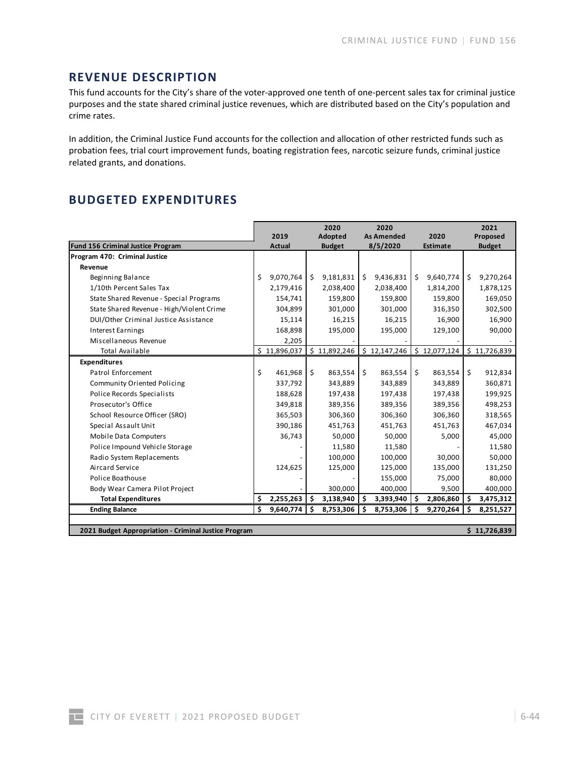## REVENUE DESCRIPTION

This fund accounts for the City's share of the voter-approved one tenth of one-percent sales tax for criminal justice purposes and the state shared criminal justice revenues, which are distributed based on the City's population and crime rates.

In addition, the Criminal Justice Fund accounts for the collection and allocation of other restricted funds such as probation fees, trial court improvement funds, boating registration fees, narcotic seizure funds, criminal justice related grants, and donations.

## BUDGETED EXPENDITURES

| Fund 156 Criminal Justice Program | 2019 Actual | 2020 Adopted Budget | 2020 As Amended 8/5/2020 | 2020 Estimate | 2021 Proposed Budget |
|---|---|---|---|---|---|
| **Program 470: Criminal Justice** | | | | | |
| **Revenue** | | | | | |
| Beginning Balance | $ 9,070,764 | $ 9,181,831 | $ 9,436,831 | $ 9,640,774 | $ 9,270,264 |
| 1/10th Percent Sales Tax | 2,179,416 | 2,038,400 | 2,038,400 | 1,814,200 | 1,878,125 |
| State Shared Revenue - Special Programs | 154,741 | 159,800 | 159,800 | 159,800 | 169,050 |
| State Shared Revenue - High/Violent Crime | 304,899 | 301,000 | 301,000 | 316,350 | 302,500 |
| DUI/Other Criminal Justice Assistance | 15,114 | 16,215 | 16,215 | 16,900 | 16,900 |
| Interest Earnings | 168,898 | 195,000 | 195,000 | 129,100 | 90,000 |
| Miscellaneous Revenue | 2,205 | - | - | - | - |
| Total Available | $ 11,896,037 | $ 11,892,246 | $ 12,147,246 | $ 12,077,124 | $ 11,726,839 |
| **Expenditures** | | | | | |
| Patrol Enforcement | $ 461,968 | $ 863,554 | $ 863,554 | $ 863,554 | $ 912,834 |
| Community Oriented Policing | 337,792 | 343,889 | 343,889 | 343,889 | 360,871 |
| Police Records Specialists | 188,628 | 197,438 | 197,438 | 197,438 | 199,925 |
| Prosecutor's Office | 349,818 | 389,356 | 389,356 | 389,356 | 498,253 |
| School Resource Officer (SRO) | 365,503 | 306,360 | 306,360 | 306,360 | 318,565 |
| Special Assault Unit | 390,186 | 451,763 | 451,763 | 451,763 | 467,034 |
| Mobile Data Computers | 36,743 | 50,000 | 50,000 | 5,000 | 45,000 |
| Police Impound Vehicle Storage | - | 11,580 | 11,580 | - | 11,580 |
| Radio System Replacements | - | 100,000 | 100,000 | 30,000 | 50,000 |
| Aircard Service | 124,625 | 125,000 | 125,000 | 135,000 | 131,250 |
| Police Boathouse | - | - | 155,000 | 75,000 | 80,000 |
| Body Wear Camera Pilot Project | - | 300,000 | 400,000 | 9,500 | 400,000 |
| **Total Expenditures** | **$ 2,255,263** | **$ 3,138,940** | **$ 3,393,940** | **$ 2,806,860** | **$ 3,475,312** |
| **Ending Balance** | **$ 9,640,774** | **$ 8,753,306** | **$ 8,753,306** | **$ 9,270,264** | **$ 8,251,527** |
| | | | | | |
| **2021 Budget Appropriation - Criminal Justice Program** | | | | | **$ 11,726,839** |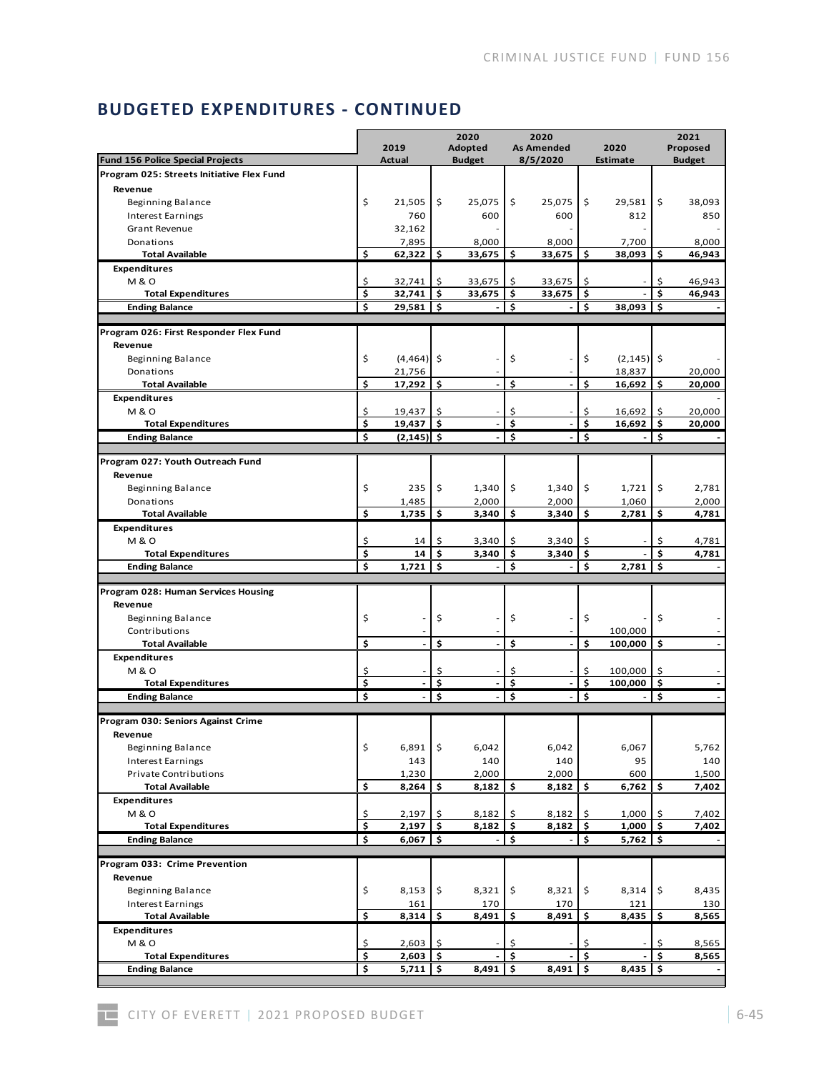## BUDGETED EXPENDITURES - CONTINUED

| Fund 156 Police Special Projects | 2019 Actual | 2020 Adopted Budget | 2020 As Amended 8/5/2020 | 2020 Estimate | 2021 Proposed Budget |
|---|---|---|---|---|---|
| **Program 025: Streets Initiative Flex Fund** | | | | | |
| **Revenue** | | | | | |
| Beginning Balance | $ 21,505 | $ 25,075 | $ 25,075 | $ 29,581 | $ 38,093 |
| Interest Earnings | 760 | 600 | 600 | 812 | 850 |
| Grant Revenue | 32,162 | - | - | - | - |
| Donations | 7,895 | 8,000 | 8,000 | 7,700 | 8,000 |
| **Total Available** | **$ 62,322** | **$ 33,675** | **$ 33,675** | **$ 38,093** | **$ 46,943** |
| **Expenditures** | | | | | |
| M & O | $ 32,741 | $ 33,675 | $ 33,675 | $ - | $ 46,943 |
| **Total Expenditures** | **$ 32,741** | **$ 33,675** | **$ 33,675** | **$ -** | **$ 46,943** |
| **Ending Balance** | **$ 29,581** | **$ -** | **$ -** | **$ 38,093** | **$ -** |
| **Program 026: First Responder Flex Fund** | | | | | |
| **Revenue** | | | | | |
| Beginning Balance | $ (4,464) | $ - | $ - | $ (2,145) | $ - |
| Donations | 21,756 | - | - | 18,837 | 20,000 |
| **Total Available** | **$ 17,292** | **$ -** | **$ -** | **$ 16,692** | **$ 20,000** |
| **Expenditures** | | | | | - |
| M & O | $ 19,437 | $ - | $ - | $ 16,692 | $ 20,000 |
| **Total Expenditures** | **$ 19,437** | **$ -** | **$ -** | **$ 16,692** | **$ 20,000** |
| **Ending Balance** | **$ (2,145)** | **$ -** | **$ -** | **$ -** | **$ -** |
| **Program 027: Youth Outreach Fund** | | | | | |
| **Revenue** | | | | | |
| Beginning Balance | $ 235 | $ 1,340 | $ 1,340 | $ 1,721 | $ 2,781 |
| Donations | 1,485 | 2,000 | 2,000 | 1,060 | 2,000 |
| **Total Available** | **$ 1,735** | **$ 3,340** | **$ 3,340** | **$ 2,781** | **$ 4,781** |
| **Expenditures** | | | | | |
| M & O | $ 14 | $ 3,340 | $ 3,340 | $ - | $ 4,781 |
| **Total Expenditures** | **$ 14** | **$ 3,340** | **$ 3,340** | **$ -** | **$ 4,781** |
| **Ending Balance** | **$ 1,721** | **$ -** | **$ -** | **$ 2,781** | **$ -** |
| **Program 028: Human Services Housing** | | | | | |
| **Revenue** | | | | | |
| Beginning Balance | $ - | $ - | $ - | $ - | $ - |
| Contributions | - | - | - | 100,000 | - |
| **Total Available** | **$ -** | **$ -** | **$ -** | **$ 100,000** | **$ -** |
| **Expenditures** | | | | | |
| M & O | $ - | $ - | $ - | $ 100,000 | $ - |
| **Total Expenditures** | **$ -** | **$ -** | **$ -** | **$ 100,000** | **$ -** |
| **Ending Balance** | **$ -** | **$ -** | **$ -** | **$ -** | **$ -** |
| **Program 030: Seniors Against Crime** | | | | | |
| **Revenue** | | | | | |
| Beginning Balance | $ 6,891 | $ 6,042 | 6,042 | 6,067 | 5,762 |
| Interest Earnings | 143 | 140 | 140 | 95 | 140 |
| Private Contributions | 1,230 | 2,000 | 2,000 | 600 | 1,500 |
| **Total Available** | **$ 8,264** | **$ 8,182** | **$ 8,182** | **$ 6,762** | **$ 7,402** |
| **Expenditures** | | | | | |
| M & O | $ 2,197 | $ 8,182 | $ 8,182 | $ 1,000 | $ 7,402 |
| **Total Expenditures** | **$ 2,197** | **$ 8,182** | **$ 8,182** | **$ 1,000** | **$ 7,402** |
| **Ending Balance** | **$ 6,067** | **$ -** | **$ -** | **$ 5,762** | **$ -** |
| **Program 033: Crime Prevention** | | | | | |
| **Revenue** | | | | | |
| Beginning Balance | $ 8,153 | $ 8,321 | $ 8,321 | $ 8,314 | $ 8,435 |
| Interest Earnings | 161 | 170 | 170 | 121 | 130 |
| **Total Available** | **$ 8,314** | **$ 8,491** | **$ 8,491** | **$ 8,435** | **$ 8,565** |
| **Expenditures** | | | | | |
| M & O | $ 2,603 | $ - | $ - | $ - | $ 8,565 |
| **Total Expenditures** | **$ 2,603** | **$ -** | **$ -** | **$ -** | **$ 8,565** |
| **Ending Balance** | **$ 5,711** | **$ 8,491** | **$ 8,491** | **$ 8,435** | **$ -** |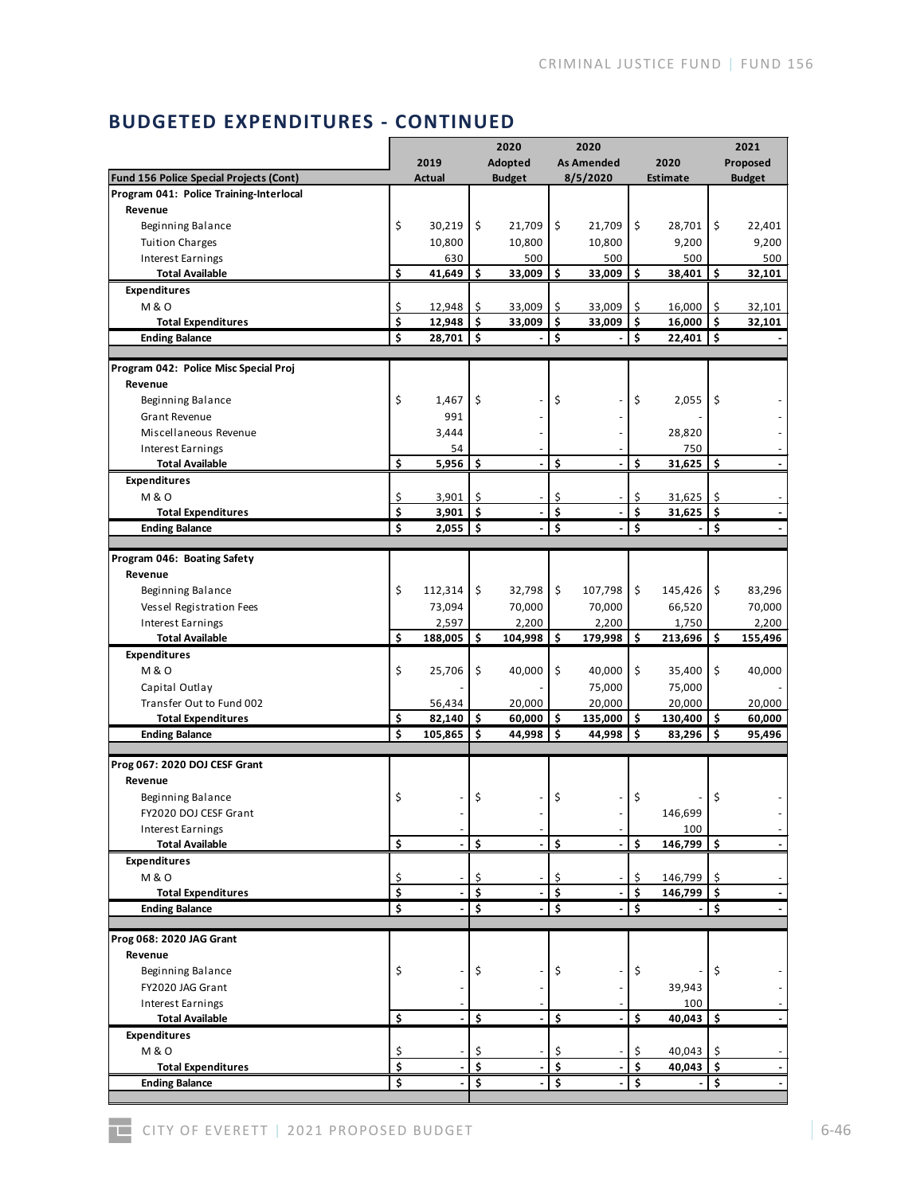## BUDGETED EXPENDITURES - CONTINUED

| Fund 156 Police Special Projects (Cont) | 2019 Actual | 2020 Adopted Budget | 2020 As Amended 8/5/2020 | 2020 Estimate | 2021 Proposed Budget |
|---|---|---|---|---|---|
| **Program 041: Police Training-Interlocal** | | | | | |
| **Revenue** | | | | | |
| Beginning Balance | $ 30,219 | $ 21,709 | $ 21,709 | $ 28,701 | $ 22,401 |
| Tuition Charges | 10,800 | 10,800 | 10,800 | 9,200 | 9,200 |
| Interest Earnings | 630 | 500 | 500 | 500 | 500 |
| **Total Available** | **$ 41,649** | **$ 33,009** | **$ 33,009** | **$ 38,401** | **$ 32,101** |
| **Expenditures** | | | | | |
| M & O | $ 12,948 | $ 33,009 | $ 33,009 | $ 16,000 | $ 32,101 |
| **Total Expenditures** | **$ 12,948** | **$ 33,009** | **$ 33,009** | **$ 16,000** | **$ 32,101** |
| **Ending Balance** | **$ 28,701** | **$ -** | **$ -** | **$ 22,401** | **$ -** |
| **Program 042: Police Misc Special Proj** | | | | | |
| **Revenue** | | | | | |
| Beginning Balance | $ 1,467 | $ - | $ - | $ 2,055 | $ - |
| Grant Revenue | 991 | - | - | - | - |
| Miscellaneous Revenue | 3,444 | - | - | 28,820 | - |
| Interest Earnings | 54 | - | - | 750 | - |
| **Total Available** | **$ 5,956** | **$ -** | **$ -** | **$ 31,625** | **$ -** |
| **Expenditures** | | | | | |
| M & O | $ 3,901 | $ - | $ - | $ 31,625 | $ - |
| **Total Expenditures** | **$ 3,901** | **$ -** | **$ -** | **$ 31,625** | **$ -** |
| **Ending Balance** | **$ 2,055** | **$ -** | **$ -** | **$ -** | **$ -** |
| **Program 046: Boating Safety** | | | | | |
| **Revenue** | | | | | |
| Beginning Balance | $ 112,314 | $ 32,798 | $ 107,798 | $ 145,426 | $ 83,296 |
| Vessel Registration Fees | 73,094 | 70,000 | 70,000 | 66,520 | 70,000 |
| Interest Earnings | 2,597 | 2,200 | 2,200 | 1,750 | 2,200 |
| **Total Available** | **$ 188,005** | **$ 104,998** | **$ 179,998** | **$ 213,696** | **$ 155,496** |
| **Expenditures** | | | | | |
| M & O | $ 25,706 | $ 40,000 | $ 40,000 | $ 35,400 | $ 40,000 |
| Capital Outlay | - | - | 75,000 | 75,000 | - |
| Transfer Out to Fund 002 | 56,434 | 20,000 | 20,000 | 20,000 | 20,000 |
| **Total Expenditures** | **$ 82,140** | **$ 60,000** | **$ 135,000** | **$ 130,400** | **$ 60,000** |
| **Ending Balance** | **$ 105,865** | **$ 44,998** | **$ 44,998** | **$ 83,296** | **$ 95,496** |
| **Prog 067: 2020 DOJ CESF Grant** | | | | | |
| **Revenue** | | | | | |
| Beginning Balance | $ - | $ - | $ - | $ - | $ - |
| FY2020 DOJ CESF Grant | - | - | - | 146,699 | - |
| Interest Earnings | - | - | - | 100 | - |
| **Total Available** | **$ -** | **$ -** | **$ -** | **$ 146,799** | **$ -** |
| **Expenditures** | | | | | |
| M & O | $ - | $ - | $ - | $ 146,799 | $ - |
| **Total Expenditures** | **$ -** | **$ -** | **$ -** | **$ 146,799** | **$ -** |
| **Ending Balance** | **$ -** | **$ -** | **$ -** | **$ -** | **$ -** |
| **Prog 068: 2020 JAG Grant** | | | | | |
| **Revenue** | | | | | |
| Beginning Balance | $ - | $ - | $ - | $ - | $ - |
| FY2020 JAG Grant | - | - | - | 39,943 | - |
| Interest Earnings | - | - | - | 100 | - |
| **Total Available** | **$ -** | **$ -** | **$ -** | **$ 40,043** | **$ -** |
| **Expenditures** | | | | | |
| M & O | $ - | $ - | $ - | $ 40,043 | $ - |
| **Total Expenditures** | **$ -** | **$ -** | **$ -** | **$ 40,043** | **$ -** |
| **Ending Balance** | **$ -** | **$ -** | **$ -** | **$ -** | **$ -** |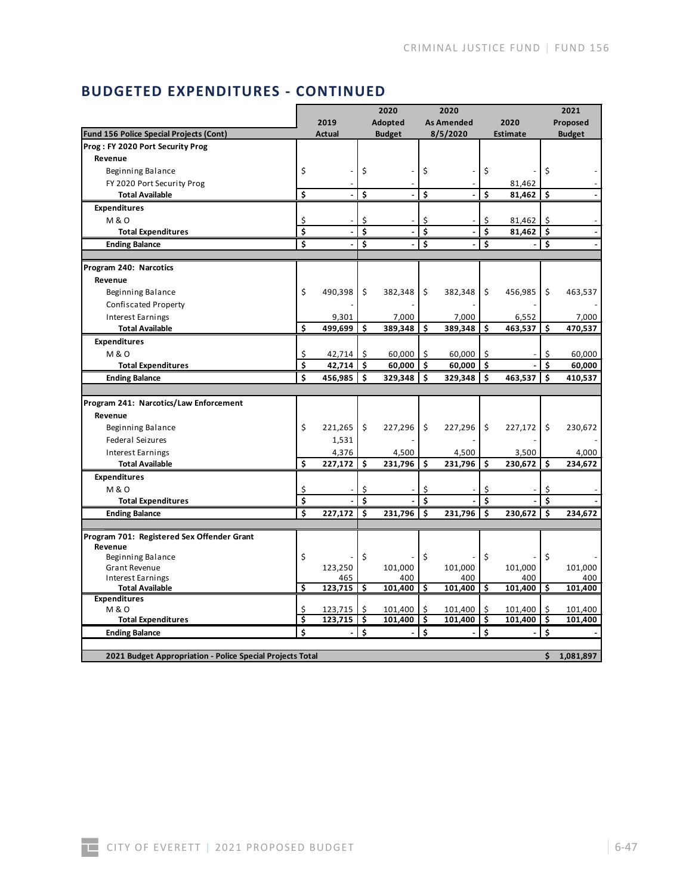## BUDGETED EXPENDITURES - CONTINUED

| Fund 156 Police Special Projects (Cont) | 2019 Actual | 2020 Adopted Budget | 2020 As Amended 8/5/2020 | 2020 Estimate | 2021 Proposed Budget |
|---|---|---|---|---|---|
| **Prog : FY 2020 Port Security Prog** | | | | | |
| **Revenue** | | | | | |
| Beginning Balance | $ - | $ - | $ - | $ - | $ - |
| FY 2020 Port Security Prog | - | - | - | 81,462 | - |
| **Total Available** | **$ -** | **$ -** | **$ -** | **$ 81,462** | **$ -** |
| **Expenditures** | | | | | |
| M & O | $ - | $ - | $ - | $ 81,462 | $ - |
| **Total Expenditures** | **$ -** | **$ -** | **$ -** | **$ 81,462** | **$ -** |
| **Ending Balance** | **$ -** | **$ -** | **$ -** | **$ -** | **$ -** |
| | | | | | |
| **Program 240: Narcotics** | | | | | |
| **Revenue** | | | | | |
| Beginning Balance | $ 490,398 | $ 382,348 | $ 382,348 | $ 456,985 | $ 463,537 |
| Confiscated Property | - | - | - | - | - |
| Interest Earnings | 9,301 | 7,000 | 7,000 | 6,552 | 7,000 |
| **Total Available** | **$ 499,699** | **$ 389,348** | **$ 389,348** | **$ 463,537** | **$ 470,537** |
| **Expenditures** | | | | | |
| M & O | $ 42,714 | $ 60,000 | $ 60,000 | $ - | $ 60,000 |
| **Total Expenditures** | **$ 42,714** | **$ 60,000** | **$ 60,000** | **$ -** | **$ 60,000** |
| **Ending Balance** | **$ 456,985** | **$ 329,348** | **$ 329,348** | **$ 463,537** | **$ 410,537** |
| | | | | | |
| **Program 241: Narcotics/Law Enforcement** | | | | | |
| **Revenue** | | | | | |
| Beginning Balance | $ 221,265 | $ 227,296 | $ 227,296 | $ 227,172 | $ 230,672 |
| Federal Seizures | 1,531 | - | - | - | - |
| Interest Earnings | 4,376 | 4,500 | 4,500 | 3,500 | 4,000 |
| **Total Available** | **$ 227,172** | **$ 231,796** | **$ 231,796** | **$ 230,672** | **$ 234,672** |
| **Expenditures** | | | | | |
| M & O | $ - | $ - | $ - | $ - | $ - |
| **Total Expenditures** | **$ -** | **$ -** | **$ -** | **$ -** | **$ -** |
| **Ending Balance** | **$ 227,172** | **$ 231,796** | **$ 231,796** | **$ 230,672** | **$ 234,672** |
| | | | | | |
| **Program 701: Registered Sex Offender Grant** | | | | | |
| **Revenue** | | | | | |
| Beginning Balance | $ - | $ - | $ - | $ - | $ - |
| Grant Revenue | 123,250 | 101,000 | 101,000 | 101,000 | 101,000 |
| Interest Earnings | 465 | 400 | 400 | 400 | 400 |
| **Total Available** | **$ 123,715** | **$ 101,400** | **$ 101,400** | **$ 101,400** | **$ 101,400** |
| **Expenditures** | | | | | |
| M & O | $ 123,715 | $ 101,400 | $ 101,400 | $ 101,400 | $ 101,400 |
| **Total Expenditures** | **$ 123,715** | **$ 101,400** | **$ 101,400** | **$ 101,400** | **$ 101,400** |
| **Ending Balance** | **$ -** | **$ -** | **$ -** | **$ -** | **$ -** |
| | | | | | |
| **2021 Budget Appropriation - Police Special Projects Total** | | | | | **$ 1,081,897** |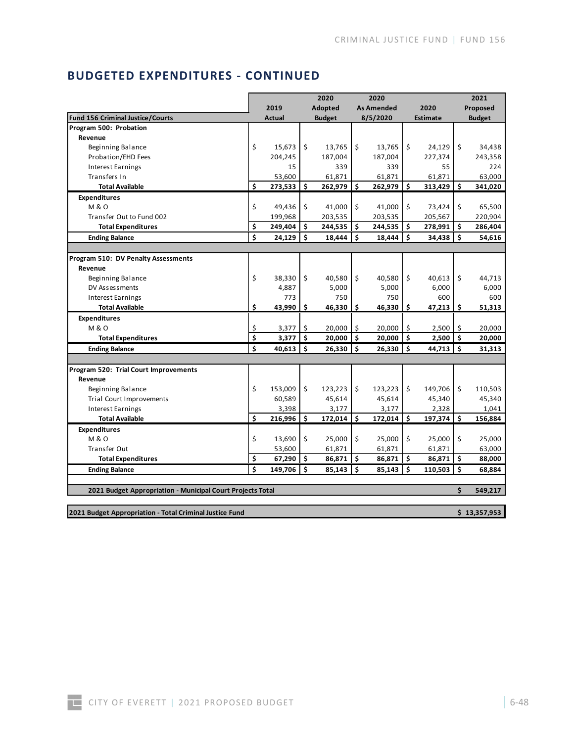## BUDGETED EXPENDITURES - CONTINUED

| Fund 156 Criminal Justice/Courts | 2019 Actual | 2020 Adopted Budget | 2020 As Amended 8/5/2020 | 2020 Estimate | 2021 Proposed Budget |
|---|---|---|---|---|---|
| **Program 500: Probation** | | | | | |
| **Revenue** | | | | | |
| Beginning Balance | $ 15,673 | $ 13,765 | $ 13,765 | $ 24,129 | $ 34,438 |
| Probation/EHD Fees | 204,245 | 187,004 | 187,004 | 227,374 | 243,358 |
| Interest Earnings | 15 | 339 | 339 | 55 | 224 |
| Transfers In | 53,600 | 61,871 | 61,871 | 61,871 | 63,000 |
| **Total Available** | **$ 273,533** | **$ 262,979** | **$ 262,979** | **$ 313,429** | **$ 341,020** |
| **Expenditures** | | | | | |
| M & O | $ 49,436 | $ 41,000 | $ 41,000 | $ 73,424 | $ 65,500 |
| Transfer Out to Fund 002 | 199,968 | 203,535 | 203,535 | 205,567 | 220,904 |
| **Total Expenditures** | **$ 249,404** | **$ 244,535** | **$ 244,535** | **$ 278,991** | **$ 286,404** |
| **Ending Balance** | **$ 24,129** | **$ 18,444** | **$ 18,444** | **$ 34,438** | **$ 54,616** |
| | | | | | |
| **Program 510: DV Penalty Assessments** | | | | | |
| **Revenue** | | | | | |
| Beginning Balance | $ 38,330 | $ 40,580 | $ 40,580 | $ 40,613 | $ 44,713 |
| DV Assessments | 4,887 | 5,000 | 5,000 | 6,000 | 6,000 |
| Interest Earnings | 773 | 750 | 750 | 600 | 600 |
| **Total Available** | **$ 43,990** | **$ 46,330** | **$ 46,330** | **$ 47,213** | **$ 51,313** |
| **Expenditures** | | | | | |
| M & O | $ 3,377 | $ 20,000 | $ 20,000 | $ 2,500 | $ 20,000 |
| **Total Expenditures** | **$ 3,377** | **$ 20,000** | **$ 20,000** | **$ 2,500** | **$ 20,000** |
| **Ending Balance** | **$ 40,613** | **$ 26,330** | **$ 26,330** | **$ 44,713** | **$ 31,313** |
| | | | | | |
| **Program 520: Trial Court Improvements** | | | | | |
| **Revenue** | | | | | |
| Beginning Balance | $ 153,009 | $ 123,223 | $ 123,223 | $ 149,706 | $ 110,503 |
| Trial Court Improvements | 60,589 | 45,614 | 45,614 | 45,340 | 45,340 |
| Interest Earnings | 3,398 | 3,177 | 3,177 | 2,328 | 1,041 |
| **Total Available** | **$ 216,996** | **$ 172,014** | **$ 172,014** | **$ 197,374** | **$ 156,884** |
| **Expenditures** | | | | | |
| M & O | $ 13,690 | $ 25,000 | $ 25,000 | $ 25,000 | $ 25,000 |
| Transfer Out | 53,600 | 61,871 | 61,871 | 61,871 | 63,000 |
| **Total Expenditures** | **$ 67,290** | **$ 86,871** | **$ 86,871** | **$ 86,871** | **$ 88,000** |
| **Ending Balance** | **$ 149,706** | **$ 85,143** | **$ 85,143** | **$ 110,503** | **$ 68,884** |
| | | | | | |
| **2021 Budget Appropriation - Municipal Court Projects Total** | | | | | **$ 549,217** |

| **2021 Budget Appropriation - Total Criminal Justice Fund** | **$ 13,357,953** |
|---|---|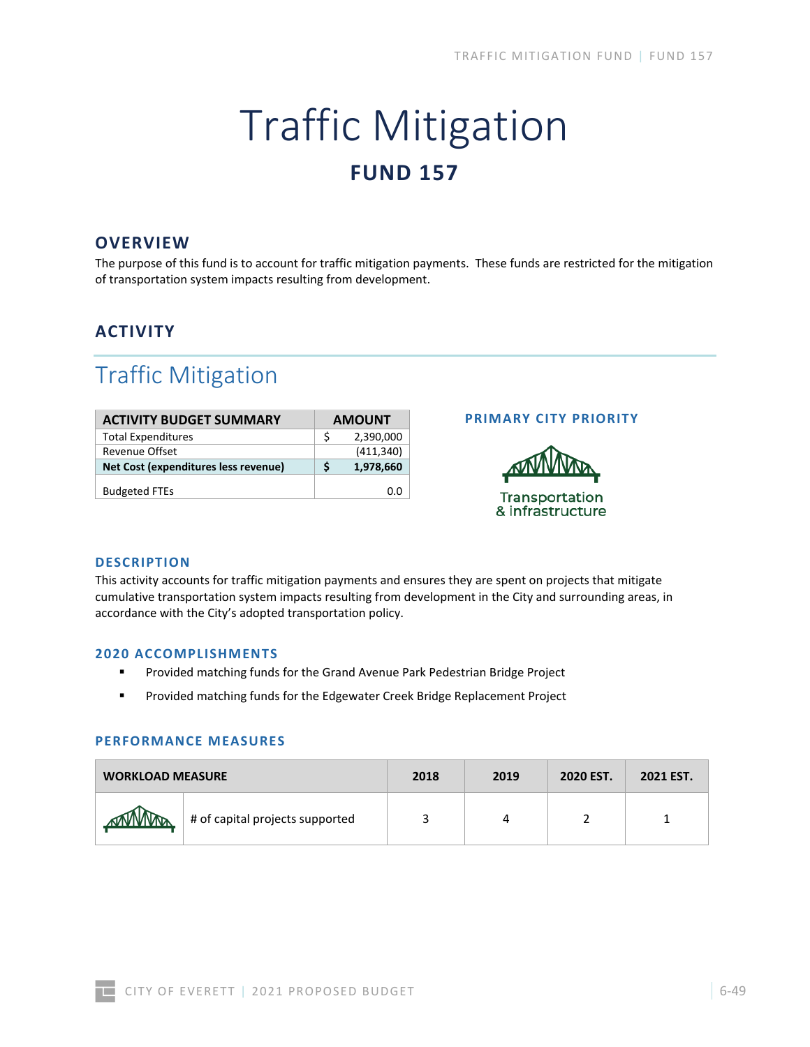# Traffic Mitigation

## FUND 157

### OVERVIEW

The purpose of this fund is to account for traffic mitigation payments. These funds are restricted for the mitigation of transportation system impacts resulting from development.

### ACTIVITY

## Traffic Mitigation

| ACTIVITY BUDGET SUMMARY | AMOUNT |
|---|---|
| Total Expenditures | $ 2,390,000 |
| Revenue Offset | (411,340) |
| **Net Cost (expenditures less revenue)** | **$ 1,978,660** |
| Budgeted FTEs | 0.0 |

**PRIMARY CITY PRIORITY**

Transportation & infrastructure

### DESCRIPTION

This activity accounts for traffic mitigation payments and ensures they are spent on projects that mitigate cumulative transportation system impacts resulting from development in the City and surrounding areas, in accordance with the City's adopted transportation policy.

### 2020 ACCOMPLISHMENTS

- Provided matching funds for the Grand Avenue Park Pedestrian Bridge Project
- Provided matching funds for the Edgewater Creek Bridge Replacement Project

### PERFORMANCE MEASURES

| WORKLOAD MEASURE | 2018 | 2019 | 2020 EST. | 2021 EST. |
|---|---|---|---|---|
| # of capital projects supported | 3 | 4 | 2 | 1 |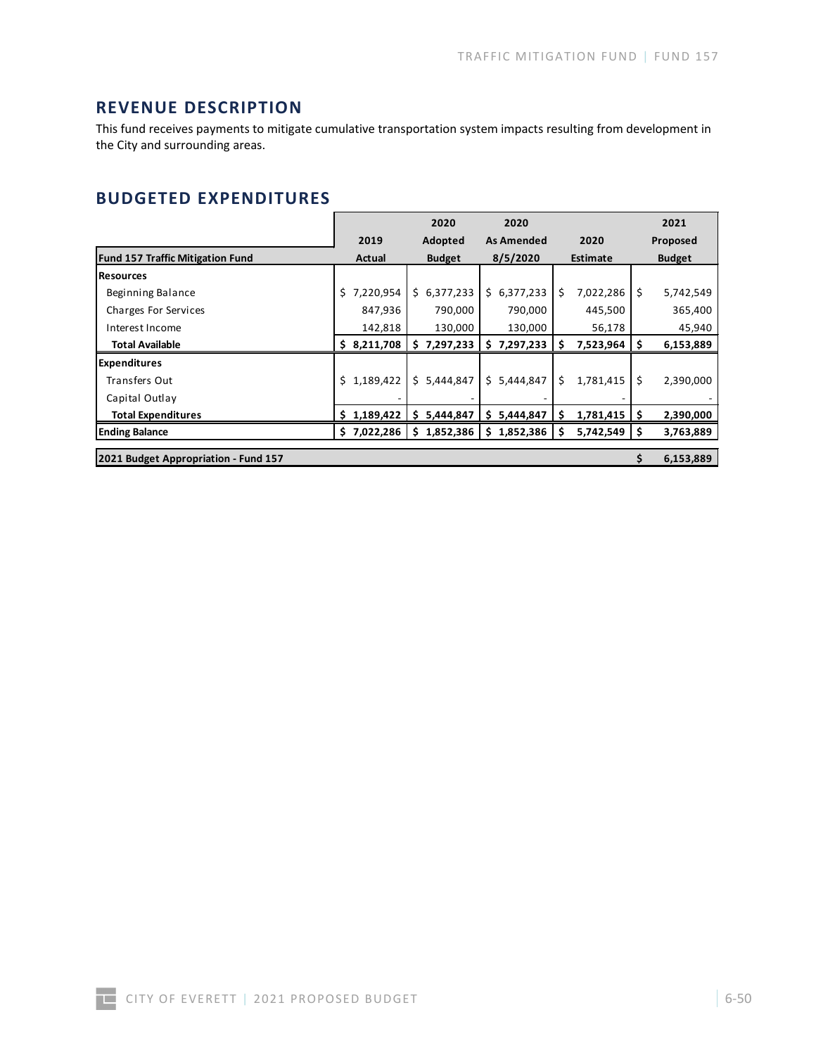## REVENUE DESCRIPTION

This fund receives payments to mitigate cumulative transportation system impacts resulting from development in the City and surrounding areas.

## BUDGETED EXPENDITURES

| Fund 157 Traffic Mitigation Fund | 2019 Actual | 2020 Adopted Budget | 2020 As Amended 8/5/2020 | 2020 Estimate | 2021 Proposed Budget |
|---|---|---|---|---|---|
| **Resources** | | | | | |
| Beginning Balance | $ 7,220,954 | $ 6,377,233 | $ 6,377,233 | $ 7,022,286 | $ 5,742,549 |
| Charges For Services | 847,936 | 790,000 | 790,000 | 445,500 | 365,400 |
| Interest Income | 142,818 | 130,000 | 130,000 | 56,178 | 45,940 |
| **Total Available** | **$ 8,211,708** | **$ 7,297,233** | **$ 7,297,233** | **$ 7,523,964** | **$ 6,153,889** |
| **Expenditures** | | | | | |
| Transfers Out | $ 1,189,422 | $ 5,444,847 | $ 5,444,847 | $ 1,781,415 | $ 2,390,000 |
| Capital Outlay | - | - | - | - | - |
| **Total Expenditures** | **$ 1,189,422** | **$ 5,444,847** | **$ 5,444,847** | **$ 1,781,415** | **$ 2,390,000** |
| **Ending Balance** | **$ 7,022,286** | **$ 1,852,386** | **$ 1,852,386** | **$ 5,742,549** | **$ 3,763,889** |
| | | | | | |
| **2021 Budget Appropriation - Fund 157** | | | | | **$ 6,153,889** |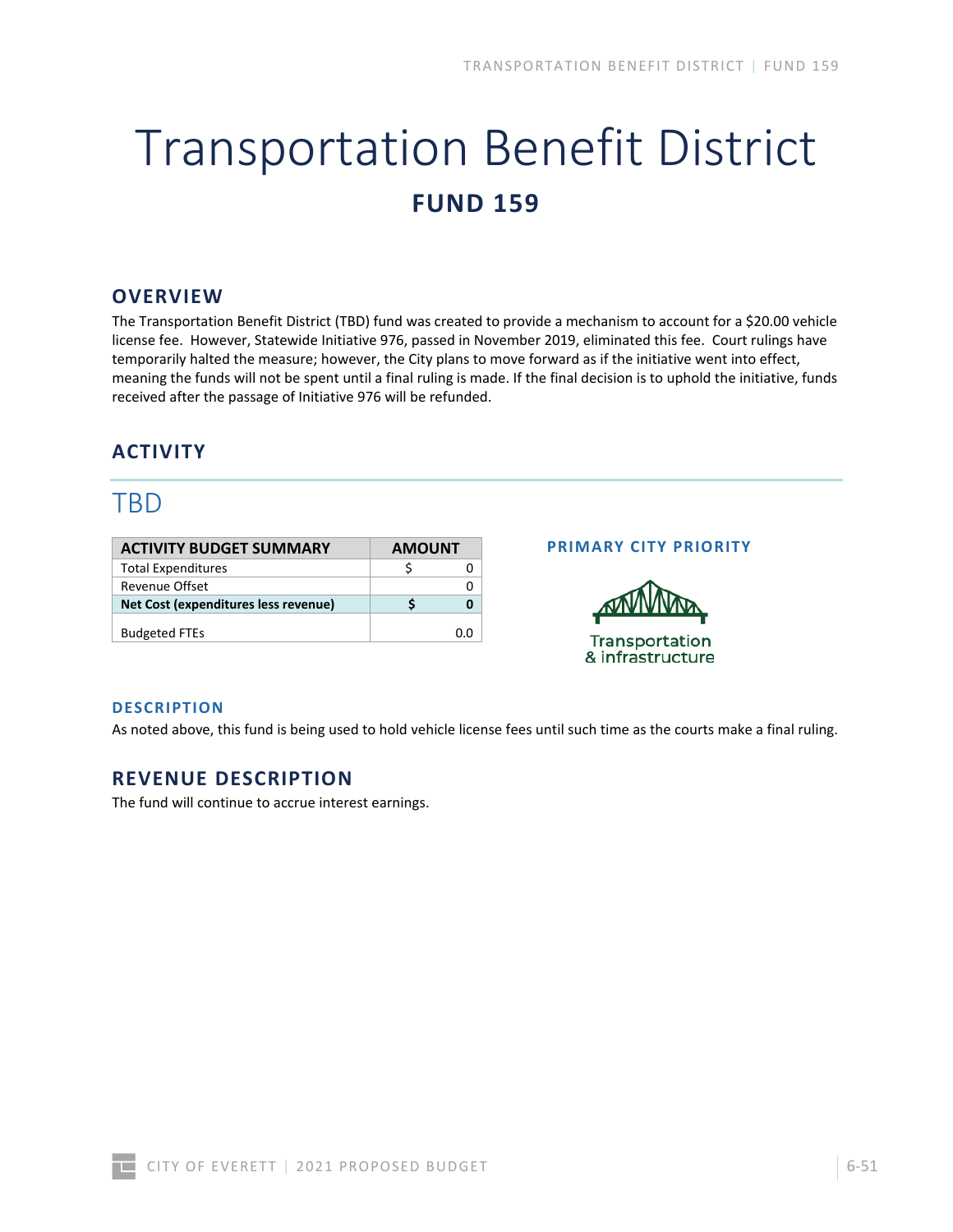# Transportation Benefit District

## FUND 159

## OVERVIEW

The Transportation Benefit District (TBD) fund was created to provide a mechanism to account for a $20.00 vehicle license fee. However, Statewide Initiative 976, passed in November 2019, eliminated this fee. Court rulings have temporarily halted the measure; however, the City plans to move forward as if the initiative went into effect, meaning the funds will not be spent until a final ruling is made. If the final decision is to uphold the initiative, funds received after the passage of Initiative 976 will be refunded.

## ACTIVITY

## TBD

| ACTIVITY BUDGET SUMMARY | AMOUNT |
|---|---|
| Total Expenditures | $ 0 |
| Revenue Offset | 0 |
| **Net Cost (expenditures less revenue)** | **$ 0** |
| Budgeted FTEs | 0.0 |

### PRIMARY CITY PRIORITY

Transportation & infrastructure

### DESCRIPTION

As noted above, this fund is being used to hold vehicle license fees until such time as the courts make a final ruling.

## REVENUE DESCRIPTION

The fund will continue to accrue interest earnings.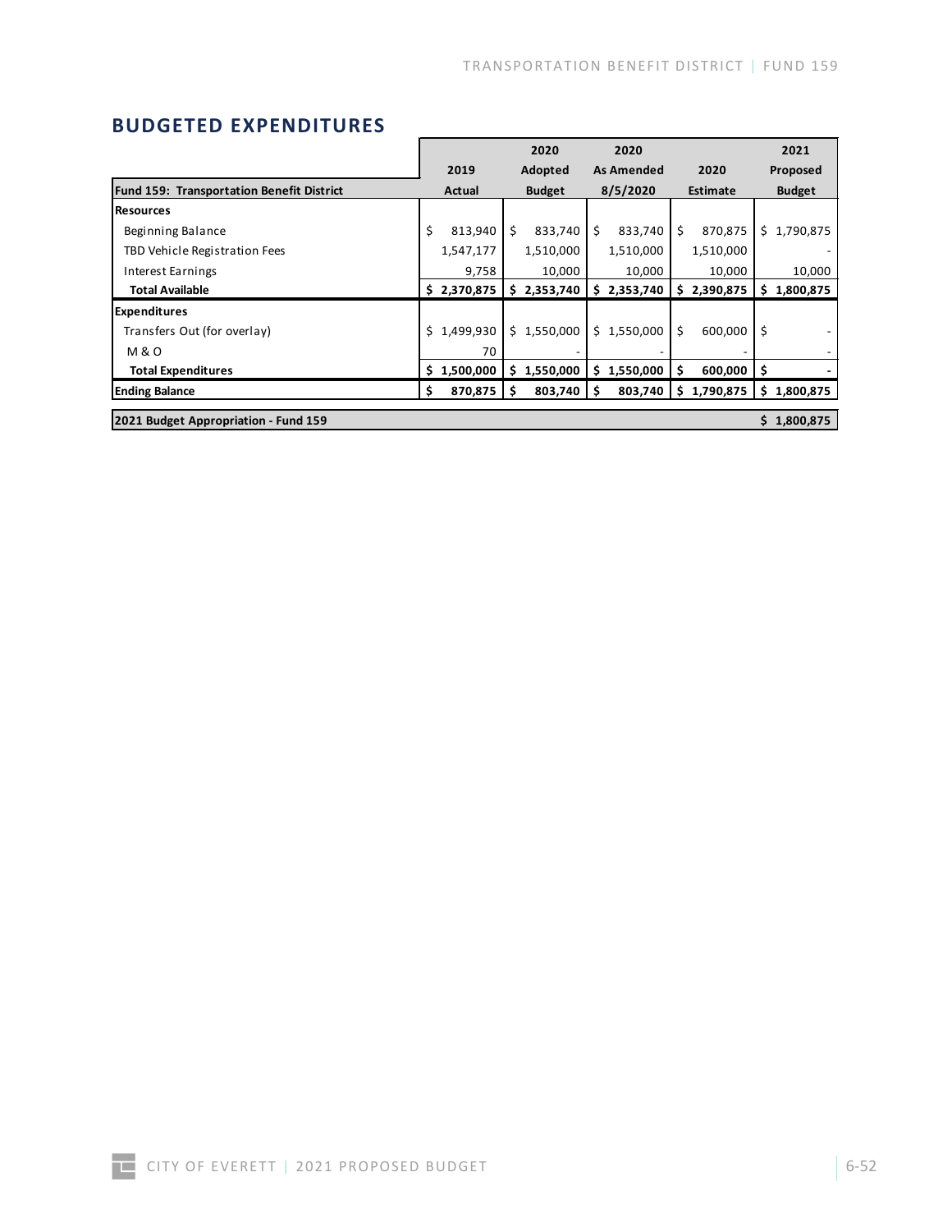## BUDGETED EXPENDITURES

| Fund 159: Transportation Benefit District | 2019 Actual | 2020 Adopted Budget | 2020 As Amended 8/5/2020 | 2020 Estimate | 2021 Proposed Budget |
|---|---|---|---|---|---|
| **Resources** | | | | | |
| Beginning Balance | $ 813,940 | $ 833,740 | $ 833,740 | $ 870,875 | $ 1,790,875 |
| TBD Vehicle Registration Fees | 1,547,177 | 1,510,000 | 1,510,000 | 1,510,000 | - |
| Interest Earnings | 9,758 | 10,000 | 10,000 | 10,000 | 10,000 |
| **Total Available** | **$ 2,370,875** | **$ 2,353,740** | **$ 2,353,740** | **$ 2,390,875** | **$ 1,800,875** |
| **Expenditures** | | | | | |
| Transfers Out (for overlay) | $ 1,499,930 | $ 1,550,000 | $ 1,550,000 | $ 600,000 | $ - |
| M & O | 70 | - | - | - | - |
| **Total Expenditures** | **$ 1,500,000** | **$ 1,550,000** | **$ 1,550,000** | **$ 600,000** | **$ -** |
| **Ending Balance** | **$ 870,875** | **$ 803,740** | **$ 803,740** | **$ 1,790,875** | **$ 1,800,875** |

| **2021 Budget Appropriation - Fund 159** | **$ 1,800,875** |
|---|---|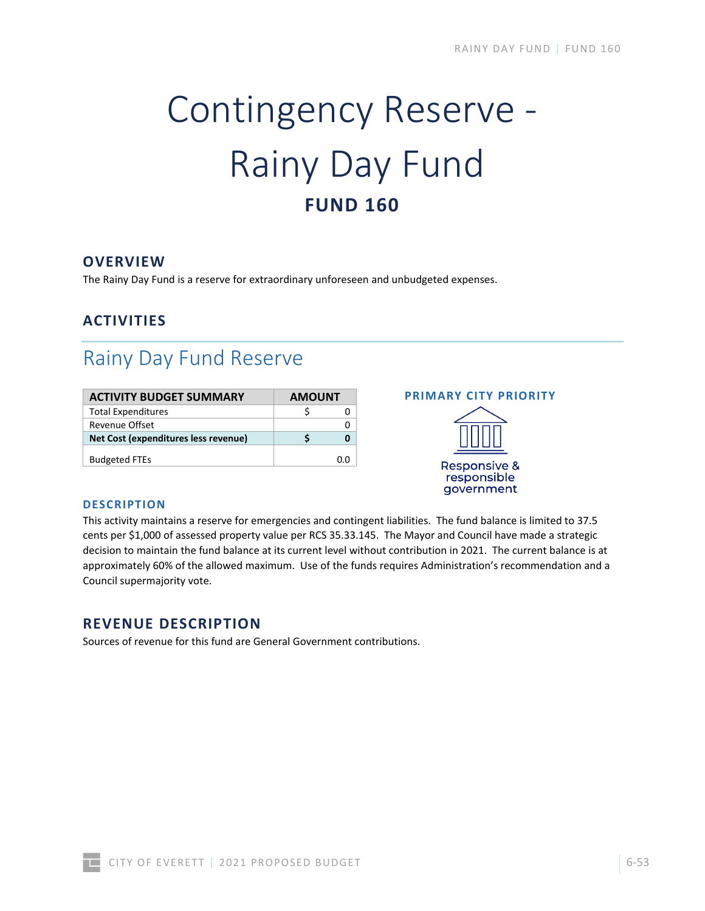# Contingency Reserve - Rainy Day Fund

**FUND 160**

## OVERVIEW

The Rainy Day Fund is a reserve for extraordinary unforeseen and unbudgeted expenses.

## ACTIVITIES

### Rainy Day Fund Reserve

| ACTIVITY BUDGET SUMMARY | AMOUNT |
|---|---|
| Total Expenditures | $ 0 |
| Revenue Offset | 0 |
| **Net Cost (expenditures less revenue)** | **$ 0** |
| Budgeted FTEs | 0.0 |

**PRIMARY CITY PRIORITY**

Responsive & responsible government

#### DESCRIPTION

This activity maintains a reserve for emergencies and contingent liabilities. The fund balance is limited to 37.5 cents per $1,000 of assessed property value per RCS 35.33.145. The Mayor and Council have made a strategic decision to maintain the fund balance at its current level without contribution in 2021. The current balance is at approximately 60% of the allowed maximum. Use of the funds requires Administration's recommendation and a Council supermajority vote.

## REVENUE DESCRIPTION

Sources of revenue for this fund are General Government contributions.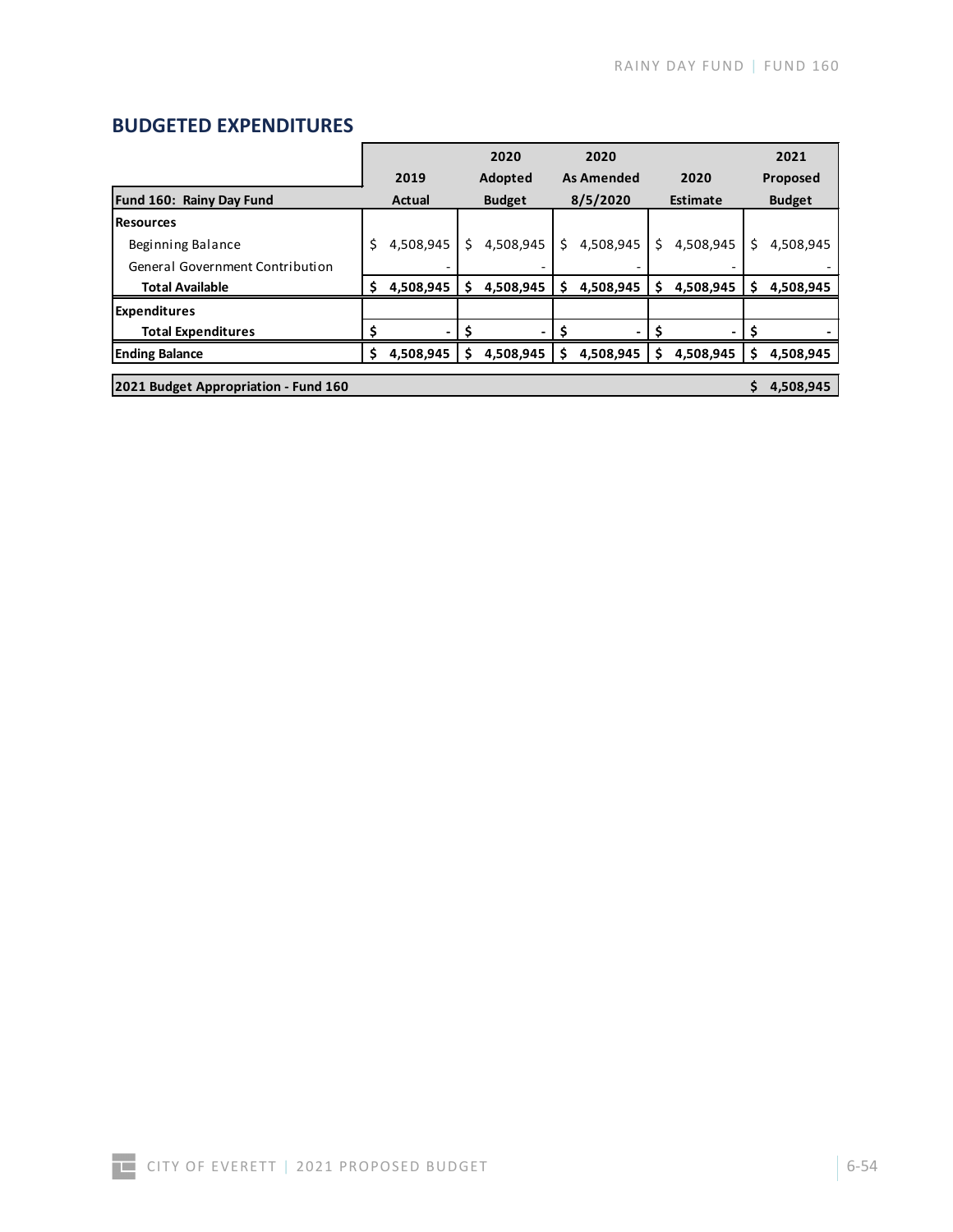## BUDGETED EXPENDITURES

| Fund 160: Rainy Day Fund | 2019 Actual | 2020 Adopted Budget | 2020 As Amended 8/5/2020 | 2020 Estimate | 2021 Proposed Budget |
|---|---|---|---|---|---|
| **Resources** | | | | | |
| Beginning Balance | $ 4,508,945 | $ 4,508,945 | $ 4,508,945 | $ 4,508,945 | $ 4,508,945 |
| General Government Contribution | - | - | - | - | - |
| **Total Available** | **$ 4,508,945** | **$ 4,508,945** | **$ 4,508,945** | **$ 4,508,945** | **$ 4,508,945** |
| **Expenditures** | | | | | |
| **Total Expenditures** | **$ -** | **$ -** | **$ -** | **$ -** | **$ -** |
| **Ending Balance** | **$ 4,508,945** | **$ 4,508,945** | **$ 4,508,945** | **$ 4,508,945** | **$ 4,508,945** |
| | | | | | |
| **2021 Budget Appropriation - Fund 160** | | | | | **$ 4,508,945** |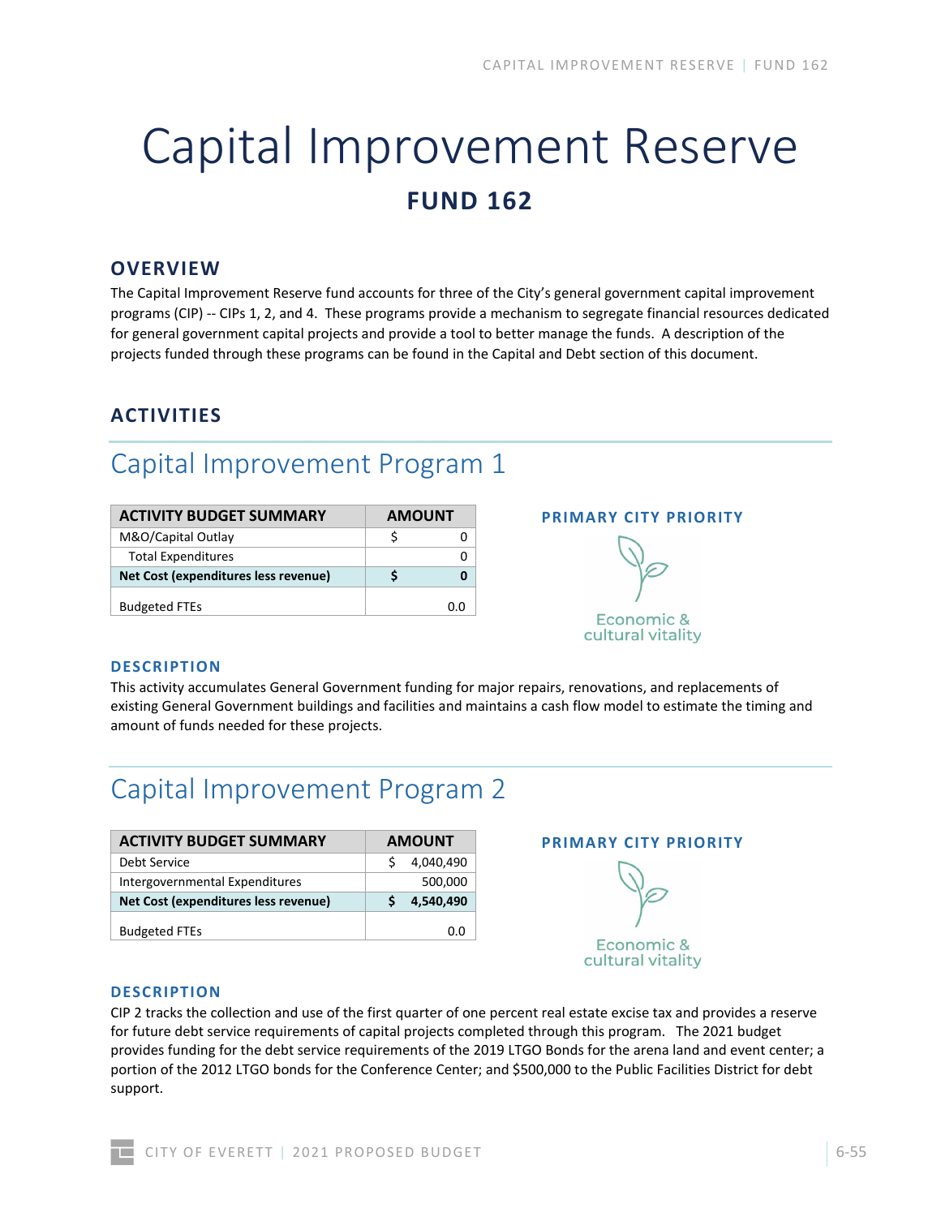# Capital Improvement Reserve

## FUND 162

### OVERVIEW

The Capital Improvement Reserve fund accounts for three of the City's general government capital improvement programs (CIP) -- CIPs 1, 2, and 4. These programs provide a mechanism to segregate financial resources dedicated for general government capital projects and provide a tool to better manage the funds. A description of the projects funded through these programs can be found in the Capital and Debt section of this document.

### ACTIVITIES

## Capital Improvement Program 1

| ACTIVITY BUDGET SUMMARY | AMOUNT |
|---|---|
| M&O/Capital Outlay | $ 0 |
| Total Expenditures | 0 |
| **Net Cost (expenditures less revenue)** | **$ 0** |
| Budgeted FTEs | 0.0 |

**PRIMARY CITY PRIORITY**

Economic & cultural vitality

**DESCRIPTION**

This activity accumulates General Government funding for major repairs, renovations, and replacements of existing General Government buildings and facilities and maintains a cash flow model to estimate the timing and amount of funds needed for these projects.

## Capital Improvement Program 2

| ACTIVITY BUDGET SUMMARY | AMOUNT |
|---|---|
| Debt Service | $ 4,040,490 |
| Intergovernmental Expenditures | 500,000 |
| **Net Cost (expenditures less revenue)** | **$ 4,540,490** |
| Budgeted FTEs | 0.0 |

**PRIMARY CITY PRIORITY**

Economic & cultural vitality

**DESCRIPTION**

CIP 2 tracks the collection and use of the first quarter of one percent real estate excise tax and provides a reserve for future debt service requirements of capital projects completed through this program. The 2021 budget provides funding for the debt service requirements of the 2019 LTGO Bonds for the arena land and event center; a portion of the 2012 LTGO bonds for the Conference Center; and $500,000 to the Public Facilities District for debt support.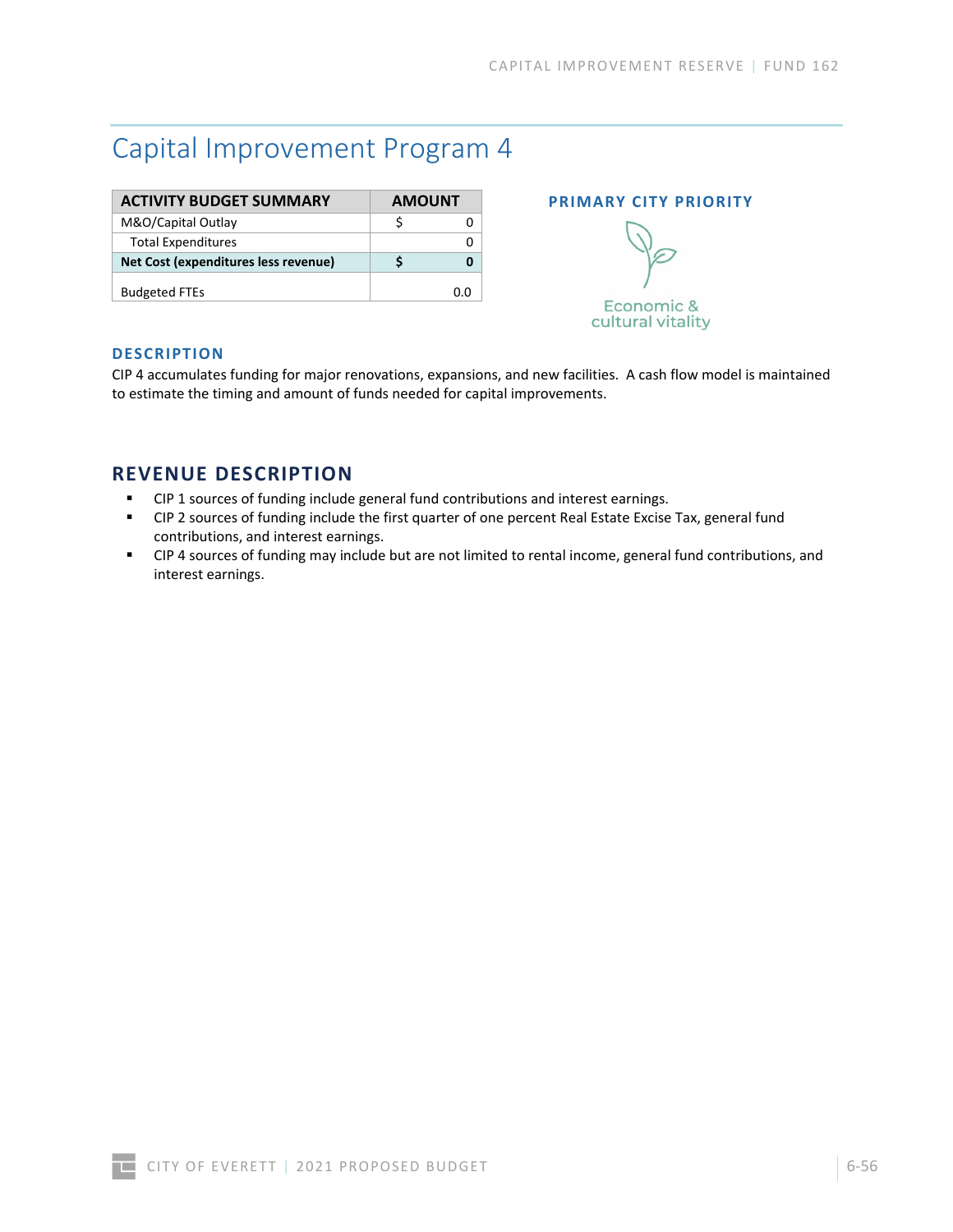# Capital Improvement Program 4

| ACTIVITY BUDGET SUMMARY | AMOUNT |
|---|---|
| M&O/Capital Outlay | $ 0 |
| Total Expenditures | 0 |
| **Net Cost (expenditures less revenue)** | **$ 0** |
| Budgeted FTEs | 0.0 |

**PRIMARY CITY PRIORITY**

Economic & cultural vitality

## DESCRIPTION

CIP 4 accumulates funding for major renovations, expansions, and new facilities. A cash flow model is maintained to estimate the timing and amount of funds needed for capital improvements.

## REVENUE DESCRIPTION

- CIP 1 sources of funding include general fund contributions and interest earnings.
- CIP 2 sources of funding include the first quarter of one percent Real Estate Excise Tax, general fund contributions, and interest earnings.
- CIP 4 sources of funding may include but are not limited to rental income, general fund contributions, and interest earnings.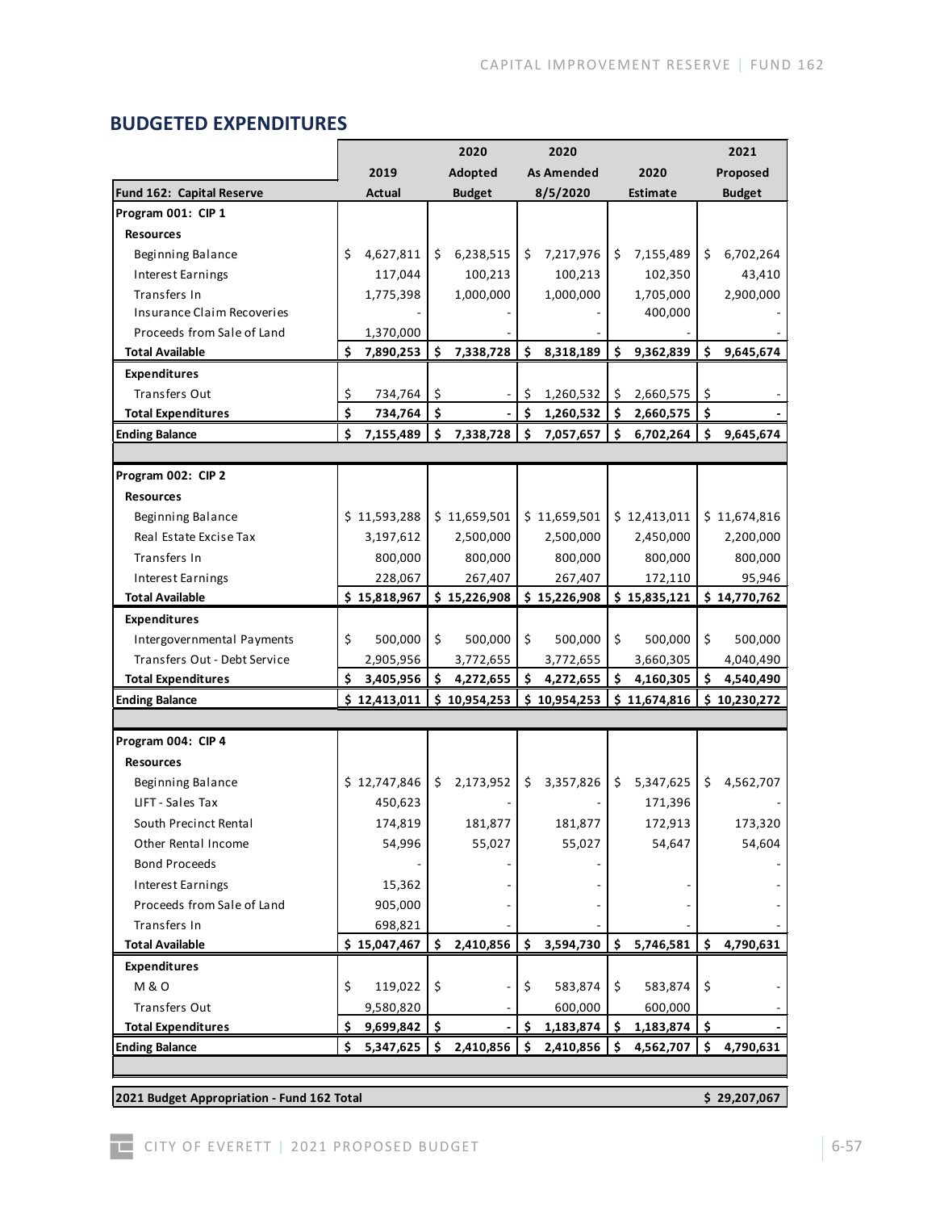## BUDGETED EXPENDITURES

| Fund 162: Capital Reserve | 2019 Actual | 2020 Adopted Budget | 2020 As Amended 8/5/2020 | 2020 Estimate | 2021 Proposed Budget |
|---|---|---|---|---|---|
| **Program 001: CIP 1** | | | | | |
| **Resources** | | | | | |
| Beginning Balance | $ 4,627,811 | $ 6,238,515 | $ 7,217,976 | $ 7,155,489 | $ 6,702,264 |
| Interest Earnings | 117,044 | 100,213 | 100,213 | 102,350 | 43,410 |
| Transfers In | 1,775,398 | 1,000,000 | 1,000,000 | 1,705,000 | 2,900,000 |
| Insurance Claim Recoveries | - | - | - | 400,000 | - |
| Proceeds from Sale of Land | 1,370,000 | - | - | - | - |
| **Total Available** | **$ 7,890,253** | **$ 7,338,728** | **$ 8,318,189** | **$ 9,362,839** | **$ 9,645,674** |
| **Expenditures** | | | | | |
| Transfers Out | $ 734,764 | $ - | $ 1,260,532 | $ 2,660,575 | $ - |
| **Total Expenditures** | **$ 734,764** | **$ -** | **$ 1,260,532** | **$ 2,660,575** | **$ -** |
| **Ending Balance** | **$ 7,155,489** | **$ 7,338,728** | **$ 7,057,657** | **$ 6,702,264** | **$ 9,645,674** |
| | | | | | |
| **Program 002: CIP 2** | | | | | |
| **Resources** | | | | | |
| Beginning Balance | $ 11,593,288 | $ 11,659,501 | $ 11,659,501 | $ 12,413,011 | $ 11,674,816 |
| Real Estate Excise Tax | 3,197,612 | 2,500,000 | 2,500,000 | 2,450,000 | 2,200,000 |
| Transfers In | 800,000 | 800,000 | 800,000 | 800,000 | 800,000 |
| Interest Earnings | 228,067 | 267,407 | 267,407 | 172,110 | 95,946 |
| **Total Available** | **$ 15,818,967** | **$ 15,226,908** | **$ 15,226,908** | **$ 15,835,121** | **$ 14,770,762** |
| **Expenditures** | | | | | |
| Intergovernmental Payments | $ 500,000 | $ 500,000 | $ 500,000 | $ 500,000 | $ 500,000 |
| Transfers Out - Debt Service | 2,905,956 | 3,772,655 | 3,772,655 | 3,660,305 | 4,040,490 |
| **Total Expenditures** | **$ 3,405,956** | **$ 4,272,655** | **$ 4,272,655** | **$ 4,160,305** | **$ 4,540,490** |
| **Ending Balance** | **$ 12,413,011** | **$ 10,954,253** | **$ 10,954,253** | **$ 11,674,816** | **$ 10,230,272** |
| | | | | | |
| **Program 004: CIP 4** | | | | | |
| **Resources** | | | | | |
| Beginning Balance | $ 12,747,846 | $ 2,173,952 | $ 3,357,826 | $ 5,347,625 | $ 4,562,707 |
| LIFT - Sales Tax | 450,623 | - | - | 171,396 | - |
| South Precinct Rental | 174,819 | 181,877 | 181,877 | 172,913 | 173,320 |
| Other Rental Income | 54,996 | 55,027 | 55,027 | 54,647 | 54,604 |
| Bond Proceeds | - | - | - | - | - |
| Interest Earnings | 15,362 | - | - | - | - |
| Proceeds from Sale of Land | 905,000 | - | - | - | - |
| Transfers In | 698,821 | - | - | - | - |
| **Total Available** | **$ 15,047,467** | **$ 2,410,856** | **$ 3,594,730** | **$ 5,746,581** | **$ 4,790,631** |
| **Expenditures** | | | | | |
| M & O | $ 119,022 | $ - | $ 583,874 | $ 583,874 | $ - |
| Transfers Out | 9,580,820 | - | 600,000 | 600,000 | - |
| **Total Expenditures** | **$ 9,699,842** | **$ -** | **$ 1,183,874** | **$ 1,183,874** | **$ -** |
| **Ending Balance** | **$ 5,347,625** | **$ 2,410,856** | **$ 2,410,856** | **$ 4,562,707** | **$ 4,790,631** |
| | | | | | |
| **2021 Budget Appropriation - Fund 162 Total** | | | | | **$ 29,207,067** |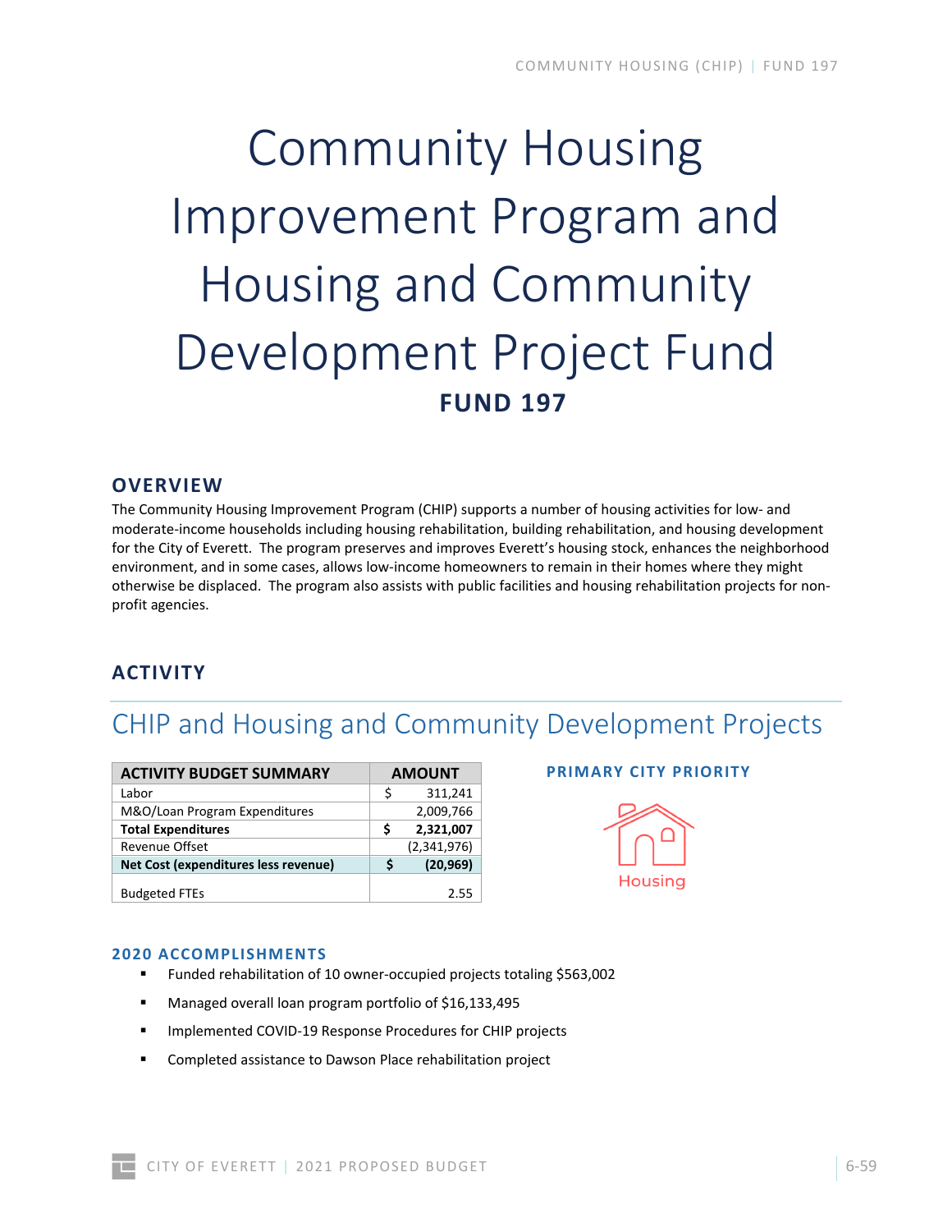# Community Housing Improvement Program and Housing and Community Development Project Fund

**FUND 197**

## OVERVIEW

The Community Housing Improvement Program (CHIP) supports a number of housing activities for low- and moderate-income households including housing rehabilitation, building rehabilitation, and housing development for the City of Everett. The program preserves and improves Everett's housing stock, enhances the neighborhood environment, and in some cases, allows low-income homeowners to remain in their homes where they might otherwise be displaced. The program also assists with public facilities and housing rehabilitation projects for non-profit agencies.

## ACTIVITY

### CHIP and Housing and Community Development Projects

| ACTIVITY BUDGET SUMMARY | AMOUNT |
|---|---|
| Labor | $ 311,241 |
| M&O/Loan Program Expenditures | 2,009,766 |
| **Total Expenditures** | **$ 2,321,007** |
| Revenue Offset | (2,341,976) |
| **Net Cost (expenditures less revenue)** | **$ (20,969)** |
| Budgeted FTEs | 2.55 |

**PRIMARY CITY PRIORITY**

Housing

#### 2020 ACCOMPLISHMENTS

- Funded rehabilitation of 10 owner-occupied projects totaling $563,002
- Managed overall loan program portfolio of $16,133,495
- Implemented COVID-19 Response Procedures for CHIP projects
- Completed assistance to Dawson Place rehabilitation project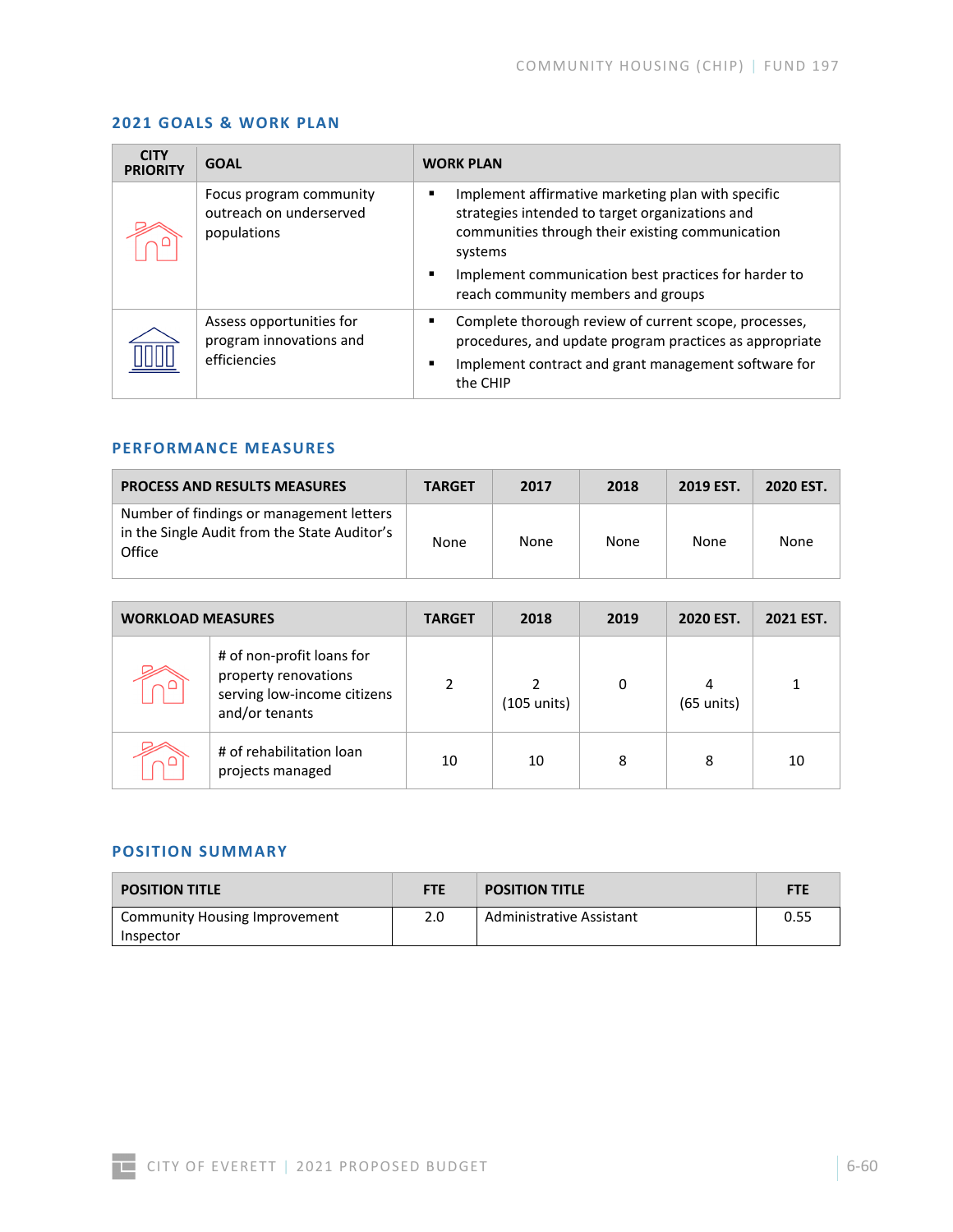## 2021 GOALS & WORK PLAN

| CITY PRIORITY | GOAL | WORK PLAN |
|---|---|---|
| | Focus program community outreach on underserved populations | ▪ Implement affirmative marketing plan with specific strategies intended to target organizations and communities through their existing communication systems<br>▪ Implement communication best practices for harder to reach community members and groups |
| | Assess opportunities for program innovations and efficiencies | ▪ Complete thorough review of current scope, processes, procedures, and update program practices as appropriate<br>▪ Implement contract and grant management software for the CHIP |

## PERFORMANCE MEASURES

| PROCESS AND RESULTS MEASURES | TARGET | 2017 | 2018 | 2019 EST. | 2020 EST. |
|---|---|---|---|---|---|
| Number of findings or management letters in the Single Audit from the State Auditor's Office | None | None | None | None | None |

| WORKLOAD MEASURES | | TARGET | 2018 | 2019 | 2020 EST. | 2021 EST. |
|---|---|---|---|---|---|---|
| | # of non-profit loans for property renovations serving low-income citizens and/or tenants | 2 | 2 (105 units) | 0 | 4 (65 units) | 1 |
| | # of rehabilitation loan projects managed | 10 | 10 | 8 | 8 | 10 |

## POSITION SUMMARY

| POSITION TITLE | FTE | POSITION TITLE | FTE |
|---|---|---|---|
| Community Housing Improvement Inspector | 2.0 | Administrative Assistant | 0.55 |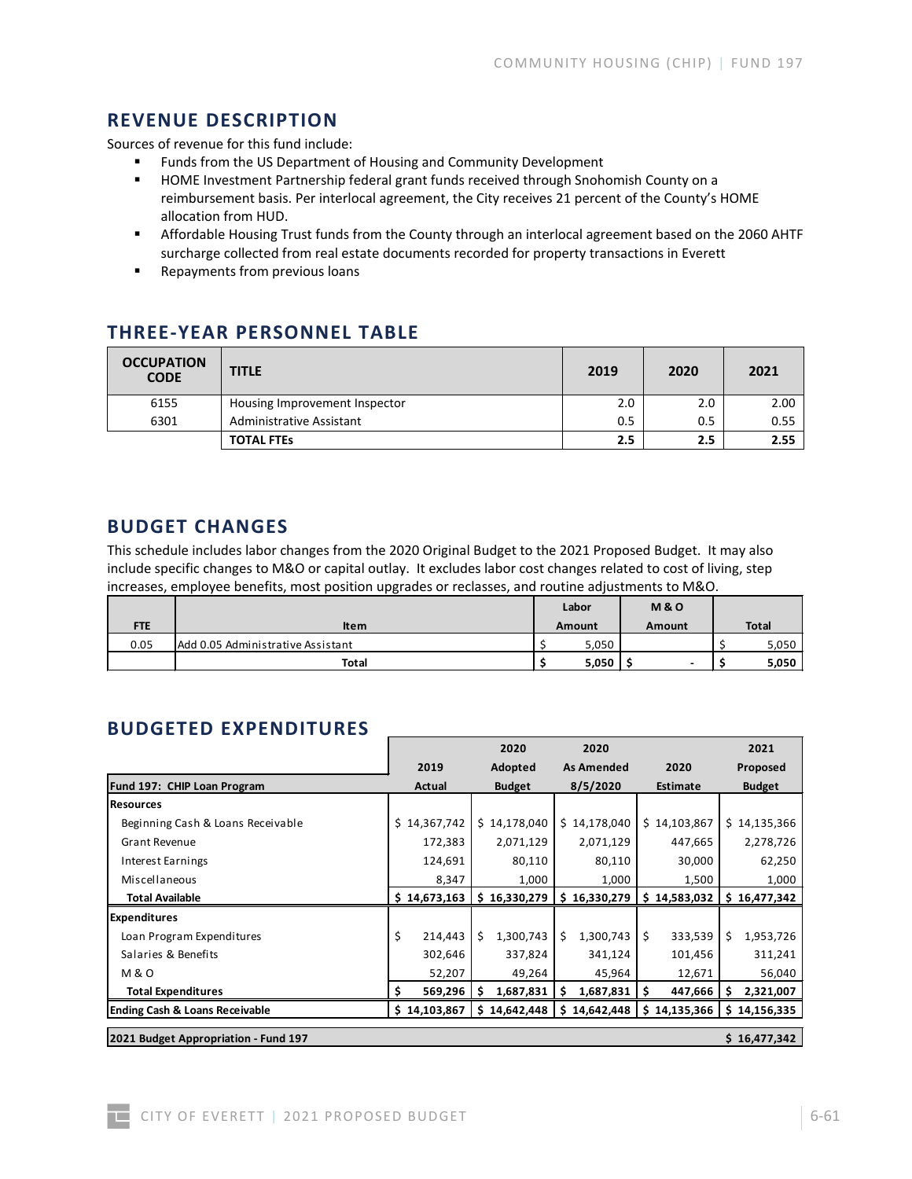## REVENUE DESCRIPTION

Sources of revenue for this fund include:

- Funds from the US Department of Housing and Community Development
- HOME Investment Partnership federal grant funds received through Snohomish County on a reimbursement basis. Per interlocal agreement, the City receives 21 percent of the County's HOME allocation from HUD.
- Affordable Housing Trust funds from the County through an interlocal agreement based on the 2060 AHTF surcharge collected from real estate documents recorded for property transactions in Everett
- Repayments from previous loans

## THREE-YEAR PERSONNEL TABLE

| OCCUPATION CODE | TITLE | 2019 | 2020 | 2021 |
|---|---|---|---|---|
| 6155 | Housing Improvement Inspector | 2.0 | 2.0 | 2.00 |
| 6301 | Administrative Assistant | 0.5 | 0.5 | 0.55 |
| | **TOTAL FTEs** | **2.5** | **2.5** | **2.55** |

## BUDGET CHANGES

This schedule includes labor changes from the 2020 Original Budget to the 2021 Proposed Budget. It may also include specific changes to M&O or capital outlay. It excludes labor cost changes related to cost of living, step increases, employee benefits, most position upgrades or reclasses, and routine adjustments to M&O.

| FTE | Item | Labor Amount | M & O Amount | Total |
|---|---|---|---|---|
| 0.05 | Add 0.05 Administrative Assistant | $ 5,050 | | $ 5,050 |
| | **Total** | **$ 5,050** | **$ -** | **$ 5,050** |

## BUDGETED EXPENDITURES

| Fund 197: CHIP Loan Program | 2019 Actual | 2020 Adopted Budget | 2020 As Amended 8/5/2020 | 2020 Estimate | 2021 Proposed Budget |
|---|---|---|---|---|---|
| **Resources** | | | | | |
| Beginning Cash & Loans Receivable | $ 14,367,742 | $ 14,178,040 | $ 14,178,040 | $ 14,103,867 | $ 14,135,366 |
| Grant Revenue | 172,383 | 2,071,129 | 2,071,129 | 447,665 | 2,278,726 |
| Interest Earnings | 124,691 | 80,110 | 80,110 | 30,000 | 62,250 |
| Miscellaneous | 8,347 | 1,000 | 1,000 | 1,500 | 1,000 |
| **Total Available** | **$ 14,673,163** | **$ 16,330,279** | **$ 16,330,279** | **$ 14,583,032** | **$ 16,477,342** |
| **Expenditures** | | | | | |
| Loan Program Expenditures | $ 214,443 | $ 1,300,743 | $ 1,300,743 | $ 333,539 | $ 1,953,726 |
| Salaries & Benefits | 302,646 | 337,824 | 341,124 | 101,456 | 311,241 |
| M & O | 52,207 | 49,264 | 45,964 | 12,671 | 56,040 |
| **Total Expenditures** | **$ 569,296** | **$ 1,687,831** | **$ 1,687,831** | **$ 447,666** | **$ 2,321,007** |
| **Ending Cash & Loans Receivable** | **$ 14,103,867** | **$ 14,642,448** | **$ 14,642,448** | **$ 14,135,366** | **$ 14,156,335** |
| **2021 Budget Appropriation - Fund 197** | | | | | **$ 16,477,342** |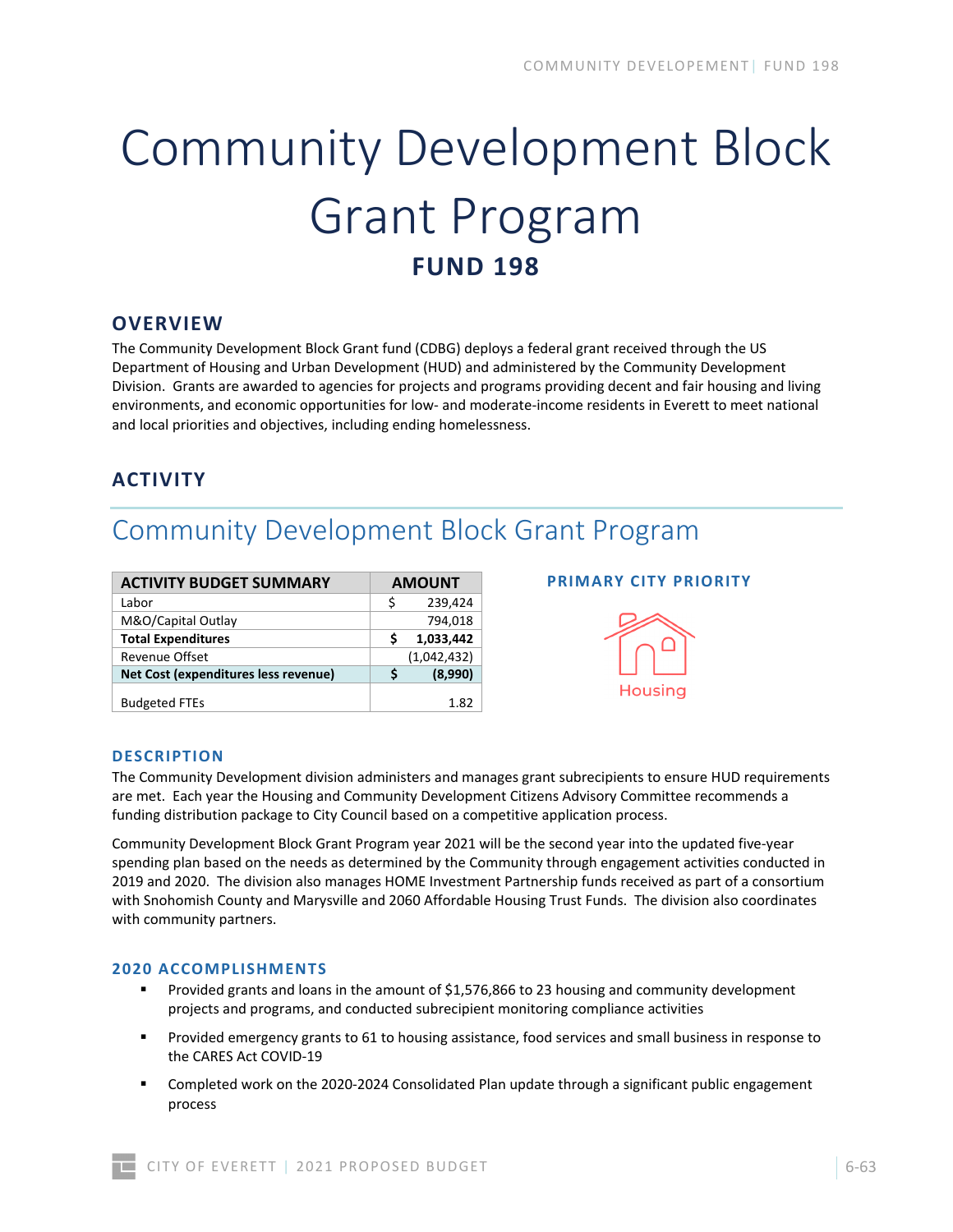# Community Development Block Grant Program

## FUND 198

### OVERVIEW

The Community Development Block Grant fund (CDBG) deploys a federal grant received through the US Department of Housing and Urban Development (HUD) and administered by the Community Development Division. Grants are awarded to agencies for projects and programs providing decent and fair housing and living environments, and economic opportunities for low- and moderate-income residents in Everett to meet national and local priorities and objectives, including ending homelessness.

### ACTIVITY

## Community Development Block Grant Program

| ACTIVITY BUDGET SUMMARY | AMOUNT |
|---|---|
| Labor | $ 239,424 |
| M&O/Capital Outlay | 794,018 |
| **Total Expenditures** | **$ 1,033,442** |
| Revenue Offset | (1,042,432) |
| **Net Cost (expenditures less revenue)** | **$ (8,990)** |
| Budgeted FTEs | 1.82 |

**PRIMARY CITY PRIORITY**

Housing

#### DESCRIPTION

The Community Development division administers and manages grant subrecipients to ensure HUD requirements are met. Each year the Housing and Community Development Citizens Advisory Committee recommends a funding distribution package to City Council based on a competitive application process.

Community Development Block Grant Program year 2021 will be the second year into the updated five-year spending plan based on the needs as determined by the Community through engagement activities conducted in 2019 and 2020. The division also manages HOME Investment Partnership funds received as part of a consortium with Snohomish County and Marysville and 2060 Affordable Housing Trust Funds. The division also coordinates with community partners.

#### 2020 ACCOMPLISHMENTS

- Provided grants and loans in the amount of $1,576,866 to 23 housing and community development projects and programs, and conducted subrecipient monitoring compliance activities
- Provided emergency grants to 61 to housing assistance, food services and small business in response to the CARES Act COVID-19
- Completed work on the 2020-2024 Consolidated Plan update through a significant public engagement process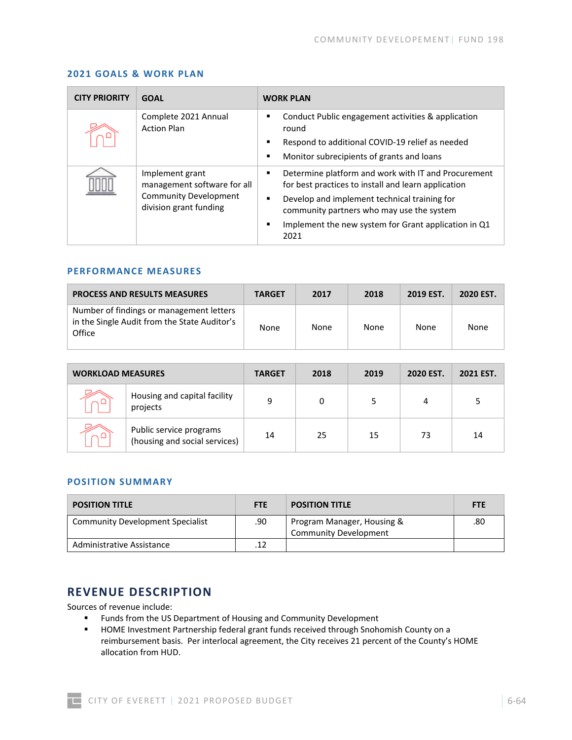## 2021 GOALS & WORK PLAN

| CITY PRIORITY | GOAL | WORK PLAN |
|---|---|---|
| | Complete 2021 Annual Action Plan | ▪ Conduct Public engagement activities & application round<br>▪ Respond to additional COVID-19 relief as needed<br>▪ Monitor subrecipients of grants and loans |
| | Implement grant management software for all Community Development division grant funding | ▪ Determine platform and work with IT and Procurement for best practices to install and learn application<br>▪ Develop and implement technical training for community partners who may use the system<br>▪ Implement the new system for Grant application in Q1 2021 |

## PERFORMANCE MEASURES

| PROCESS AND RESULTS MEASURES | TARGET | 2017 | 2018 | 2019 EST. | 2020 EST. |
|---|---|---|---|---|---|
| Number of findings or management letters in the Single Audit from the State Auditor's Office | None | None | None | None | None |

| WORKLOAD MEASURES | | TARGET | 2018 | 2019 | 2020 EST. | 2021 EST. |
|---|---|---|---|---|---|---|
| | Housing and capital facility projects | 9 | 0 | 5 | 4 | 5 |
| | Public service programs (housing and social services) | 14 | 25 | 15 | 73 | 14 |

## POSITION SUMMARY

| POSITION TITLE | FTE | POSITION TITLE | FTE |
|---|---|---|---|
| Community Development Specialist | .90 | Program Manager, Housing & Community Development | .80 |
| Administrative Assistance | .12 | | |

# REVENUE DESCRIPTION

Sources of revenue include:

- Funds from the US Department of Housing and Community Development
- HOME Investment Partnership federal grant funds received through Snohomish County on a reimbursement basis. Per interlocal agreement, the City receives 21 percent of the County's HOME allocation from HUD.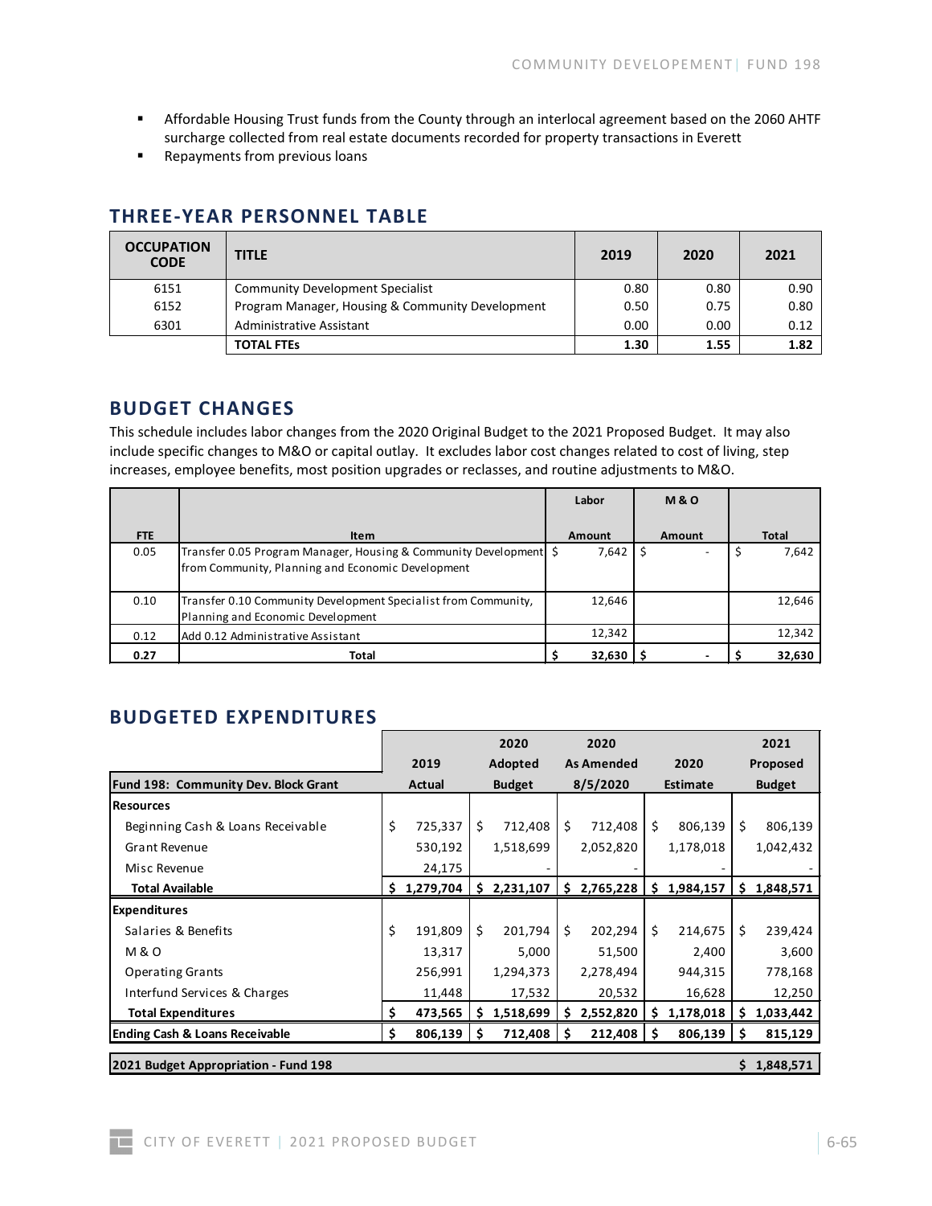- Affordable Housing Trust funds from the County through an interlocal agreement based on the 2060 AHTF surcharge collected from real estate documents recorded for property transactions in Everett
- Repayments from previous loans

## THREE-YEAR PERSONNEL TABLE

| OCCUPATION CODE | TITLE | 2019 | 2020 | 2021 |
|---|---|---|---|---|
| 6151 | Community Development Specialist | 0.80 | 0.80 | 0.90 |
| 6152 | Program Manager, Housing & Community Development | 0.50 | 0.75 | 0.80 |
| 6301 | Administrative Assistant | 0.00 | 0.00 | 0.12 |
| | **TOTAL FTEs** | **1.30** | **1.55** | **1.82** |

## BUDGET CHANGES

This schedule includes labor changes from the 2020 Original Budget to the 2021 Proposed Budget. It may also include specific changes to M&O or capital outlay. It excludes labor cost changes related to cost of living, step increases, employee benefits, most position upgrades or reclasses, and routine adjustments to M&O.

| FTE | Item | Labor Amount | M & O Amount | Total |
|---|---|---|---|---|
| 0.05 | Transfer 0.05 Program Manager, Housing & Community Development from Community, Planning and Economic Development | $ 7,642 | $ - | $ 7,642 |
| 0.10 | Transfer 0.10 Community Development Specialist from Community, Planning and Economic Development | 12,646 | | 12,646 |
| 0.12 | Add 0.12 Administrative Assistant | 12,342 | | 12,342 |
| **0.27** | **Total** | **$ 32,630** | **$ -** | **$ 32,630** |

## BUDGETED EXPENDITURES

| Fund 198: Community Dev. Block Grant | 2019 Actual | 2020 Adopted Budget | 2020 As Amended 8/5/2020 | 2020 Estimate | 2021 Proposed Budget |
|---|---|---|---|---|---|
| **Resources** | | | | | |
| Beginning Cash & Loans Receivable | $ 725,337 | $ 712,408 | $ 712,408 | $ 806,139 | $ 806,139 |
| Grant Revenue | 530,192 | 1,518,699 | 2,052,820 | 1,178,018 | 1,042,432 |
| Misc Revenue | 24,175 | - | - | - | - |
| **Total Available** | **$ 1,279,704** | **$ 2,231,107** | **$ 2,765,228** | **$ 1,984,157** | **$ 1,848,571** |
| **Expenditures** | | | | | |
| Salaries & Benefits | $ 191,809 | $ 201,794 | $ 202,294 | $ 214,675 | $ 239,424 |
| M & O | 13,317 | 5,000 | 51,500 | 2,400 | 3,600 |
| Operating Grants | 256,991 | 1,294,373 | 2,278,494 | 944,315 | 778,168 |
| Interfund Services & Charges | 11,448 | 17,532 | 20,532 | 16,628 | 12,250 |
| **Total Expenditures** | **$ 473,565** | **$ 1,518,699** | **$ 2,552,820** | **$ 1,178,018** | **$ 1,033,442** |
| **Ending Cash & Loans Receivable** | **$ 806,139** | **$ 712,408** | **$ 212,408** | **$ 806,139** | **$ 815,129** |
| **2021 Budget Appropriation - Fund 198** | | | | | **$ 1,848,571** |